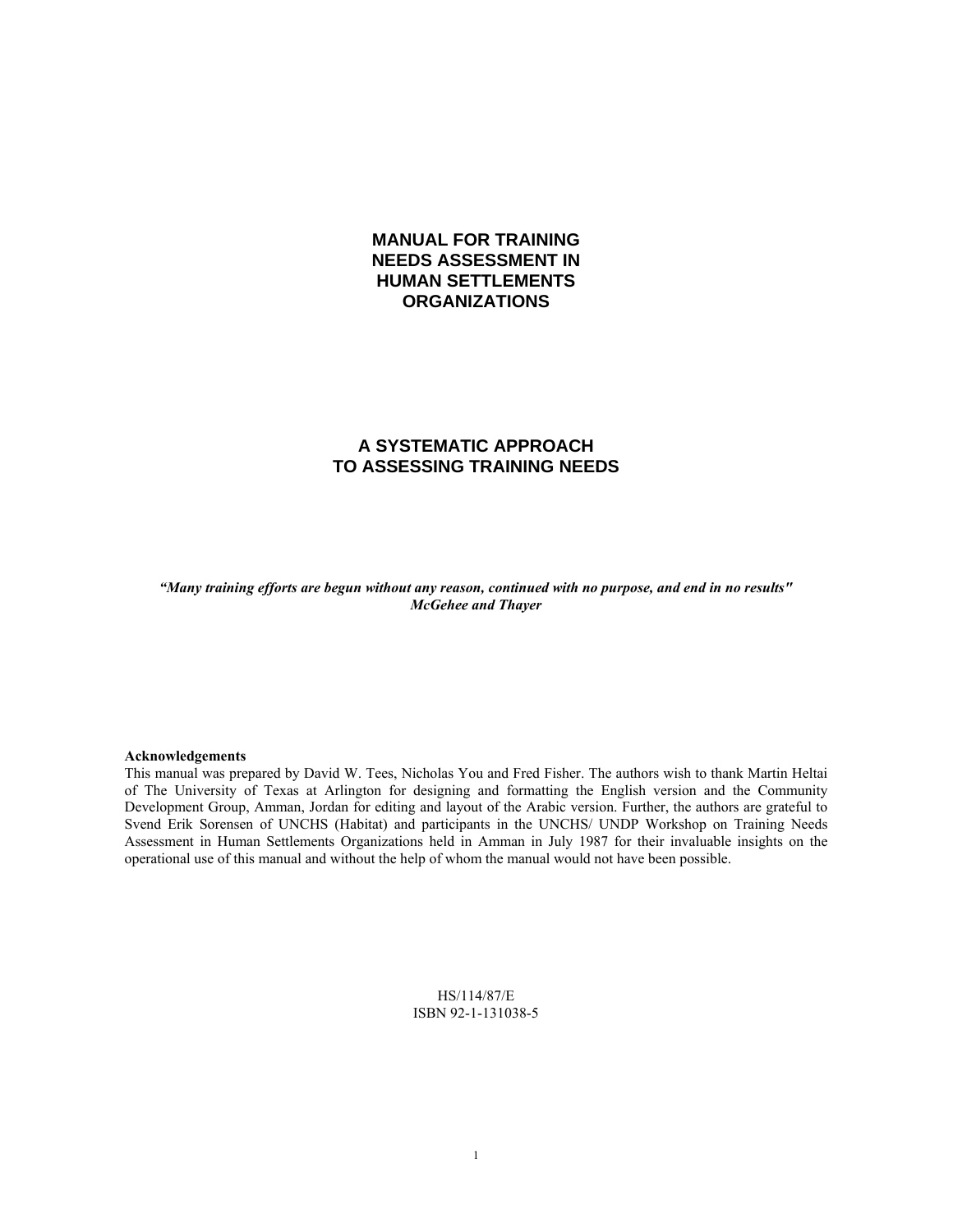# MANUAL FOR TRAINING NEEDS ASSESSMENT IN HUMAN SETTLEMENTS ORGANIZATIONS

## A SYSTEMATIC APPROACH TO ASSESSING TRAINING NEEDS

***"Many training efforts are begun without any reason, continued with no purpose, and end in no results"***
***McGehee and Thayer***

**Acknowledgements**
This manual was prepared by David W. Tees, Nicholas You and Fred Fisher. The authors wish to thank Martin Heltai of The University of Texas at Arlington for designing and formatting the English version and the Community Development Group, Amman, Jordan for editing and layout of the Arabic version. Further, the authors are grateful to Svend Erik Sorensen of UNCHS (Habitat) and participants in the UNCHS/ UNDP Workshop on Training Needs Assessment in Human Settlements Organizations held in Amman in July 1987 for their invaluable insights on the operational use of this manual and without the help of whom the manual would not have been possible.

HS/114/87/E
ISBN 92-1-131038-5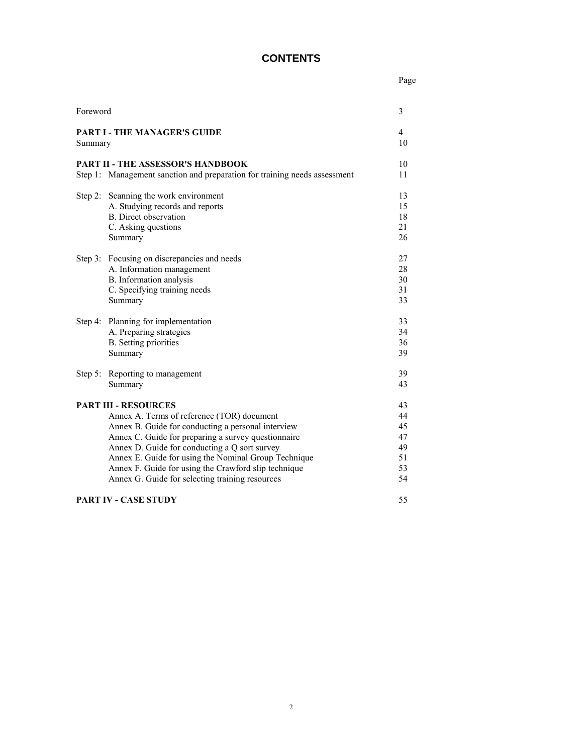# CONTENTS

| | Page |
|---|---|
| Foreword | 3 |
| **PART I - THE MANAGER'S GUIDE** | 4 |
| Summary | 10 |
| **PART II - THE ASSESSOR'S HANDBOOK** | 10 |
| Step 1: Management sanction and preparation for training needs assessment | 11 |
| Step 2: Scanning the work environment | 13 |
| A. Studying records and reports | 15 |
| B. Direct observation | 18 |
| C. Asking questions | 21 |
| Summary | 26 |
| Step 3: Focusing on discrepancies and needs | 27 |
| A. Information management | 28 |
| B. Information analysis | 30 |
| C. Specifying training needs | 31 |
| Summary | 33 |
| Step 4: Planning for implementation | 33 |
| A. Preparing strategies | 34 |
| B. Setting priorities | 36 |
| Summary | 39 |
| Step 5: Reporting to management | 39 |
| Summary | 43 |
| **PART III - RESOURCES** | 43 |
| Annex A. Terms of reference (TOR) document | 44 |
| Annex B. Guide for conducting a personal interview | 45 |
| Annex C. Guide for preparing a survey questionnaire | 47 |
| Annex D. Guide for conducting a Q sort survey | 49 |
| Annex E. Guide for using the Nominal Group Technique | 51 |
| Annex F. Guide for using the Crawford slip technique | 53 |
| Annex G. Guide for selecting training resources | 54 |
| **PART IV - CASE STUDY** | 55 |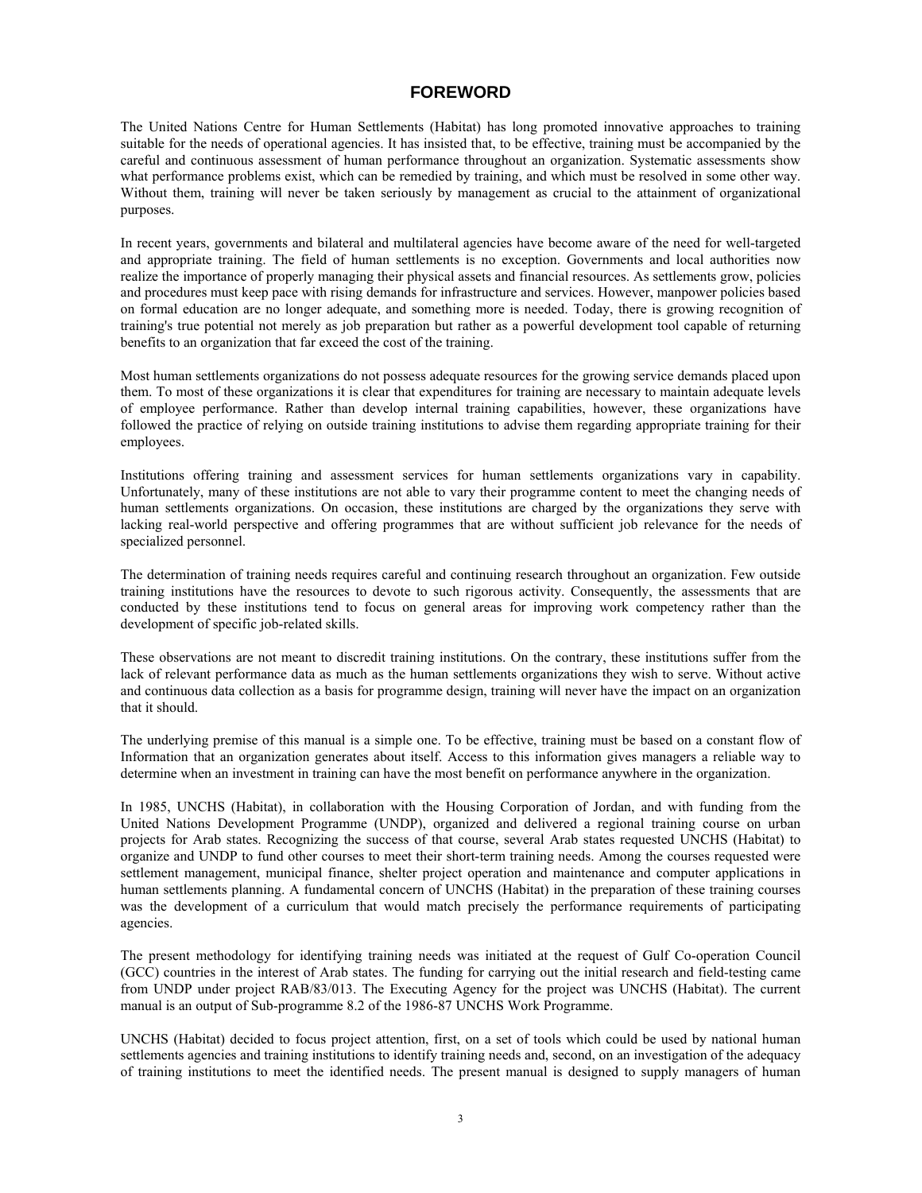# FOREWORD

The United Nations Centre for Human Settlements (Habitat) has long promoted innovative approaches to training suitable for the needs of operational agencies. It has insisted that, to be effective, training must be accompanied by the careful and continuous assessment of human performance throughout an organization. Systematic assessments show what performance problems exist, which can be remedied by training, and which must be resolved in some other way. Without them, training will never be taken seriously by management as crucial to the attainment of organizational purposes.

In recent years, governments and bilateral and multilateral agencies have become aware of the need for well-targeted and appropriate training. The field of human settlements is no exception. Governments and local authorities now realize the importance of properly managing their physical assets and financial resources. As settlements grow, policies and procedures must keep pace with rising demands for infrastructure and services. However, manpower policies based on formal education are no longer adequate, and something more is needed. Today, there is growing recognition of training's true potential not merely as job preparation but rather as a powerful development tool capable of returning benefits to an organization that far exceed the cost of the training.

Most human settlements organizations do not possess adequate resources for the growing service demands placed upon them. To most of these organizations it is clear that expenditures for training are necessary to maintain adequate levels of employee performance. Rather than develop internal training capabilities, however, these organizations have followed the practice of relying on outside training institutions to advise them regarding appropriate training for their employees.

Institutions offering training and assessment services for human settlements organizations vary in capability. Unfortunately, many of these institutions are not able to vary their programme content to meet the changing needs of human settlements organizations. On occasion, these institutions are charged by the organizations they serve with lacking real-world perspective and offering programmes that are without sufficient job relevance for the needs of specialized personnel.

The determination of training needs requires careful and continuing research throughout an organization. Few outside training institutions have the resources to devote to such rigorous activity. Consequently, the assessments that are conducted by these institutions tend to focus on general areas for improving work competency rather than the development of specific job-related skills.

These observations are not meant to discredit training institutions. On the contrary, these institutions suffer from the lack of relevant performance data as much as the human settlements organizations they wish to serve. Without active and continuous data collection as a basis for programme design, training will never have the impact on an organization that it should.

The underlying premise of this manual is a simple one. To be effective, training must be based on a constant flow of Information that an organization generates about itself. Access to this information gives managers a reliable way to determine when an investment in training can have the most benefit on performance anywhere in the organization.

In 1985, UNCHS (Habitat), in collaboration with the Housing Corporation of Jordan, and with funding from the United Nations Development Programme (UNDP), organized and delivered a regional training course on urban projects for Arab states. Recognizing the success of that course, several Arab states requested UNCHS (Habitat) to organize and UNDP to fund other courses to meet their short-term training needs. Among the courses requested were settlement management, municipal finance, shelter project operation and maintenance and computer applications in human settlements planning. A fundamental concern of UNCHS (Habitat) in the preparation of these training courses was the development of a curriculum that would match precisely the performance requirements of participating agencies.

The present methodology for identifying training needs was initiated at the request of Gulf Co-operation Council (GCC) countries in the interest of Arab states. The funding for carrying out the initial research and field-testing came from UNDP under project RAB/83/013. The Executing Agency for the project was UNCHS (Habitat). The current manual is an output of Sub-programme 8.2 of the 1986-87 UNCHS Work Programme.

UNCHS (Habitat) decided to focus project attention, first, on a set of tools which could be used by national human settlements agencies and training institutions to identify training needs and, second, on an investigation of the adequacy of training institutions to meet the identified needs. The present manual is designed to supply managers of human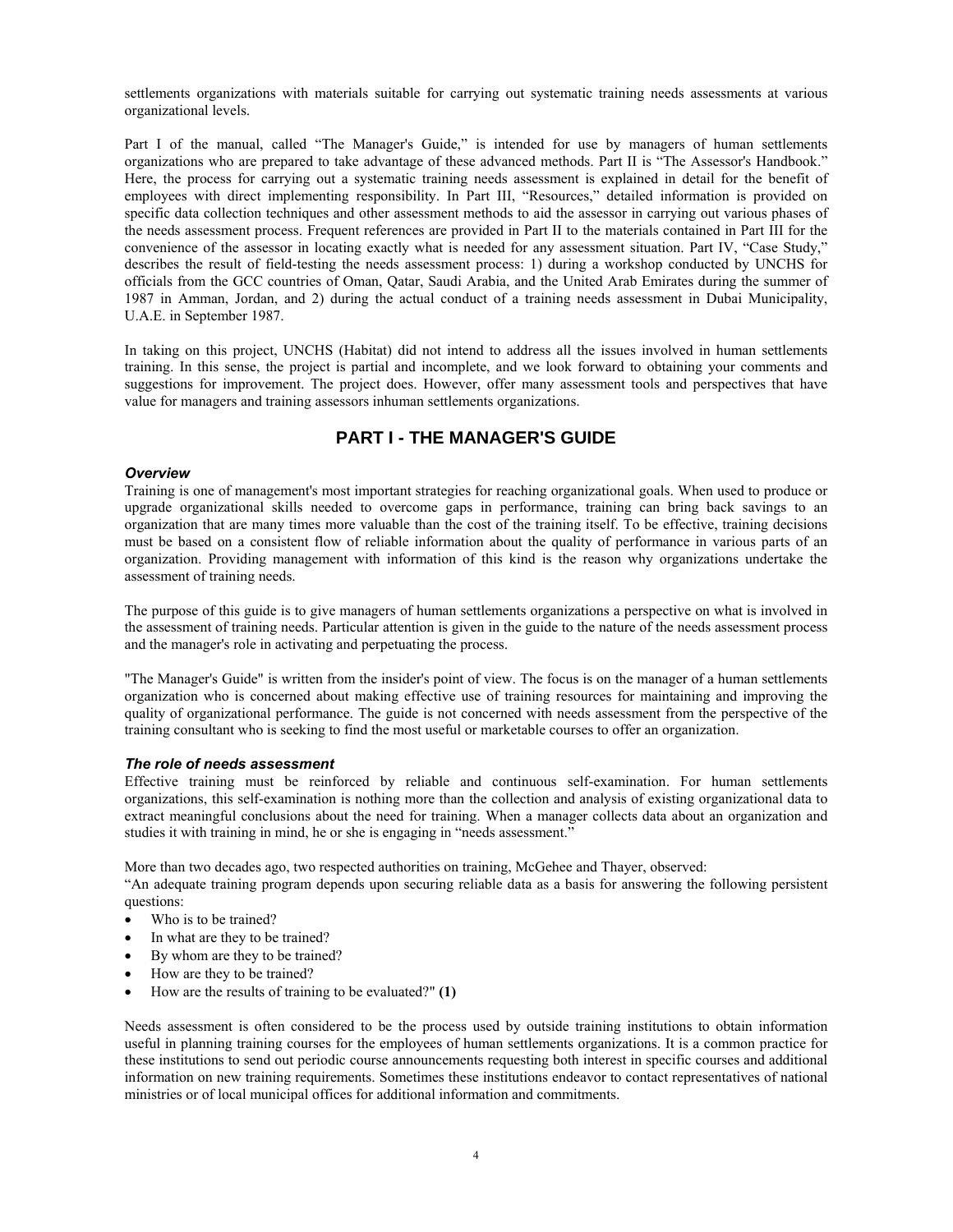settlements organizations with materials suitable for carrying out systematic training needs assessments at various organizational levels.

Part I of the manual, called "The Manager's Guide," is intended for use by managers of human settlements organizations who are prepared to take advantage of these advanced methods. Part II is "The Assessor's Handbook." Here, the process for carrying out a systematic training needs assessment is explained in detail for the benefit of employees with direct implementing responsibility. In Part III, "Resources," detailed information is provided on specific data collection techniques and other assessment methods to aid the assessor in carrying out various phases of the needs assessment process. Frequent references are provided in Part II to the materials contained in Part III for the convenience of the assessor in locating exactly what is needed for any assessment situation. Part IV, "Case Study," describes the result of field-testing the needs assessment process: 1) during a workshop conducted by UNCHS for officials from the GCC countries of Oman, Qatar, Saudi Arabia, and the United Arab Emirates during the summer of 1987 in Amman, Jordan, and 2) during the actual conduct of a training needs assessment in Dubai Municipality, U.A.E. in September 1987.

In taking on this project, UNCHS (Habitat) did not intend to address all the issues involved in human settlements training. In this sense, the project is partial and incomplete, and we look forward to obtaining your comments and suggestions for improvement. The project does. However, offer many assessment tools and perspectives that have value for managers and training assessors inhuman settlements organizations.

# PART I - THE MANAGER'S GUIDE

### *Overview*

Training is one of management's most important strategies for reaching organizational goals. When used to produce or upgrade organizational skills needed to overcome gaps in performance, training can bring back savings to an organization that are many times more valuable than the cost of the training itself. To be effective, training decisions must be based on a consistent flow of reliable information about the quality of performance in various parts of an organization. Providing management with information of this kind is the reason why organizations undertake the assessment of training needs.

The purpose of this guide is to give managers of human settlements organizations a perspective on what is involved in the assessment of training needs. Particular attention is given in the guide to the nature of the needs assessment process and the manager's role in activating and perpetuating the process.

"The Manager's Guide" is written from the insider's point of view. The focus is on the manager of a human settlements organization who is concerned about making effective use of training resources for maintaining and improving the quality of organizational performance. The guide is not concerned with needs assessment from the perspective of the training consultant who is seeking to find the most useful or marketable courses to offer an organization.

### *The role of needs assessment*

Effective training must be reinforced by reliable and continuous self-examination. For human settlements organizations, this self-examination is nothing more than the collection and analysis of existing organizational data to extract meaningful conclusions about the need for training. When a manager collects data about an organization and studies it with training in mind, he or she is engaging in "needs assessment."

More than two decades ago, two respected authorities on training, McGehee and Thayer, observed:
"An adequate training program depends upon securing reliable data as a basis for answering the following persistent questions:

- Who is to be trained?
- In what are they to be trained?
- By whom are they to be trained?
- How are they to be trained?
- How are the results of training to be evaluated?" **(1)**

Needs assessment is often considered to be the process used by outside training institutions to obtain information useful in planning training courses for the employees of human settlements organizations. It is a common practice for these institutions to send out periodic course announcements requesting both interest in specific courses and additional information on new training requirements. Sometimes these institutions endeavor to contact representatives of national ministries or of local municipal offices for additional information and commitments.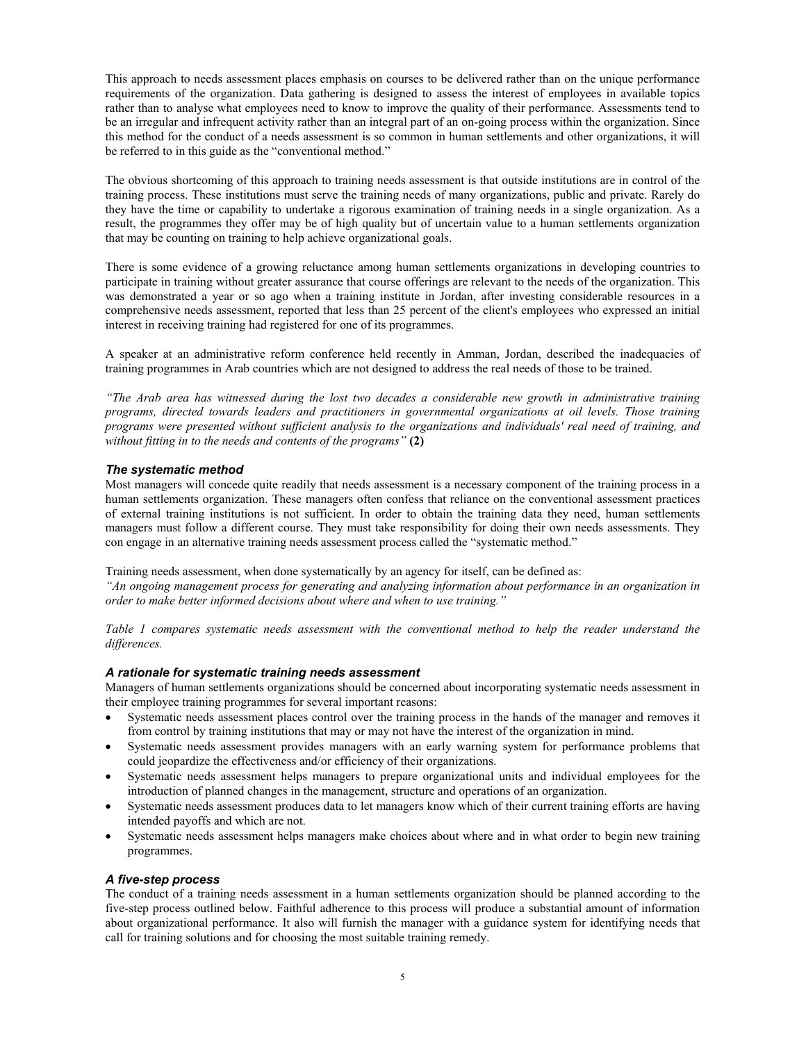This approach to needs assessment places emphasis on courses to be delivered rather than on the unique performance requirements of the organization. Data gathering is designed to assess the interest of employees in available topics rather than to analyse what employees need to know to improve the quality of their performance. Assessments tend to be an irregular and infrequent activity rather than an integral part of an on-going process within the organization. Since this method for the conduct of a needs assessment is so common in human settlements and other organizations, it will be referred to in this guide as the "conventional method."

The obvious shortcoming of this approach to training needs assessment is that outside institutions are in control of the training process. These institutions must serve the training needs of many organizations, public and private. Rarely do they have the time or capability to undertake a rigorous examination of training needs in a single organization. As a result, the programmes they offer may be of high quality but of uncertain value to a human settlements organization that may be counting on training to help achieve organizational goals.

There is some evidence of a growing reluctance among human settlements organizations in developing countries to participate in training without greater assurance that course offerings are relevant to the needs of the organization. This was demonstrated a year or so ago when a training institute in Jordan, after investing considerable resources in a comprehensive needs assessment, reported that less than 25 percent of the client's employees who expressed an initial interest in receiving training had registered for one of its programmes.

A speaker at an administrative reform conference held recently in Amman, Jordan, described the inadequacies of training programmes in Arab countries which are not designed to address the real needs of those to be trained.

*"The Arab area has witnessed during the lost two decades a considerable new growth in administrative training programs, directed towards leaders and practitioners in governmental organizations at oil levels. Those training programs were presented without sufficient analysis to the organizations and individuals' real need of training, and without fitting in to the needs and contents of the programs"* **(2)**

### *The systematic method*

Most managers will concede quite readily that needs assessment is a necessary component of the training process in a human settlements organization. These managers often confess that reliance on the conventional assessment practices of external training institutions is not sufficient. In order to obtain the training data they need, human settlements managers must follow a different course. They must take responsibility for doing their own needs assessments. They con engage in an alternative training needs assessment process called the "systematic method."

Training needs assessment, when done systematically by an agency for itself, can be defined as:
*"An ongoing management process for generating and analyzing information about performance in an organization in order to make better informed decisions about where and when to use training."*

*Table 1 compares systematic needs assessment with the conventional method to help the reader understand the differences.*

### *A rationale for systematic training needs assessment*

Managers of human settlements organizations should be concerned about incorporating systematic needs assessment in their employee training programmes for several important reasons:

- Systematic needs assessment places control over the training process in the hands of the manager and removes it from control by training institutions that may or may not have the interest of the organization in mind.
- Systematic needs assessment provides managers with an early warning system for performance problems that could jeopardize the effectiveness and/or efficiency of their organizations.
- Systematic needs assessment helps managers to prepare organizational units and individual employees for the introduction of planned changes in the management, structure and operations of an organization.
- Systematic needs assessment produces data to let managers know which of their current training efforts are having intended payoffs and which are not.
- Systematic needs assessment helps managers make choices about where and in what order to begin new training programmes.

### *A five-step process*

The conduct of a training needs assessment in a human settlements organization should be planned according to the five-step process outlined below. Faithful adherence to this process will produce a substantial amount of information about organizational performance. It also will furnish the manager with a guidance system for identifying needs that call for training solutions and for choosing the most suitable training remedy.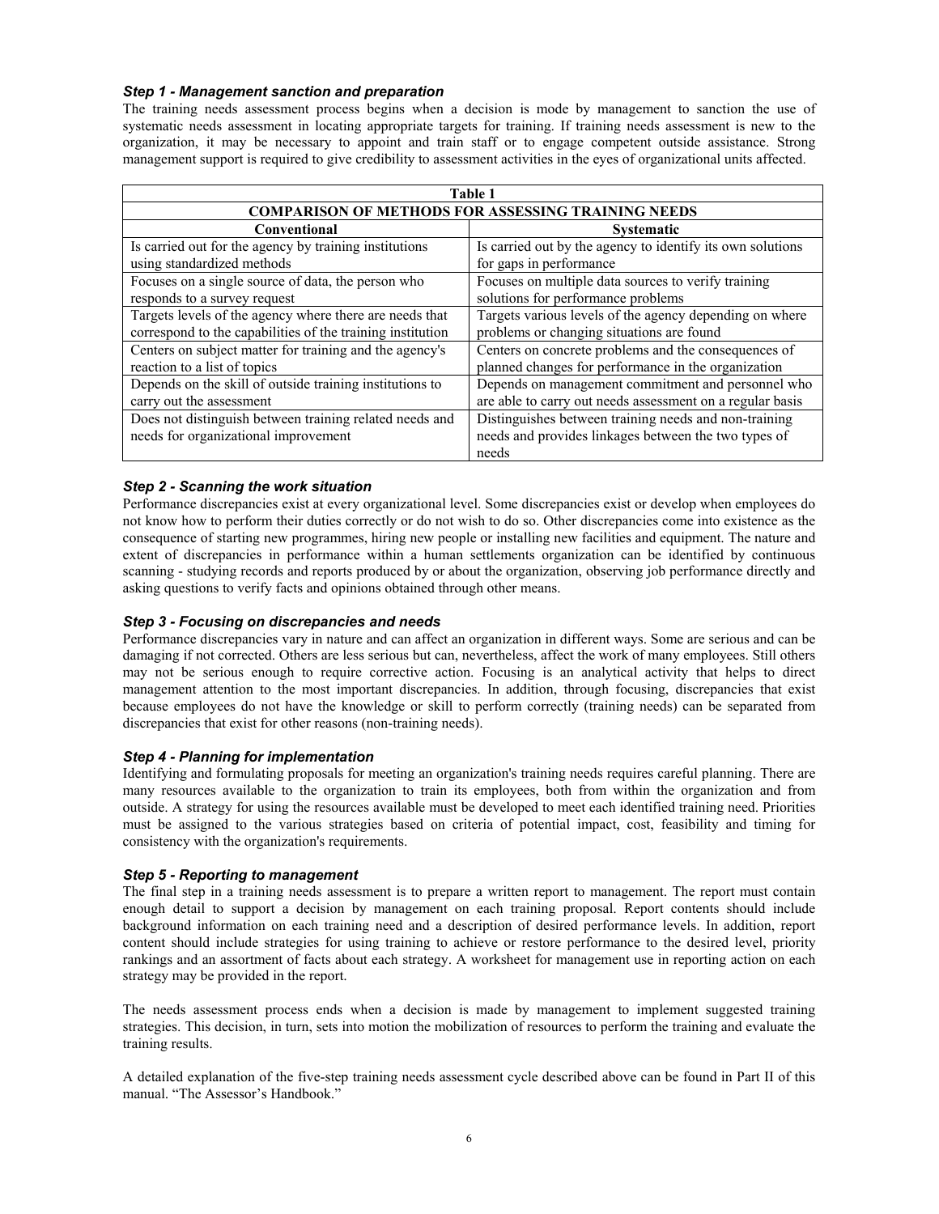### *Step 1 - Management sanction and preparation*

The training needs assessment process begins when a decision is mode by management to sanction the use of systematic needs assessment in locating appropriate targets for training. If training needs assessment is new to the organization, it may be necessary to appoint and train staff or to engage competent outside assistance. Strong management support is required to give credibility to assessment activities in the eyes of organizational units affected.

**Table 1**

**COMPARISON OF METHODS FOR ASSESSING TRAINING NEEDS**

| Conventional | Systematic |
|---|---|
| Is carried out for the agency by training institutions using standardized methods | Is carried out by the agency to identify its own solutions for gaps in performance |
| Focuses on a single source of data, the person who responds to a survey request | Focuses on multiple data sources to verify training solutions for performance problems |
| Targets levels of the agency where there are needs that correspond to the capabilities of the training institution | Targets various levels of the agency depending on where problems or changing situations are found |
| Centers on subject matter for training and the agency's reaction to a list of topics | Centers on concrete problems and the consequences of planned changes for performance in the organization |
| Depends on the skill of outside training institutions to carry out the assessment | Depends on management commitment and personnel who are able to carry out needs assessment on a regular basis |
| Does not distinguish between training related needs and needs for organizational improvement | Distinguishes between training needs and non-training needs and provides linkages between the two types of needs |

### *Step 2 - Scanning the work situation*

Performance discrepancies exist at every organizational level. Some discrepancies exist or develop when employees do not know how to perform their duties correctly or do not wish to do so. Other discrepancies come into existence as the consequence of starting new programmes, hiring new people or installing new facilities and equipment. The nature and extent of discrepancies in performance within a human settlements organization can be identified by continuous scanning - studying records and reports produced by or about the organization, observing job performance directly and asking questions to verify facts and opinions obtained through other means.

### *Step 3 - Focusing on discrepancies and needs*

Performance discrepancies vary in nature and can affect an organization in different ways. Some are serious and can be damaging if not corrected. Others are less serious but can, nevertheless, affect the work of many employees. Still others may not be serious enough to require corrective action. Focusing is an analytical activity that helps to direct management attention to the most important discrepancies. In addition, through focusing, discrepancies that exist because employees do not have the knowledge or skill to perform correctly (training needs) can be separated from discrepancies that exist for other reasons (non-training needs).

### *Step 4 - Planning for implementation*

Identifying and formulating proposals for meeting an organization's training needs requires careful planning. There are many resources available to the organization to train its employees, both from within the organization and from outside. A strategy for using the resources available must be developed to meet each identified training need. Priorities must be assigned to the various strategies based on criteria of potential impact, cost, feasibility and timing for consistency with the organization's requirements.

### *Step 5 - Reporting to management*

The final step in a training needs assessment is to prepare a written report to management. The report must contain enough detail to support a decision by management on each training proposal. Report contents should include background information on each training need and a description of desired performance levels. In addition, report content should include strategies for using training to achieve or restore performance to the desired level, priority rankings and an assortment of facts about each strategy. A worksheet for management use in reporting action on each strategy may be provided in the report.

The needs assessment process ends when a decision is made by management to implement suggested training strategies. This decision, in turn, sets into motion the mobilization of resources to perform the training and evaluate the training results.

A detailed explanation of the five-step training needs assessment cycle described above can be found in Part II of this manual. "The Assessor's Handbook."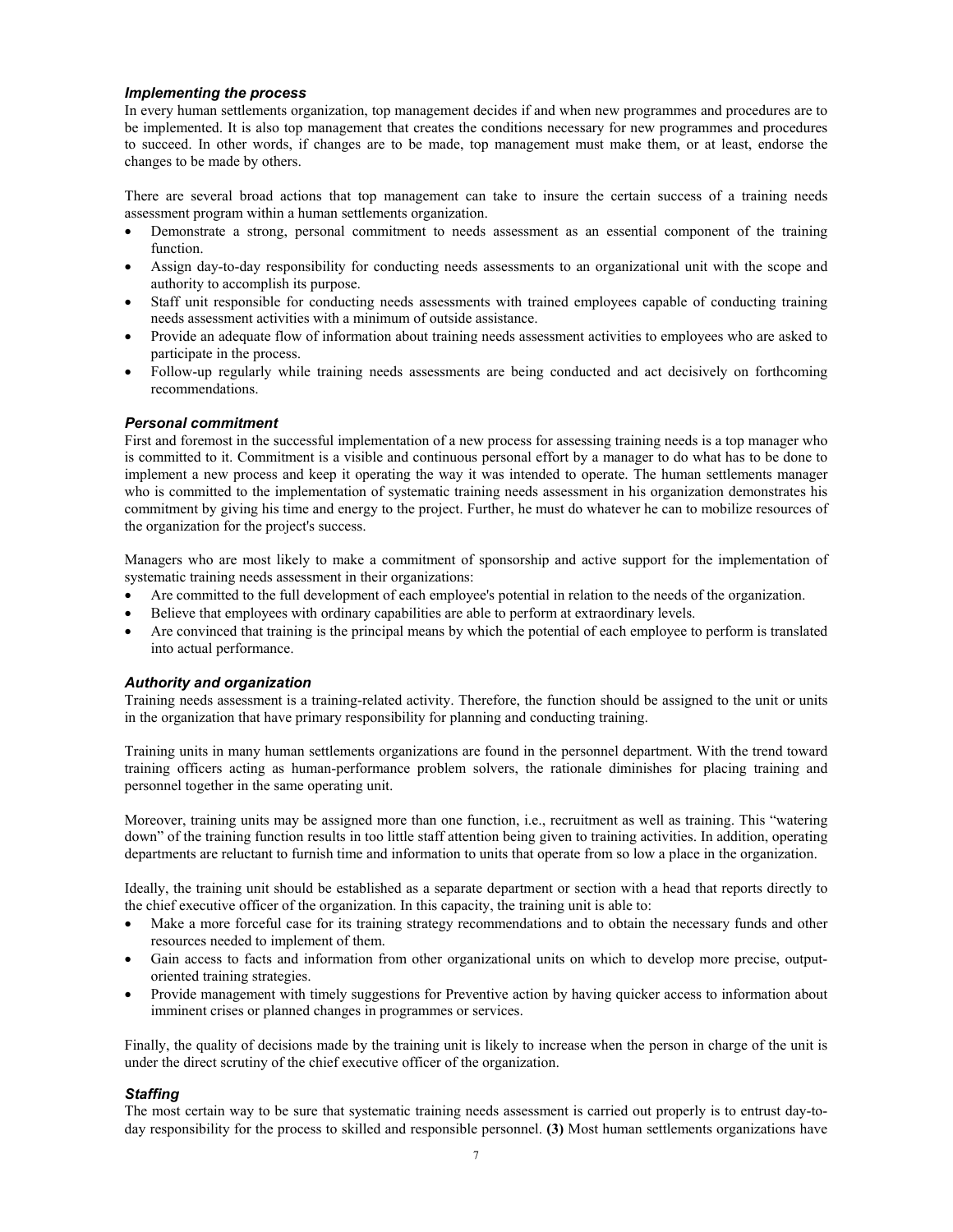### *Implementing the process*

In every human settlements organization, top management decides if and when new programmes and procedures are to be implemented. It is also top management that creates the conditions necessary for new programmes and procedures to succeed. In other words, if changes are to be made, top management must make them, or at least, endorse the changes to be made by others.

There are several broad actions that top management can take to insure the certain success of a training needs assessment program within a human settlements organization.

- Demonstrate a strong, personal commitment to needs assessment as an essential component of the training function.
- Assign day-to-day responsibility for conducting needs assessments to an organizational unit with the scope and authority to accomplish its purpose.
- Staff unit responsible for conducting needs assessments with trained employees capable of conducting training needs assessment activities with a minimum of outside assistance.
- Provide an adequate flow of information about training needs assessment activities to employees who are asked to participate in the process.
- Follow-up regularly while training needs assessments are being conducted and act decisively on forthcoming recommendations.

### *Personal commitment*

First and foremost in the successful implementation of a new process for assessing training needs is a top manager who is committed to it. Commitment is a visible and continuous personal effort by a manager to do what has to be done to implement a new process and keep it operating the way it was intended to operate. The human settlements manager who is committed to the implementation of systematic training needs assessment in his organization demonstrates his commitment by giving his time and energy to the project. Further, he must do whatever he can to mobilize resources of the organization for the project's success.

Managers who are most likely to make a commitment of sponsorship and active support for the implementation of systematic training needs assessment in their organizations:

- Are committed to the full development of each employee's potential in relation to the needs of the organization.
- Believe that employees with ordinary capabilities are able to perform at extraordinary levels.
- Are convinced that training is the principal means by which the potential of each employee to perform is translated into actual performance.

### *Authority and organization*

Training needs assessment is a training-related activity. Therefore, the function should be assigned to the unit or units in the organization that have primary responsibility for planning and conducting training.

Training units in many human settlements organizations are found in the personnel department. With the trend toward training officers acting as human-performance problem solvers, the rationale diminishes for placing training and personnel together in the same operating unit.

Moreover, training units may be assigned more than one function, i.e., recruitment as well as training. This "watering down" of the training function results in too little staff attention being given to training activities. In addition, operating departments are reluctant to furnish time and information to units that operate from so low a place in the organization.

Ideally, the training unit should be established as a separate department or section with a head that reports directly to the chief executive officer of the organization. In this capacity, the training unit is able to:

- Make a more forceful case for its training strategy recommendations and to obtain the necessary funds and other resources needed to implement of them.
- Gain access to facts and information from other organizational units on which to develop more precise, output-oriented training strategies.
- Provide management with timely suggestions for Preventive action by having quicker access to information about imminent crises or planned changes in programmes or services.

Finally, the quality of decisions made by the training unit is likely to increase when the person in charge of the unit is under the direct scrutiny of the chief executive officer of the organization.

### *Staffing*

The most certain way to be sure that systematic training needs assessment is carried out properly is to entrust day-to-day responsibility for the process to skilled and responsible personnel. **(3)** Most human settlements organizations have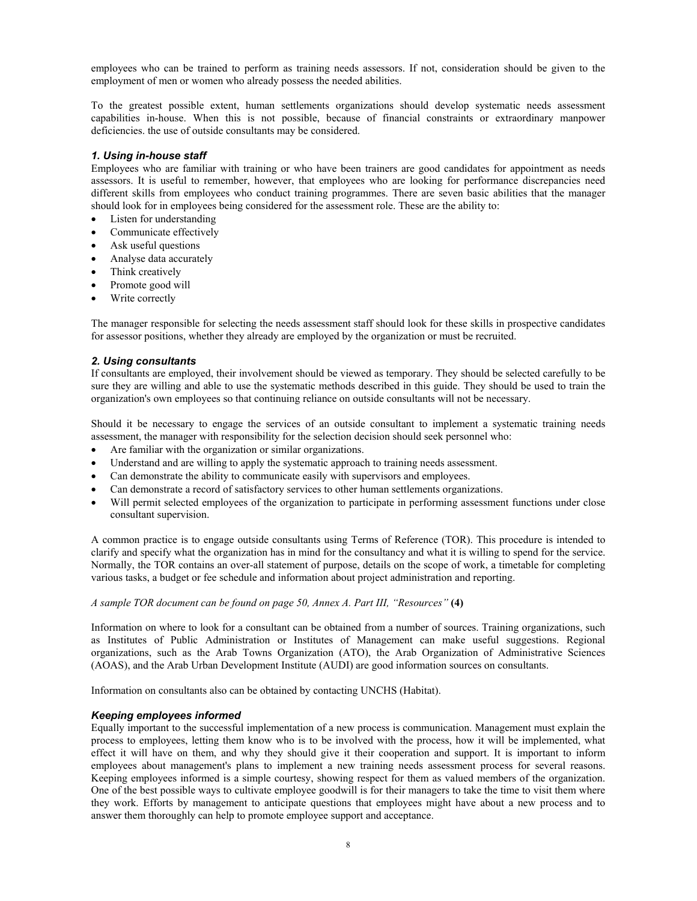employees who can be trained to perform as training needs assessors. If not, consideration should be given to the employment of men or women who already possess the needed abilities.

To the greatest possible extent, human settlements organizations should develop systematic needs assessment capabilities in-house. When this is not possible, because of financial constraints or extraordinary manpower deficiencies. the use of outside consultants may be considered.

### *1. Using in-house staff*

Employees who are familiar with training or who have been trainers are good candidates for appointment as needs assessors. It is useful to remember, however, that employees who are looking for performance discrepancies need different skills from employees who conduct training programmes. There are seven basic abilities that the manager should look for in employees being considered for the assessment role. These are the ability to:

- Listen for understanding
- Communicate effectively
- Ask useful questions
- Analyse data accurately
- Think creatively
- Promote good will
- Write correctly

The manager responsible for selecting the needs assessment staff should look for these skills in prospective candidates for assessor positions, whether they already are employed by the organization or must be recruited.

### *2. Using consultants*

If consultants are employed, their involvement should be viewed as temporary. They should be selected carefully to be sure they are willing and able to use the systematic methods described in this guide. They should be used to train the organization's own employees so that continuing reliance on outside consultants will not be necessary.

Should it be necessary to engage the services of an outside consultant to implement a systematic training needs assessment, the manager with responsibility for the selection decision should seek personnel who:

- Are familiar with the organization or similar organizations.
- Understand and are willing to apply the systematic approach to training needs assessment.
- Can demonstrate the ability to communicate easily with supervisors and employees.
- Can demonstrate a record of satisfactory services to other human settlements organizations.
- Will permit selected employees of the organization to participate in performing assessment functions under close consultant supervision.

A common practice is to engage outside consultants using Terms of Reference (TOR). This procedure is intended to clarify and specify what the organization has in mind for the consultancy and what it is willing to spend for the service. Normally, the TOR contains an over-all statement of purpose, details on the scope of work, a timetable for completing various tasks, a budget or fee schedule and information about project administration and reporting.

*A sample TOR document can be found on page 50, Annex A. Part III, "Resources"* **(4)**

Information on where to look for a consultant can be obtained from a number of sources. Training organizations, such as Institutes of Public Administration or Institutes of Management can make useful suggestions. Regional organizations, such as the Arab Towns Organization (ATO), the Arab Organization of Administrative Sciences (AOAS), and the Arab Urban Development Institute (AUDI) are good information sources on consultants.

Information on consultants also can be obtained by contacting UNCHS (Habitat).

### *Keeping employees informed*

Equally important to the successful implementation of a new process is communication. Management must explain the process to employees, letting them know who is to be involved with the process, how it will be implemented, what effect it will have on them, and why they should give it their cooperation and support. It is important to inform employees about management's plans to implement a new training needs assessment process for several reasons. Keeping employees informed is a simple courtesy, showing respect for them as valued members of the organization. One of the best possible ways to cultivate employee goodwill is for their managers to take the time to visit them where they work. Efforts by management to anticipate questions that employees might have about a new process and to answer them thoroughly can help to promote employee support and acceptance.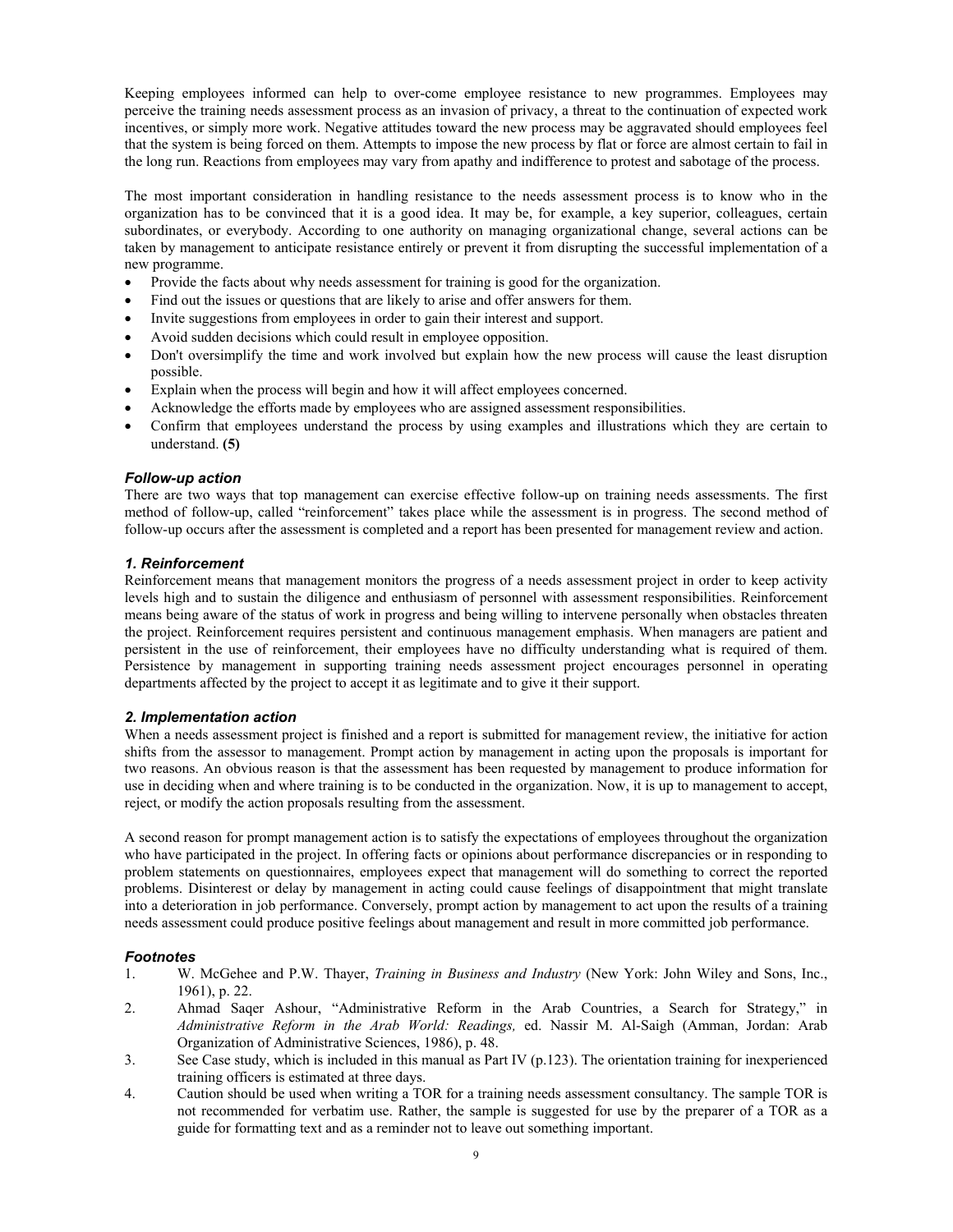Keeping employees informed can help to over-come employee resistance to new programmes. Employees may perceive the training needs assessment process as an invasion of privacy, a threat to the continuation of expected work incentives, or simply more work. Negative attitudes toward the new process may be aggravated should employees feel that the system is being forced on them. Attempts to impose the new process by flat or force are almost certain to fail in the long run. Reactions from employees may vary from apathy and indifference to protest and sabotage of the process.

The most important consideration in handling resistance to the needs assessment process is to know who in the organization has to be convinced that it is a good idea. It may be, for example, a key superior, colleagues, certain subordinates, or everybody. According to one authority on managing organizational change, several actions can be taken by management to anticipate resistance entirely or prevent it from disrupting the successful implementation of a new programme.

- Provide the facts about why needs assessment for training is good for the organization.
- Find out the issues or questions that are likely to arise and offer answers for them.
- Invite suggestions from employees in order to gain their interest and support.
- Avoid sudden decisions which could result in employee opposition.
- Don't oversimplify the time and work involved but explain how the new process will cause the least disruption possible.
- Explain when the process will begin and how it will affect employees concerned.
- Acknowledge the efforts made by employees who are assigned assessment responsibilities.
- Confirm that employees understand the process by using examples and illustrations which they are certain to understand. **(5)**

### *Follow-up action*

There are two ways that top management can exercise effective follow-up on training needs assessments. The first method of follow-up, called "reinforcement" takes place while the assessment is in progress. The second method of follow-up occurs after the assessment is completed and a report has been presented for management review and action.

#### *1. Reinforcement*

Reinforcement means that management monitors the progress of a needs assessment project in order to keep activity levels high and to sustain the diligence and enthusiasm of personnel with assessment responsibilities. Reinforcement means being aware of the status of work in progress and being willing to intervene personally when obstacles threaten the project. Reinforcement requires persistent and continuous management emphasis. When managers are patient and persistent in the use of reinforcement, their employees have no difficulty understanding what is required of them. Persistence by management in supporting training needs assessment project encourages personnel in operating departments affected by the project to accept it as legitimate and to give it their support.

#### *2. Implementation action*

When a needs assessment project is finished and a report is submitted for management review, the initiative for action shifts from the assessor to management. Prompt action by management in acting upon the proposals is important for two reasons. An obvious reason is that the assessment has been requested by management to produce information for use in deciding when and where training is to be conducted in the organization. Now, it is up to management to accept, reject, or modify the action proposals resulting from the assessment.

A second reason for prompt management action is to satisfy the expectations of employees throughout the organization who have participated in the project. In offering facts or opinions about performance discrepancies or in responding to problem statements on questionnaires, employees expect that management will do something to correct the reported problems. Disinterest or delay by management in acting could cause feelings of disappointment that might translate into a deterioration in job performance. Conversely, prompt action by management to act upon the results of a training needs assessment could produce positive feelings about management and result in more committed job performance.

### *Footnotes*

1. W. McGehee and P.W. Thayer, *Training in Business and Industry* (New York: John Wiley and Sons, Inc., 1961), p. 22.
2. Ahmad Saqer Ashour, "Administrative Reform in the Arab Countries, a Search for Strategy," in *Administrative Reform in the Arab World: Readings,* ed. Nassir M. Al-Saigh (Amman, Jordan: Arab Organization of Administrative Sciences, 1986), p. 48.
3. See Case study, which is included in this manual as Part IV (p.123). The orientation training for inexperienced training officers is estimated at three days.
4. Caution should be used when writing a TOR for a training needs assessment consultancy. The sample TOR is not recommended for verbatim use. Rather, the sample is suggested for use by the preparer of a TOR as a guide for formatting text and as a reminder not to leave out something important.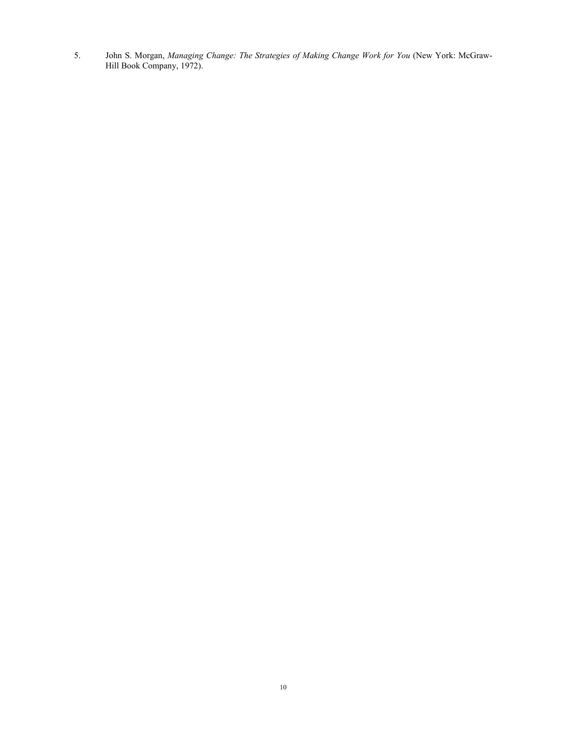5. John S. Morgan, *Managing Change: The Strategies of Making Change Work for You* (New York: McGraw-Hill Book Company, 1972).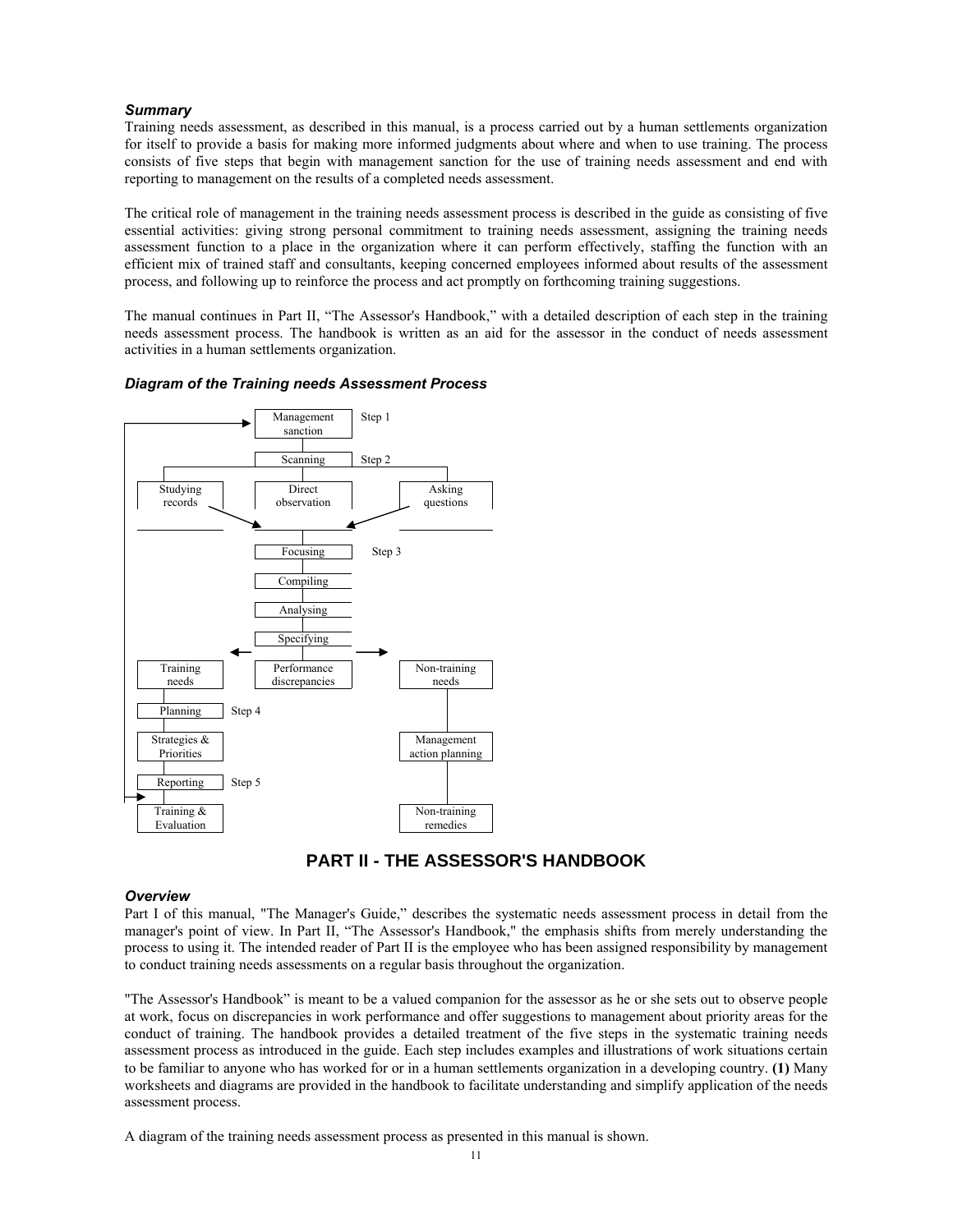### *Summary*

Training needs assessment, as described in this manual, is a process carried out by a human settlements organization for itself to provide a basis for making more informed judgments about where and when to use training. The process consists of five steps that begin with management sanction for the use of training needs assessment and end with reporting to management on the results of a completed needs assessment.

The critical role of management in the training needs assessment process is described in the guide as consisting of five essential activities: giving strong personal commitment to training needs assessment, assigning the training needs assessment function to a place in the organization where it can perform effectively, staffing the function with an efficient mix of trained staff and consultants, keeping concerned employees informed about results of the assessment process, and following up to reinforce the process and act promptly on forthcoming training suggestions.

The manual continues in Part II, "The Assessor's Handbook," with a detailed description of each step in the training needs assessment process. The handbook is written as an aid for the assessor in the conduct of needs assessment activities in a human settlements organization.

### *Diagram of the Training needs Assessment Process*

Management sanction — Step 1

Scanning — Step 2

Studying records | Direct observation | Asking questions

Focusing — Step 3

Compiling

Analysing

Specifying

Training needs | Performance discrepancies | Non-training needs

Planning — Step 4

Strategies & Priorities | Management action planning

Reporting — Step 5

Training & Evaluation | Non-training remedies

## PART II - THE ASSESSOR'S HANDBOOK

### *Overview*

Part I of this manual, "The Manager's Guide," describes the systematic needs assessment process in detail from the manager's point of view. In Part II, "The Assessor's Handbook," the emphasis shifts from merely understanding the process to using it. The intended reader of Part II is the employee who has been assigned responsibility by management to conduct training needs assessments on a regular basis throughout the organization.

"The Assessor's Handbook" is meant to be a valued companion for the assessor as he or she sets out to observe people at work, focus on discrepancies in work performance and offer suggestions to management about priority areas for the conduct of training. The handbook provides a detailed treatment of the five steps in the systematic training needs assessment process as introduced in the guide. Each step includes examples and illustrations of work situations certain to be familiar to anyone who has worked for or in a human settlements organization in a developing country. **(1)** Many worksheets and diagrams are provided in the handbook to facilitate understanding and simplify application of the needs assessment process.

A diagram of the training needs assessment process as presented in this manual is shown.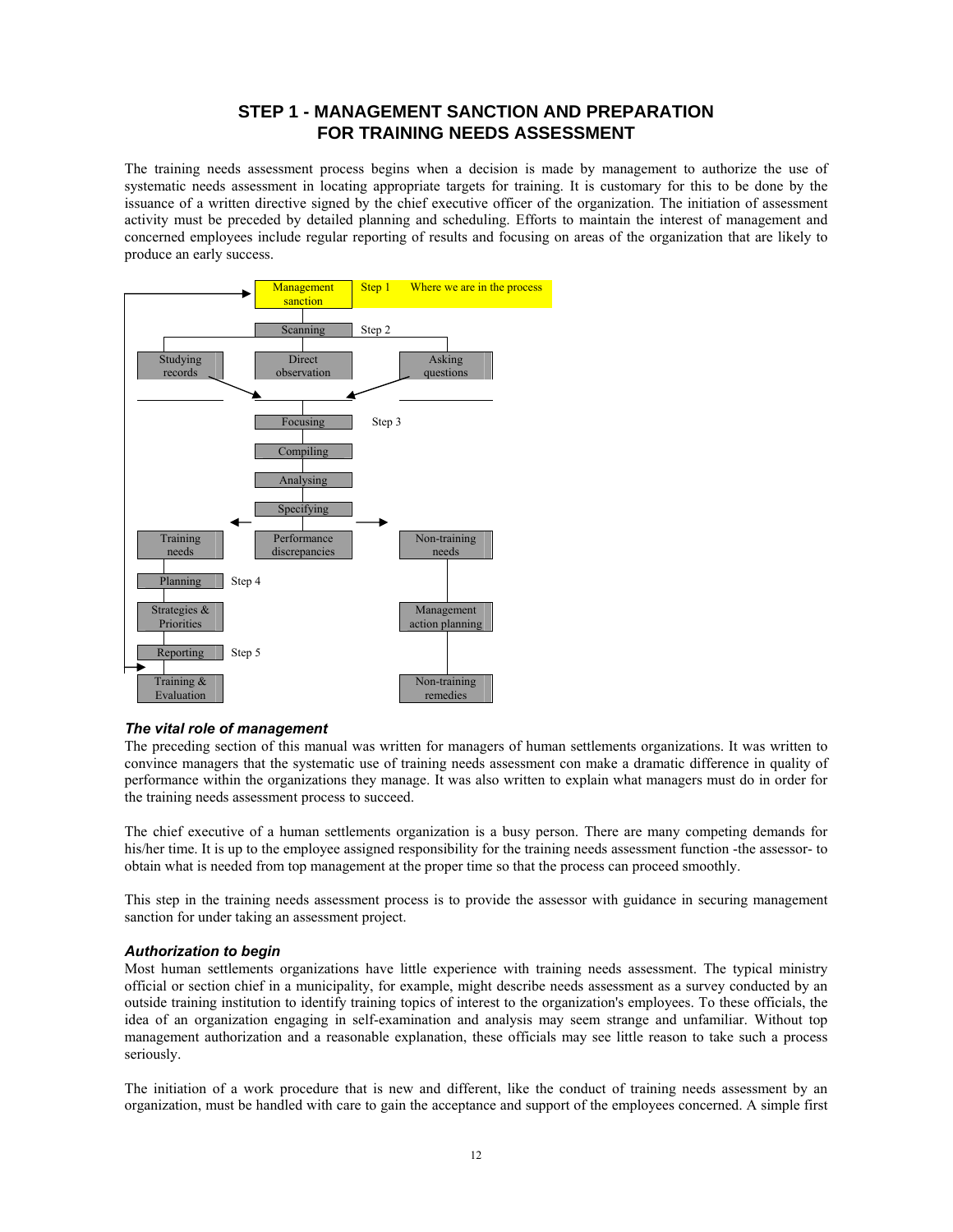# STEP 1 - MANAGEMENT SANCTION AND PREPARATION FOR TRAINING NEEDS ASSESSMENT

The training needs assessment process begins when a decision is made by management to authorize the use of systematic needs assessment in locating appropriate targets for training. It is customary for this to be done by the issuance of a written directive signed by the chief executive officer of the organization. The initiation of assessment activity must be preceded by detailed planning and scheduling. Efforts to maintain the interest of management and concerned employees include regular reporting of results and focusing on areas of the organization that are likely to produce an early success.

- Management sanction — Step 1 — Where we are in the process
- Scanning — Step 2
  - Studying records
  - Direct observation
  - Asking questions
- Focusing — Step 3
- Compiling
- Analysing
- Specifying
  - Training needs
  - Performance discrepancies
  - Non-training needs
- Training needs → Planning — Step 4 → Strategies & Priorities → Reporting — Step 5 → Training & Evaluation (feedback to Management sanction)
- Non-training needs → Management action planning → Non-training remedies

### *The vital role of management*

The preceding section of this manual was written for managers of human settlements organizations. It was written to convince managers that the systematic use of training needs assessment con make a dramatic difference in quality of performance within the organizations they manage. It was also written to explain what managers must do in order for the training needs assessment process to succeed.

The chief executive of a human settlements organization is a busy person. There are many competing demands for his/her time. It is up to the employee assigned responsibility for the training needs assessment function -the assessor- to obtain what is needed from top management at the proper time so that the process can proceed smoothly.

This step in the training needs assessment process is to provide the assessor with guidance in securing management sanction for under taking an assessment project.

### *Authorization to begin*

Most human settlements organizations have little experience with training needs assessment. The typical ministry official or section chief in a municipality, for example, might describe needs assessment as a survey conducted by an outside training institution to identify training topics of interest to the organization's employees. To these officials, the idea of an organization engaging in self-examination and analysis may seem strange and unfamiliar. Without top management authorization and a reasonable explanation, these officials may see little reason to take such a process seriously.

The initiation of a work procedure that is new and different, like the conduct of training needs assessment by an organization, must be handled with care to gain the acceptance and support of the employees concerned. A simple first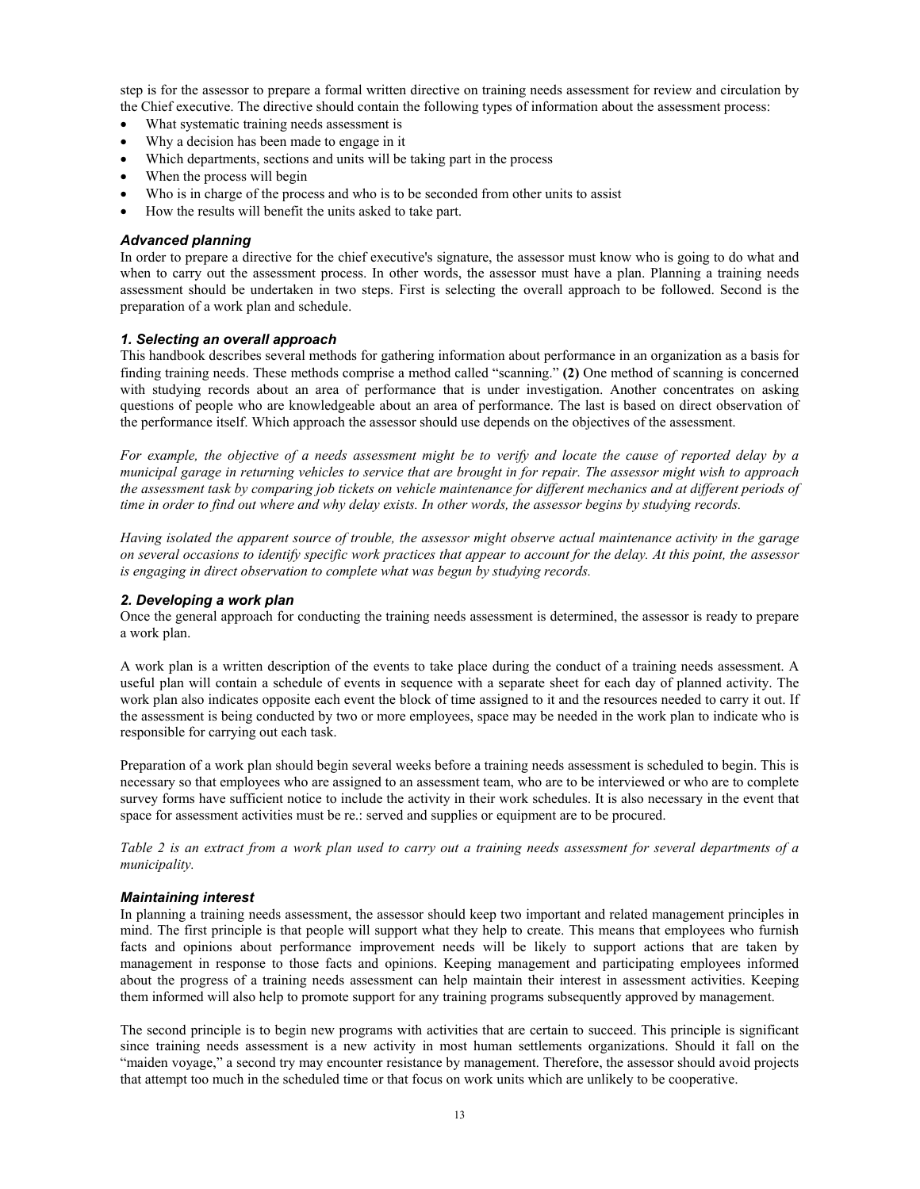step is for the assessor to prepare a formal written directive on training needs assessment for review and circulation by the Chief executive. The directive should contain the following types of information about the assessment process:

- What systematic training needs assessment is
- Why a decision has been made to engage in it
- Which departments, sections and units will be taking part in the process
- When the process will begin
- Who is in charge of the process and who is to be seconded from other units to assist
- How the results will benefit the units asked to take part.

### *Advanced planning*

In order to prepare a directive for the chief executive's signature, the assessor must know who is going to do what and when to carry out the assessment process. In other words, the assessor must have a plan. Planning a training needs assessment should be undertaken in two steps. First is selecting the overall approach to be followed. Second is the preparation of a work plan and schedule.

#### *1. Selecting an overall approach*

This handbook describes several methods for gathering information about performance in an organization as a basis for finding training needs. These methods comprise a method called "scanning." **(2)** One method of scanning is concerned with studying records about an area of performance that is under investigation. Another concentrates on asking questions of people who are knowledgeable about an area of performance. The last is based on direct observation of the performance itself. Which approach the assessor should use depends on the objectives of the assessment.

*For example, the objective of a needs assessment might be to verify and locate the cause of reported delay by a municipal garage in returning vehicles to service that are brought in for repair. The assessor might wish to approach the assessment task by comparing job tickets on vehicle maintenance for different mechanics and at different periods of time in order to find out where and why delay exists. In other words, the assessor begins by studying records.*

*Having isolated the apparent source of trouble, the assessor might observe actual maintenance activity in the garage on several occasions to identify specific work practices that appear to account for the delay. At this point, the assessor is engaging in direct observation to complete what was begun by studying records.*

#### *2. Developing a work plan*

Once the general approach for conducting the training needs assessment is determined, the assessor is ready to prepare a work plan.

A work plan is a written description of the events to take place during the conduct of a training needs assessment. A useful plan will contain a schedule of events in sequence with a separate sheet for each day of planned activity. The work plan also indicates opposite each event the block of time assigned to it and the resources needed to carry it out. If the assessment is being conducted by two or more employees, space may be needed in the work plan to indicate who is responsible for carrying out each task.

Preparation of a work plan should begin several weeks before a training needs assessment is scheduled to begin. This is necessary so that employees who are assigned to an assessment team, who are to be interviewed or who are to complete survey forms have sufficient notice to include the activity in their work schedules. It is also necessary in the event that space for assessment activities must be re.: served and supplies or equipment are to be procured.

*Table 2 is an extract from a work plan used to carry out a training needs assessment for several departments of a municipality.*

### *Maintaining interest*

In planning a training needs assessment, the assessor should keep two important and related management principles in mind. The first principle is that people will support what they help to create. This means that employees who furnish facts and opinions about performance improvement needs will be likely to support actions that are taken by management in response to those facts and opinions. Keeping management and participating employees informed about the progress of a training needs assessment can help maintain their interest in assessment activities. Keeping them informed will also help to promote support for any training programs subsequently approved by management.

The second principle is to begin new programs with activities that are certain to succeed. This principle is significant since training needs assessment is a new activity in most human settlements organizations. Should it fall on the "maiden voyage," a second try may encounter resistance by management. Therefore, the assessor should avoid projects that attempt too much in the scheduled time or that focus on work units which are unlikely to be cooperative.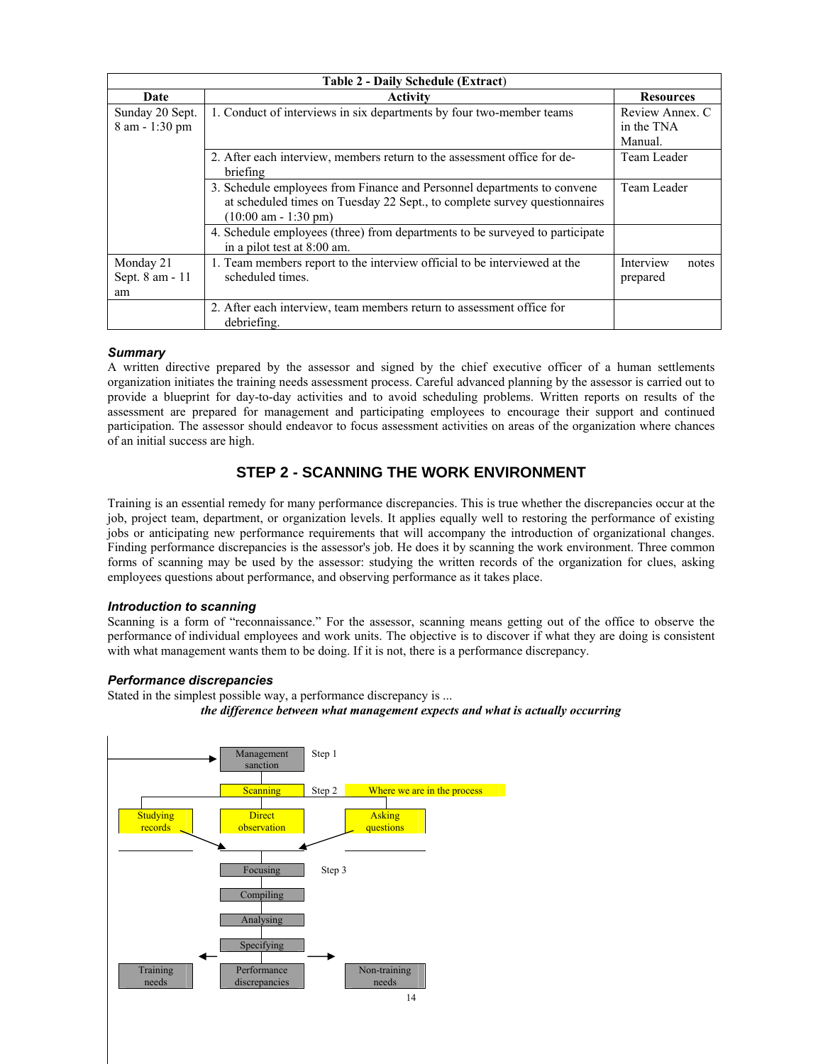| Table 2 - Daily Schedule (Extract) | | |
|---|---|---|
| **Date** | **Activity** | **Resources** |
| Sunday 20 Sept. 8 am - 1:30 pm | 1. Conduct of interviews in six departments by four two-member teams | Review Annex. C in the TNA Manual. |
| | 2. After each interview, members return to the assessment office for de-briefing | Team Leader |
| | 3. Schedule employees from Finance and Personnel departments to convene at scheduled times on Tuesday 22 Sept., to complete survey questionnaires (10:00 am - 1:30 pm) | Team Leader |
| | 4. Schedule employees (three) from departments to be surveyed to participate in a pilot test at 8:00 am. | |
| Monday 21 Sept. 8 am - 11 am | 1. Team members report to the interview official to be interviewed at the scheduled times. | Interview notes prepared |
| | 2. After each interview, team members return to assessment office for debriefing. | |

### *Summary*

A written directive prepared by the assessor and signed by the chief executive officer of a human settlements organization initiates the training needs assessment process. Careful advanced planning by the assessor is carried out to provide a blueprint for day-to-day activities and to avoid scheduling problems. Written reports on results of the assessment are prepared for management and participating employees to encourage their support and continued participation. The assessor should endeavor to focus assessment activities on areas of the organization where chances of an initial success are high.

## STEP 2 - SCANNING THE WORK ENVIRONMENT

Training is an essential remedy for many performance discrepancies. This is true whether the discrepancies occur at the job, project team, department, or organization levels. It applies equally well to restoring the performance of existing jobs or anticipating new performance requirements that will accompany the introduction of organizational changes. Finding performance discrepancies is the assessor's job. He does it by scanning the work environment. Three common forms of scanning may be used by the assessor: studying the written records of the organization for clues, asking employees questions about performance, and observing performance as it takes place.

### *Introduction to scanning*

Scanning is a form of "reconnaissance." For the assessor, scanning means getting out of the office to observe the performance of individual employees and work units. The objective is to discover if what they are doing is consistent with what management wants them to be doing. If it is not, there is a performance discrepancy.

### *Performance discrepancies*

Stated in the simplest possible way, a performance discrepancy is ...

***the difference between what management expects and what is actually occurring***

Management sanction — Step 1

Scanning — Step 2 — Where we are in the process

Studying records | Direct observation | Asking questions

Focusing — Step 3

Compiling

Analysing

Specifying

Training needs | Performance discrepancies | Non-training needs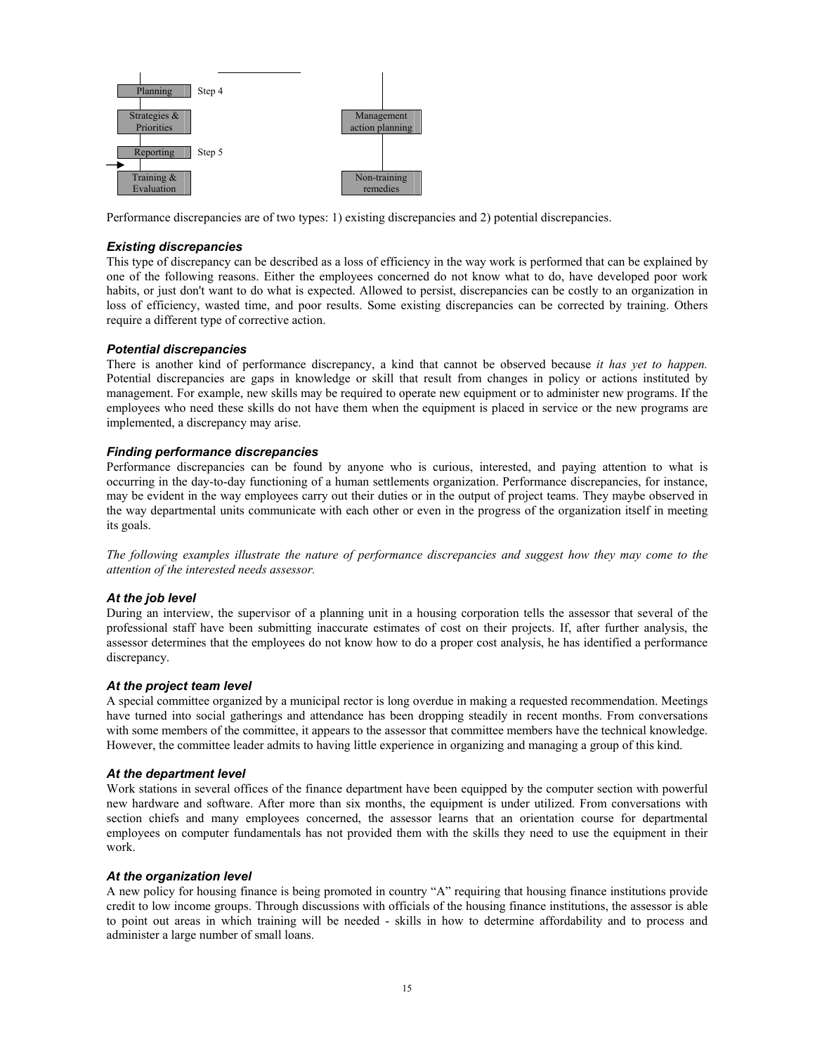| | | |
|---|---|---|
| Planning | Step 4 | |
| Strategies & Priorities | | Management action planning |
| Reporting | Step 5 | |
| Training & Evaluation | | Non-training remedies |

Performance discrepancies are of two types: 1) existing discrepancies and 2) potential discrepancies.

### *Existing discrepancies*

This type of discrepancy can be described as a loss of efficiency in the way work is performed that can be explained by one of the following reasons. Either the employees concerned do not know what to do, have developed poor work habits, or just don't want to do what is expected. Allowed to persist, discrepancies can be costly to an organization in loss of efficiency, wasted time, and poor results. Some existing discrepancies can be corrected by training. Others require a different type of corrective action.

### *Potential discrepancies*

There is another kind of performance discrepancy, a kind that cannot be observed because *it has yet to happen.* Potential discrepancies are gaps in knowledge or skill that result from changes in policy or actions instituted by management. For example, new skills may be required to operate new equipment or to administer new programs. If the employees who need these skills do not have them when the equipment is placed in service or the new programs are implemented, a discrepancy may arise.

### *Finding performance discrepancies*

Performance discrepancies can be found by anyone who is curious, interested, and paying attention to what is occurring in the day-to-day functioning of a human settlements organization. Performance discrepancies, for instance, may be evident in the way employees carry out their duties or in the output of project teams. They maybe observed in the way departmental units communicate with each other or even in the progress of the organization itself in meeting its goals.

*The following examples illustrate the nature of performance discrepancies and suggest how they may come to the attention of the interested needs assessor.*

### *At the job level*

During an interview, the supervisor of a planning unit in a housing corporation tells the assessor that several of the professional staff have been submitting inaccurate estimates of cost on their projects. If, after further analysis, the assessor determines that the employees do not know how to do a proper cost analysis, he has identified a performance discrepancy.

### *At the project team level*

A special committee organized by a municipal rector is long overdue in making a requested recommendation. Meetings have turned into social gatherings and attendance has been dropping steadily in recent months. From conversations with some members of the committee, it appears to the assessor that committee members have the technical knowledge. However, the committee leader admits to having little experience in organizing and managing a group of this kind.

### *At the department level*

Work stations in several offices of the finance department have been equipped by the computer section with powerful new hardware and software. After more than six months, the equipment is under utilized. From conversations with section chiefs and many employees concerned, the assessor learns that an orientation course for departmental employees on computer fundamentals has not provided them with the skills they need to use the equipment in their work.

### *At the organization level*

A new policy for housing finance is being promoted in country "A" requiring that housing finance institutions provide credit to low income groups. Through discussions with officials of the housing finance institutions, the assessor is able to point out areas in which training will be needed - skills in how to determine affordability and to process and administer a large number of small loans.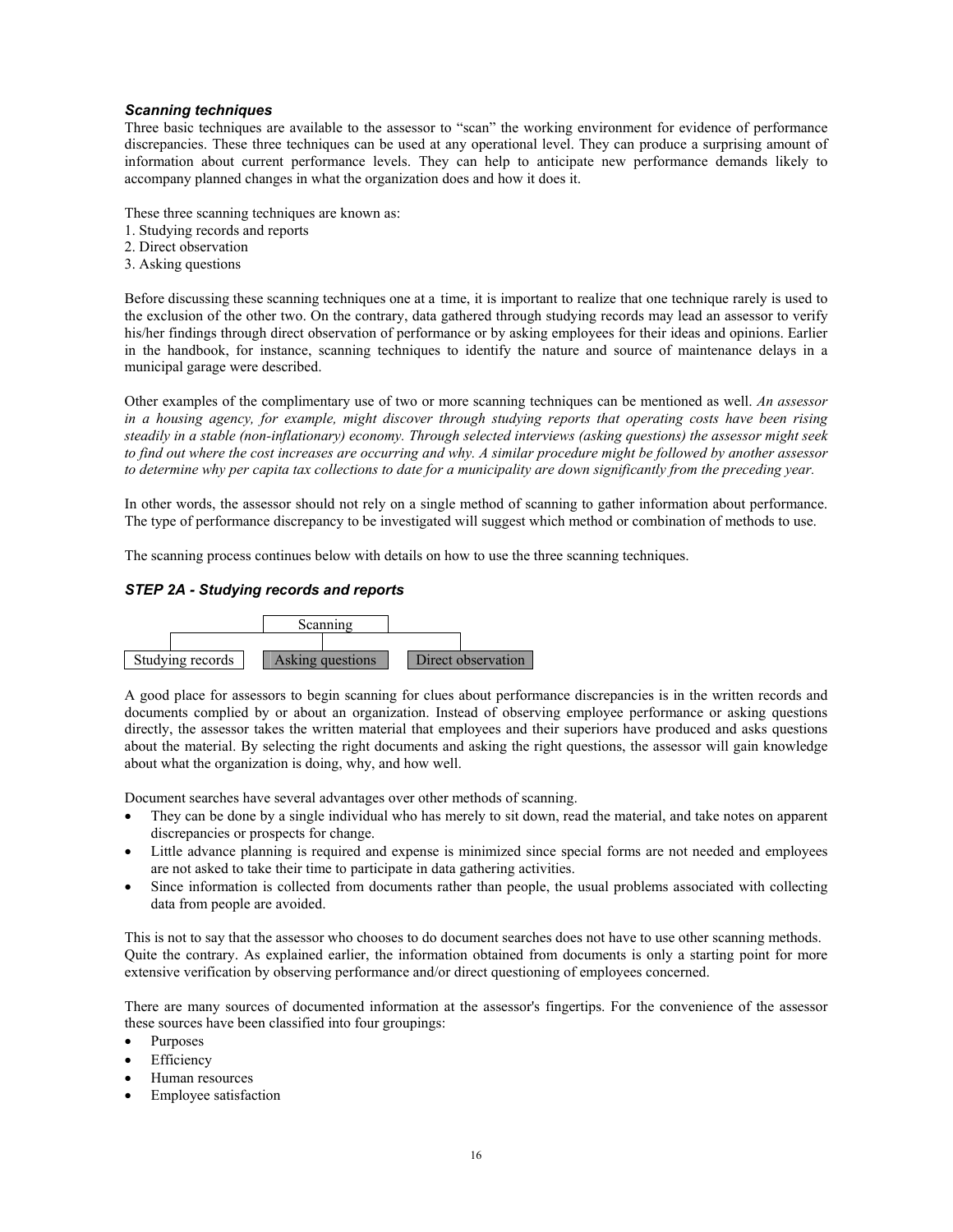### *Scanning techniques*

Three basic techniques are available to the assessor to "scan" the working environment for evidence of performance discrepancies. These three techniques can be used at any operational level. They can produce a surprising amount of information about current performance levels. They can help to anticipate new performance demands likely to accompany planned changes in what the organization does and how it does it.

These three scanning techniques are known as:

1. Studying records and reports
2. Direct observation
3. Asking questions

Before discussing these scanning techniques one at a time, it is important to realize that one technique rarely is used to the exclusion of the other two. On the contrary, data gathered through studying records may lead an assessor to verify his/her findings through direct observation of performance or by asking employees for their ideas and opinions. Earlier in the handbook, for instance, scanning techniques to identify the nature and source of maintenance delays in a municipal garage were described.

Other examples of the complimentary use of two or more scanning techniques can be mentioned as well. *An assessor in a housing agency, for example, might discover through studying reports that operating costs have been rising steadily in a stable (non-inflationary) economy. Through selected interviews (asking questions) the assessor might seek to find out where the cost increases are occurring and why. A similar procedure might be followed by another assessor to determine why per capita tax collections to date for a municipality are down significantly from the preceding year.*

In other words, the assessor should not rely on a single method of scanning to gather information about performance. The type of performance discrepancy to be investigated will suggest which method or combination of methods to use.

The scanning process continues below with details on how to use the three scanning techniques.

### *STEP 2A - Studying records and reports*

| | Scanning | |
|---|---|---|
| Studying records | Asking questions | Direct observation |

A good place for assessors to begin scanning for clues about performance discrepancies is in the written records and documents complied by or about an organization. Instead of observing employee performance or asking questions directly, the assessor takes the written material that employees and their superiors have produced and asks questions about the material. By selecting the right documents and asking the right questions, the assessor will gain knowledge about what the organization is doing, why, and how well.

Document searches have several advantages over other methods of scanning.

- They can be done by a single individual who has merely to sit down, read the material, and take notes on apparent discrepancies or prospects for change.
- Little advance planning is required and expense is minimized since special forms are not needed and employees are not asked to take their time to participate in data gathering activities.
- Since information is collected from documents rather than people, the usual problems associated with collecting data from people are avoided.

This is not to say that the assessor who chooses to do document searches does not have to use other scanning methods. Quite the contrary. As explained earlier, the information obtained from documents is only a starting point for more extensive verification by observing performance and/or direct questioning of employees concerned.

There are many sources of documented information at the assessor's fingertips. For the convenience of the assessor these sources have been classified into four groupings:

- Purposes
- Efficiency
- Human resources
- Employee satisfaction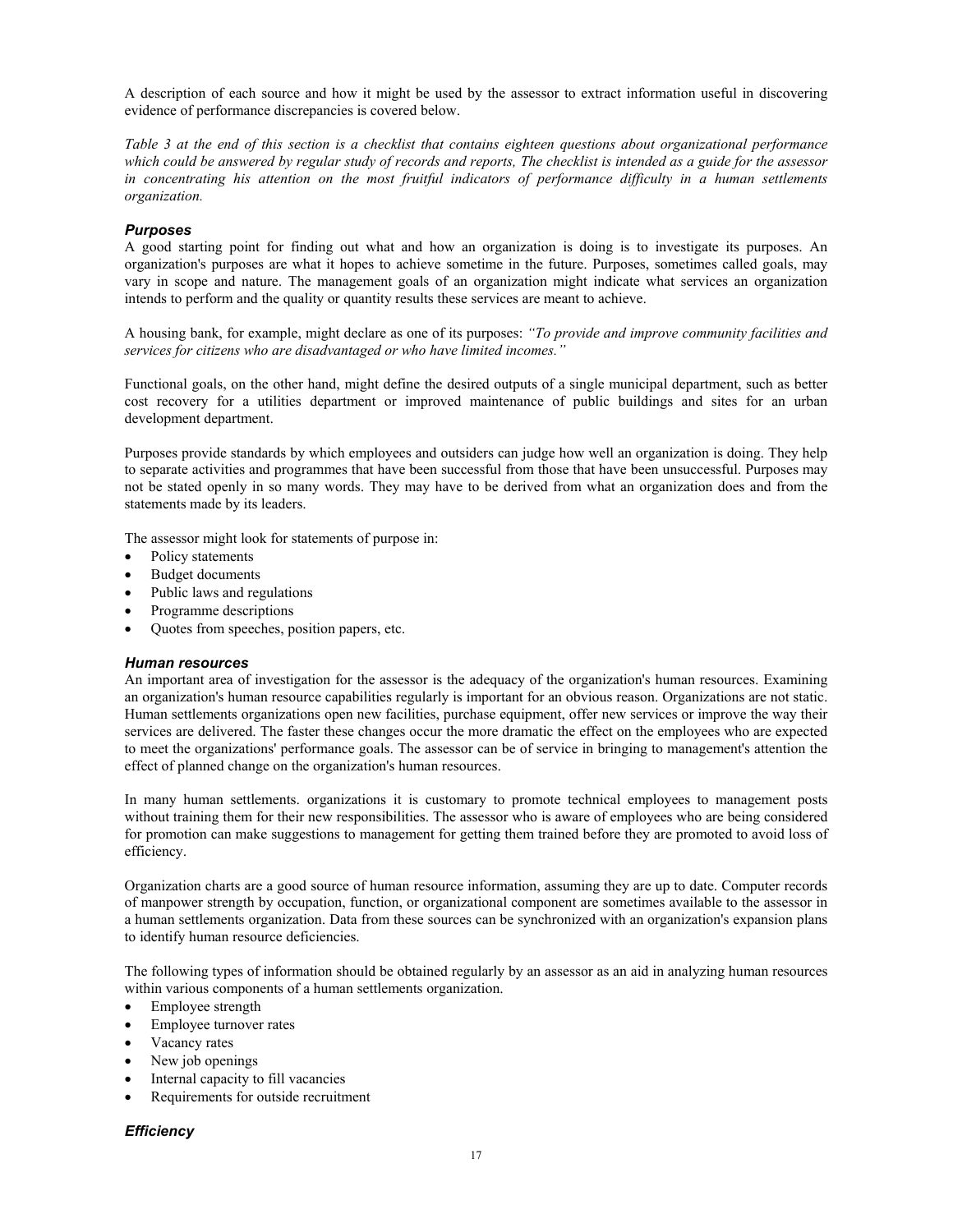A description of each source and how it might be used by the assessor to extract information useful in discovering evidence of performance discrepancies is covered below.

*Table 3 at the end of this section is a checklist that contains eighteen questions about organizational performance which could be answered by regular study of records and reports, The checklist is intended as a guide for the assessor in concentrating his attention on the most fruitful indicators of performance difficulty in a human settlements organization.*

### *Purposes*

A good starting point for finding out what and how an organization is doing is to investigate its purposes. An organization's purposes are what it hopes to achieve sometime in the future. Purposes, sometimes called goals, may vary in scope and nature. The management goals of an organization might indicate what services an organization intends to perform and the quality or quantity results these services are meant to achieve.

A housing bank, for example, might declare as one of its purposes: *"To provide and improve community facilities and services for citizens who are disadvantaged or who have limited incomes."*

Functional goals, on the other hand, might define the desired outputs of a single municipal department, such as better cost recovery for a utilities department or improved maintenance of public buildings and sites for an urban development department.

Purposes provide standards by which employees and outsiders can judge how well an organization is doing. They help to separate activities and programmes that have been successful from those that have been unsuccessful. Purposes may not be stated openly in so many words. They may have to be derived from what an organization does and from the statements made by its leaders.

The assessor might look for statements of purpose in:

- Policy statements
- Budget documents
- Public laws and regulations
- Programme descriptions
- Quotes from speeches, position papers, etc.

### *Human resources*

An important area of investigation for the assessor is the adequacy of the organization's human resources. Examining an organization's human resource capabilities regularly is important for an obvious reason. Organizations are not static. Human settlements organizations open new facilities, purchase equipment, offer new services or improve the way their services are delivered. The faster these changes occur the more dramatic the effect on the employees who are expected to meet the organizations' performance goals. The assessor can be of service in bringing to management's attention the effect of planned change on the organization's human resources.

In many human settlements. organizations it is customary to promote technical employees to management posts without training them for their new responsibilities. The assessor who is aware of employees who are being considered for promotion can make suggestions to management for getting them trained before they are promoted to avoid loss of efficiency.

Organization charts are a good source of human resource information, assuming they are up to date. Computer records of manpower strength by occupation, function, or organizational component are sometimes available to the assessor in a human settlements organization. Data from these sources can be synchronized with an organization's expansion plans to identify human resource deficiencies.

The following types of information should be obtained regularly by an assessor as an aid in analyzing human resources within various components of a human settlements organization.

- Employee strength
- Employee turnover rates
- Vacancy rates
- New job openings
- Internal capacity to fill vacancies
- Requirements for outside recruitment

### *Efficiency*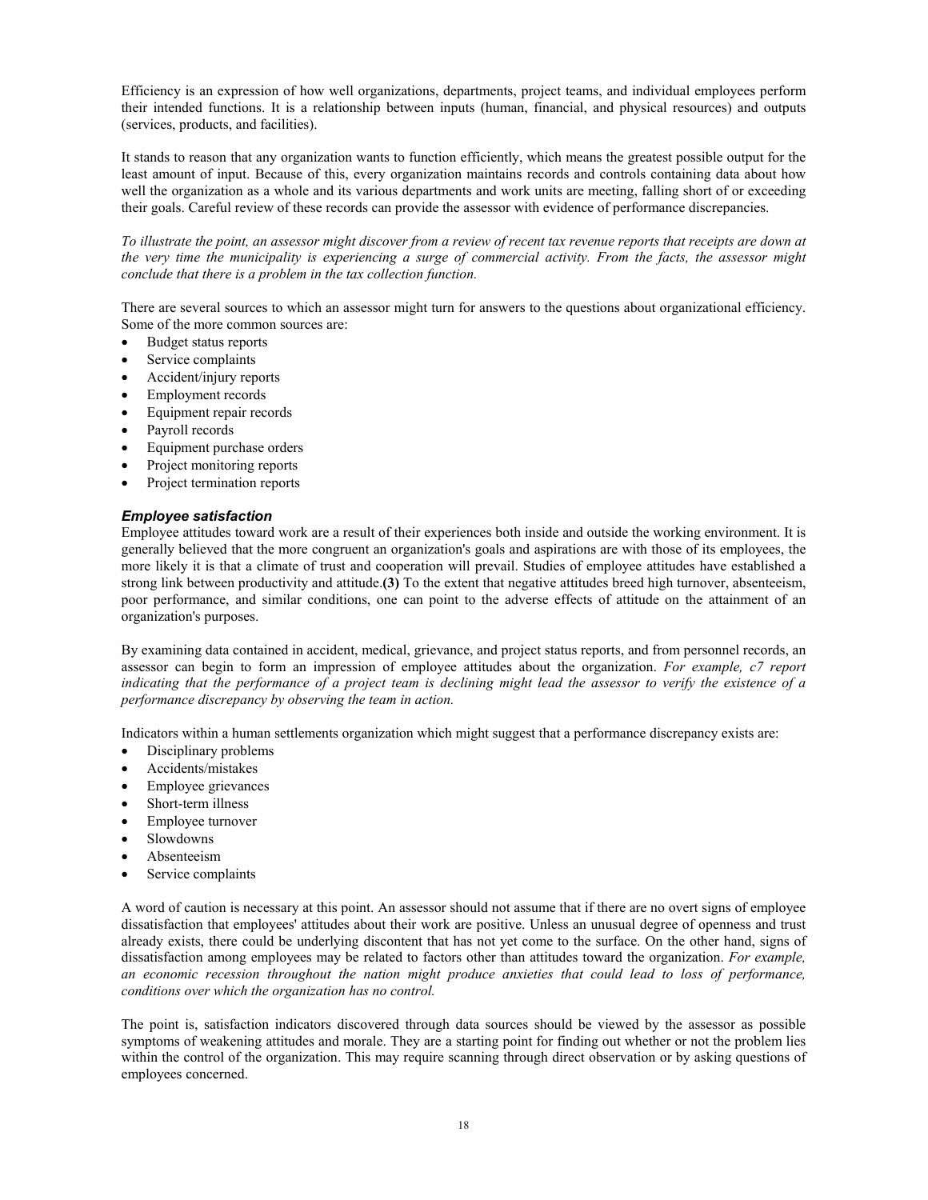Efficiency is an expression of how well organizations, departments, project teams, and individual employees perform their intended functions. It is a relationship between inputs (human, financial, and physical resources) and outputs (services, products, and facilities).

It stands to reason that any organization wants to function efficiently, which means the greatest possible output for the least amount of input. Because of this, every organization maintains records and controls containing data about how well the organization as a whole and its various departments and work units are meeting, falling short of or exceeding their goals. Careful review of these records can provide the assessor with evidence of performance discrepancies.

*To illustrate the point, an assessor might discover from a review of recent tax revenue reports that receipts are down at the very time the municipality is experiencing a surge of commercial activity. From the facts, the assessor might conclude that there is a problem in the tax collection function.*

There are several sources to which an assessor might turn for answers to the questions about organizational efficiency. Some of the more common sources are:

- Budget status reports
- Service complaints
- Accident/injury reports
- Employment records
- Equipment repair records
- Payroll records
- Equipment purchase orders
- Project monitoring reports
- Project termination reports

### *Employee satisfaction*

Employee attitudes toward work are a result of their experiences both inside and outside the working environment. It is generally believed that the more congruent an organization's goals and aspirations are with those of its employees, the more likely it is that a climate of trust and cooperation will prevail. Studies of employee attitudes have established a strong link between productivity and attitude.**(3)** To the extent that negative attitudes breed high turnover, absenteeism, poor performance, and similar conditions, one can point to the adverse effects of attitude on the attainment of an organization's purposes.

By examining data contained in accident, medical, grievance, and project status reports, and from personnel records, an assessor can begin to form an impression of employee attitudes about the organization. *For example, c7 report indicating that the performance of a project team is declining might lead the assessor to verify the existence of a performance discrepancy by observing the team in action.*

Indicators within a human settlements organization which might suggest that a performance discrepancy exists are:

- Disciplinary problems
- Accidents/mistakes
- Employee grievances
- Short-term illness
- Employee turnover
- Slowdowns
- Absenteeism
- Service complaints

A word of caution is necessary at this point. An assessor should not assume that if there are no overt signs of employee dissatisfaction that employees' attitudes about their work are positive. Unless an unusual degree of openness and trust already exists, there could be underlying discontent that has not yet come to the surface. On the other hand, signs of dissatisfaction among employees may be related to factors other than attitudes toward the organization. *For example, an economic recession throughout the nation might produce anxieties that could lead to loss of performance, conditions over which the organization has no control.*

The point is, satisfaction indicators discovered through data sources should be viewed by the assessor as possible symptoms of weakening attitudes and morale. They are a starting point for finding out whether or not the problem lies within the control of the organization. This may require scanning through direct observation or by asking questions of employees concerned.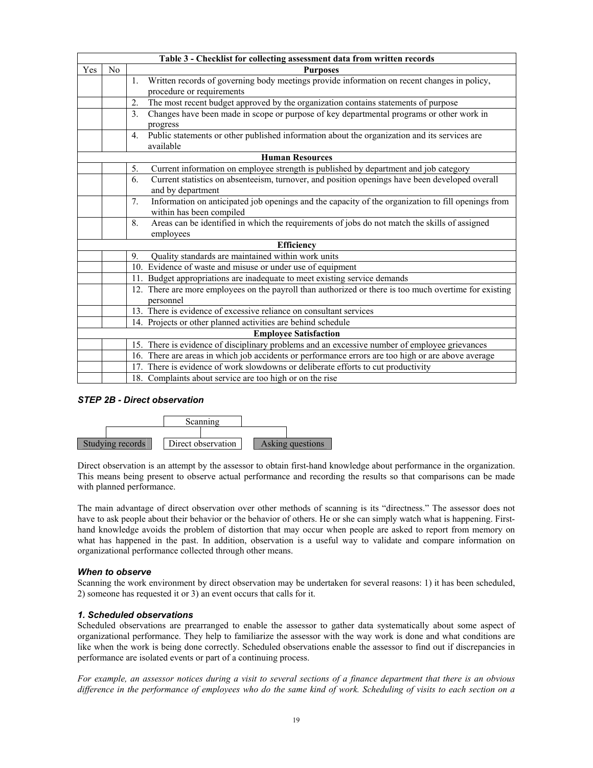| Table 3 - Checklist for collecting assessment data from written records | | |
|---|---|---|
| Yes | No | **Purposes** |
| | | 1. Written records of governing body meetings provide information on recent changes in policy, procedure or requirements |
| | | 2. The most recent budget approved by the organization contains statements of purpose |
| | | 3. Changes have been made in scope or purpose of key departmental programs or other work in progress |
| | | 4. Public statements or other published information about the organization and its services are available |
| | | **Human Resources** |
| | | 5. Current information on employee strength is published by department and job category |
| | | 6. Current statistics on absenteeism, turnover, and position openings have been developed overall and by department |
| | | 7. Information on anticipated job openings and the capacity of the organization to fill openings from within has been compiled |
| | | 8. Areas can be identified in which the requirements of jobs do not match the skills of assigned employees |
| | | **Efficiency** |
| | | 9. Quality standards are maintained within work units |
| | | 10. Evidence of waste and misuse or under use of equipment |
| | | 11. Budget appropriations are inadequate to meet existing service demands |
| | | 12. There are more employees on the payroll than authorized or there is too much overtime for existing personnel |
| | | 13. There is evidence of excessive reliance on consultant services |
| | | 14. Projects or other planned activities are behind schedule |
| | | **Employee Satisfaction** |
| | | 15. There is evidence of disciplinary problems and an excessive number of employee grievances |
| | | 16. There are areas in which job accidents or performance errors are too high or are above average |
| | | 17. There is evidence of work slowdowns or deliberate efforts to cut productivity |
| | | 18. Complaints about service are too high or on the rise |

### *STEP 2B - Direct observation*

Scanning

Studying records | Direct observation | Asking questions

Direct observation is an attempt by the assessor to obtain first-hand knowledge about performance in the organization. This means being present to observe actual performance and recording the results so that comparisons can be made with planned performance.

The main advantage of direct observation over other methods of scanning is its "directness." The assessor does not have to ask people about their behavior or the behavior of others. He or she can simply watch what is happening. First-hand knowledge avoids the problem of distortion that may occur when people are asked to report from memory on what has happened in the past. In addition, observation is a useful way to validate and compare information on organizational performance collected through other means.

#### *When to observe*

Scanning the work environment by direct observation may be undertaken for several reasons: 1) it has been scheduled, 2) someone has requested it or 3) an event occurs that calls for it.

#### *1. Scheduled observations*

Scheduled observations are prearranged to enable the assessor to gather data systematically about some aspect of organizational performance. They help to familiarize the assessor with the way work is done and what conditions are like when the work is being done correctly. Scheduled observations enable the assessor to find out if discrepancies in performance are isolated events or part of a continuing process.

*For example, an assessor notices during a visit to several sections of a finance department that there is an obvious difference in the performance of employees who do the same kind of work. Scheduling of visits to each section on a*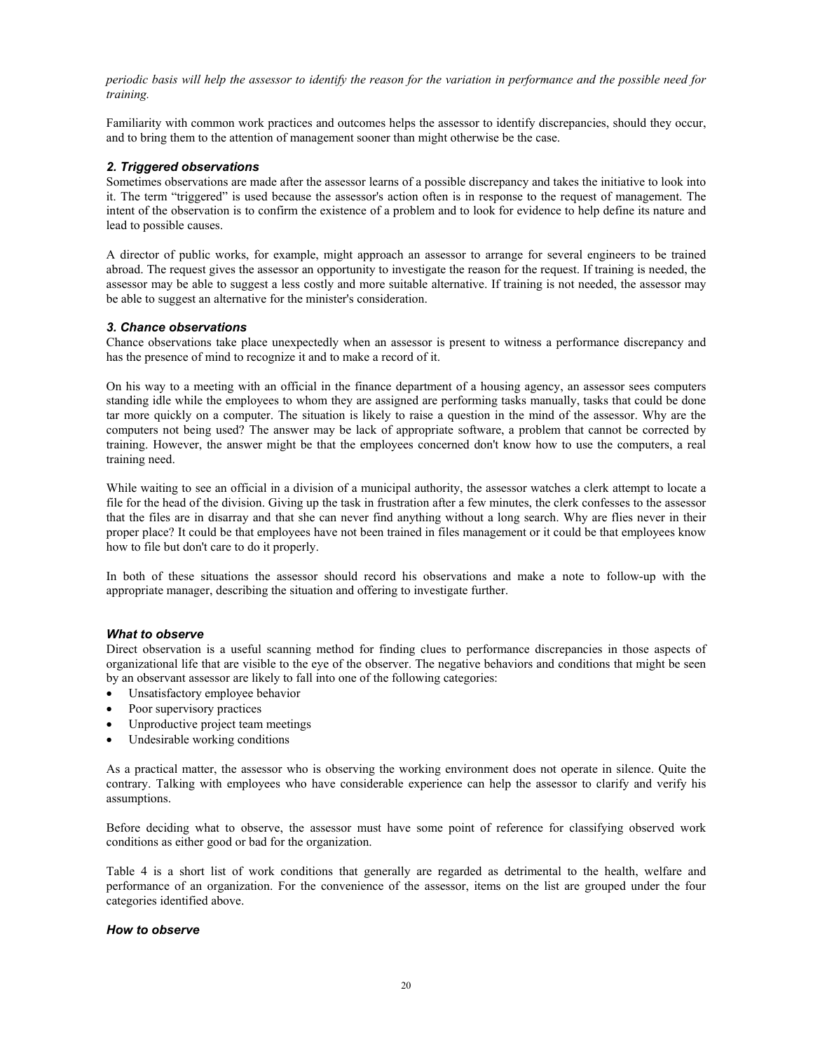*periodic basis will help the assessor to identify the reason for the variation in performance and the possible need for training.*

Familiarity with common work practices and outcomes helps the assessor to identify discrepancies, should they occur, and to bring them to the attention of management sooner than might otherwise be the case.

### *2. Triggered observations*

Sometimes observations are made after the assessor learns of a possible discrepancy and takes the initiative to look into it. The term "triggered" is used because the assessor's action often is in response to the request of management. The intent of the observation is to confirm the existence of a problem and to look for evidence to help define its nature and lead to possible causes.

A director of public works, for example, might approach an assessor to arrange for several engineers to be trained abroad. The request gives the assessor an opportunity to investigate the reason for the request. If training is needed, the assessor may be able to suggest a less costly and more suitable alternative. If training is not needed, the assessor may be able to suggest an alternative for the minister's consideration.

### *3. Chance observations*

Chance observations take place unexpectedly when an assessor is present to witness a performance discrepancy and has the presence of mind to recognize it and to make a record of it.

On his way to a meeting with an official in the finance department of a housing agency, an assessor sees computers standing idle while the employees to whom they are assigned are performing tasks manually, tasks that could be done tar more quickly on a computer. The situation is likely to raise a question in the mind of the assessor. Why are the computers not being used? The answer may be lack of appropriate software, a problem that cannot be corrected by training. However, the answer might be that the employees concerned don't know how to use the computers, a real training need.

While waiting to see an official in a division of a municipal authority, the assessor watches a clerk attempt to locate a file for the head of the division. Giving up the task in frustration after a few minutes, the clerk confesses to the assessor that the files are in disarray and that she can never find anything without a long search. Why are flies never in their proper place? It could be that employees have not been trained in files management or it could be that employees know how to file but don't care to do it properly.

In both of these situations the assessor should record his observations and make a note to follow-up with the appropriate manager, describing the situation and offering to investigate further.

### *What to observe*

Direct observation is a useful scanning method for finding clues to performance discrepancies in those aspects of organizational life that are visible to the eye of the observer. The negative behaviors and conditions that might be seen by an observant assessor are likely to fall into one of the following categories:

- Unsatisfactory employee behavior
- Poor supervisory practices
- Unproductive project team meetings
- Undesirable working conditions

As a practical matter, the assessor who is observing the working environment does not operate in silence. Quite the contrary. Talking with employees who have considerable experience can help the assessor to clarify and verify his assumptions.

Before deciding what to observe, the assessor must have some point of reference for classifying observed work conditions as either good or bad for the organization.

Table 4 is a short list of work conditions that generally are regarded as detrimental to the health, welfare and performance of an organization. For the convenience of the assessor, items on the list are grouped under the four categories identified above.

### *How to observe*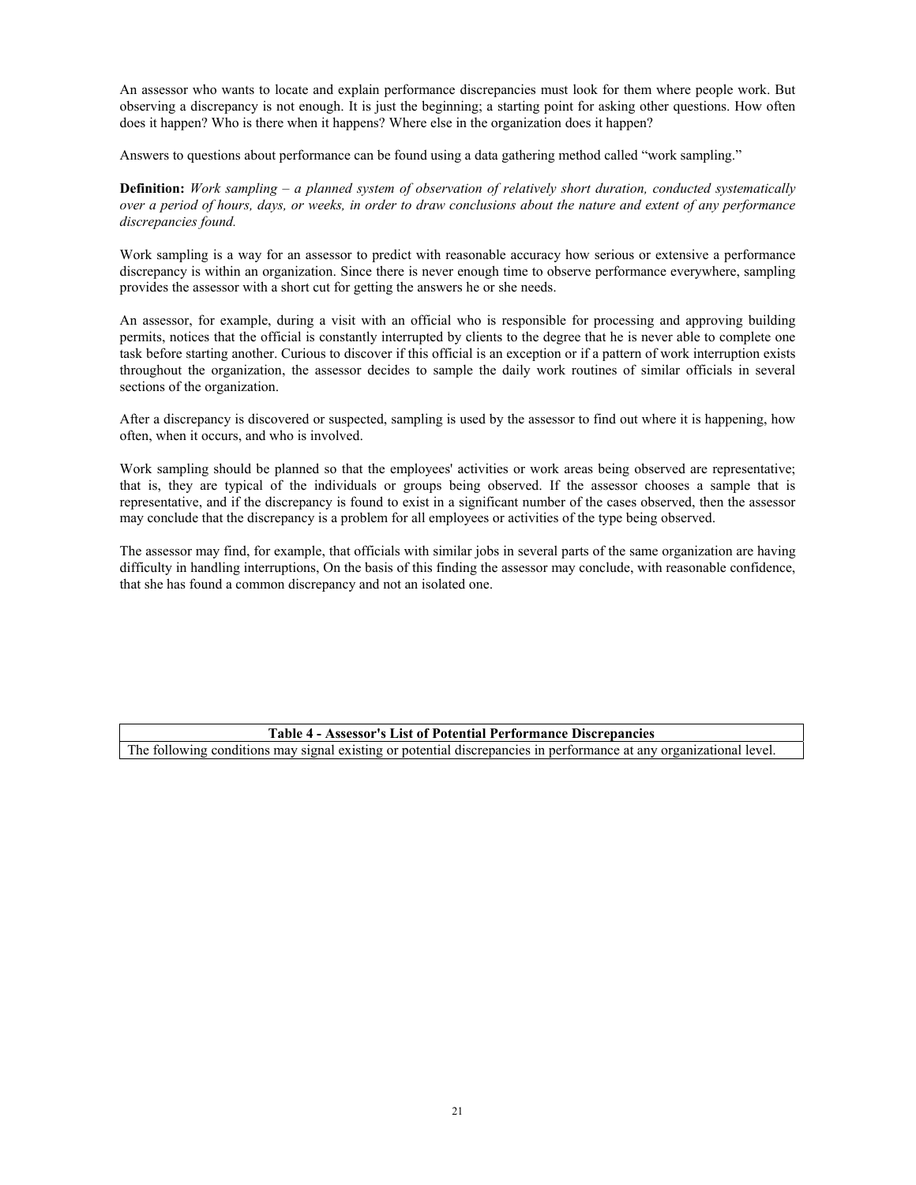An assessor who wants to locate and explain performance discrepancies must look for them where people work. But observing a discrepancy is not enough. It is just the beginning; a starting point for asking other questions. How often does it happen? Who is there when it happens? Where else in the organization does it happen?

Answers to questions about performance can be found using a data gathering method called "work sampling."

**Definition:** *Work sampling – a planned system of observation of relatively short duration, conducted systematically over a period of hours, days, or weeks, in order to draw conclusions about the nature and extent of any performance discrepancies found.*

Work sampling is a way for an assessor to predict with reasonable accuracy how serious or extensive a performance discrepancy is within an organization. Since there is never enough time to observe performance everywhere, sampling provides the assessor with a short cut for getting the answers he or she needs.

An assessor, for example, during a visit with an official who is responsible for processing and approving building permits, notices that the official is constantly interrupted by clients to the degree that he is never able to complete one task before starting another. Curious to discover if this official is an exception or if a pattern of work interruption exists throughout the organization, the assessor decides to sample the daily work routines of similar officials in several sections of the organization.

After a discrepancy is discovered or suspected, sampling is used by the assessor to find out where it is happening, how often, when it occurs, and who is involved.

Work sampling should be planned so that the employees' activities or work areas being observed are representative; that is, they are typical of the individuals or groups being observed. If the assessor chooses a sample that is representative, and if the discrepancy is found to exist in a significant number of the cases observed, then the assessor may conclude that the discrepancy is a problem for all employees or activities of the type being observed.

The assessor may find, for example, that officials with similar jobs in several parts of the same organization are having difficulty in handling interruptions, On the basis of this finding the assessor may conclude, with reasonable confidence, that she has found a common discrepancy and not an isolated one.

| Table 4 - Assessor's List of Potential Performance Discrepancies |
| --- |
| The following conditions may signal existing or potential discrepancies in performance at any organizational level. |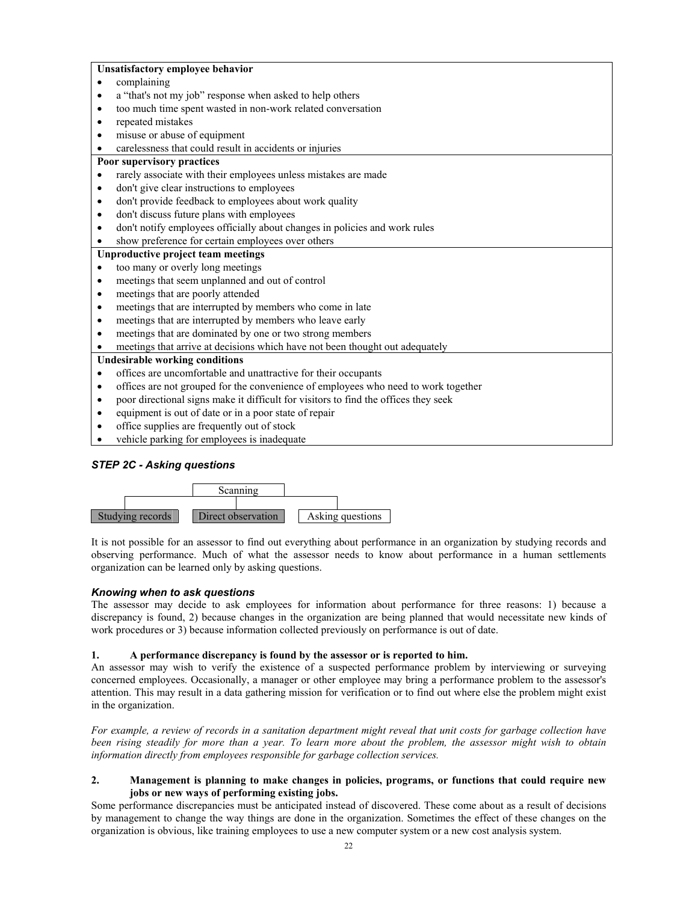| **Unsatisfactory employee behavior** |
|---|
| • complaining<br>• a "that's not my job" response when asked to help others<br>• too much time spent wasted in non-work related conversation<br>• repeated mistakes<br>• misuse or abuse of equipment<br>• carelessness that could result in accidents or injuries |
| **Poor supervisory practices** |
| • rarely associate with their employees unless mistakes are made<br>• don't give clear instructions to employees<br>• don't provide feedback to employees about work quality<br>• don't discuss future plans with employees<br>• don't notify employees officially about changes in policies and work rules<br>• show preference for certain employees over others |
| **Unproductive project team meetings** |
| • too many or overly long meetings<br>• meetings that seem unplanned and out of control<br>• meetings that are poorly attended<br>• meetings that are interrupted by members who come in late<br>• meetings that are interrupted by members who leave early<br>• meetings that are dominated by one or two strong members<br>• meetings that arrive at decisions which have not been thought out adequately |
| **Undesirable working conditions** |
| • offices are uncomfortable and unattractive for their occupants<br>• offices are not grouped for the convenience of employees who need to work together<br>• poor directional signs make it difficult for visitors to find the offices they seek<br>• equipment is out of date or in a poor state of repair<br>• office supplies are frequently out of stock<br>• vehicle parking for employees is inadequate |

### *STEP 2C - Asking questions*

Scanning

Studying records | Direct observation | Asking questions

It is not possible for an assessor to find out everything about performance in an organization by studying records and observing performance. Much of what the assessor needs to know about performance in a human settlements organization can be learned only by asking questions.

#### *Knowing when to ask questions*

The assessor may decide to ask employees for information about performance for three reasons: 1) because a discrepancy is found, 2) because changes in the organization are being planned that would necessitate new kinds of work procedures or 3) because information collected previously on performance is out of date.

**1. A performance discrepancy is found by the assessor or is reported to him.**

An assessor may wish to verify the existence of a suspected performance problem by interviewing or surveying concerned employees. Occasionally, a manager or other employee may bring a performance problem to the assessor's attention. This may result in a data gathering mission for verification or to find out where else the problem might exist in the organization.

*For example, a review of records in a sanitation department might reveal that unit costs for garbage collection have been rising steadily for more than a year. To learn more about the problem, the assessor might wish to obtain information directly from employees responsible for garbage collection services.*

**2. Management is planning to make changes in policies, programs, or functions that could require new jobs or new ways of performing existing jobs.**

Some performance discrepancies must be anticipated instead of discovered. These come about as a result of decisions by management to change the way things are done in the organization. Sometimes the effect of these changes on the organization is obvious, like training employees to use a new computer system or a new cost analysis system.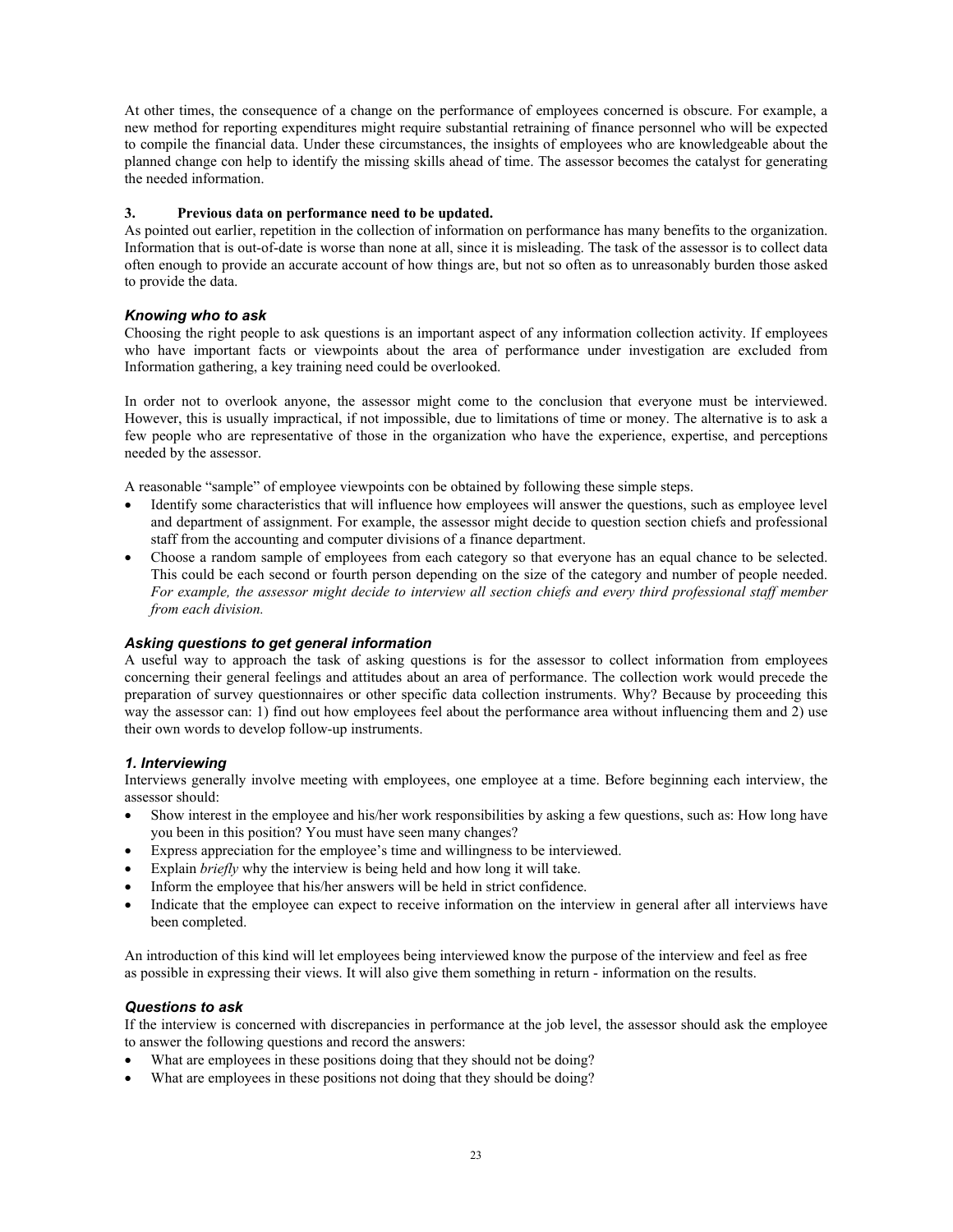At other times, the consequence of a change on the performance of employees concerned is obscure. For example, a new method for reporting expenditures might require substantial retraining of finance personnel who will be expected to compile the financial data. Under these circumstances, the insights of employees who are knowledgeable about the planned change con help to identify the missing skills ahead of time. The assessor becomes the catalyst for generating the needed information.

**3. Previous data on performance need to be updated.**

As pointed out earlier, repetition in the collection of information on performance has many benefits to the organization. Information that is out-of-date is worse than none at all, since it is misleading. The task of the assessor is to collect data often enough to provide an accurate account of how things are, but not so often as to unreasonably burden those asked to provide the data.

### *Knowing who to ask*

Choosing the right people to ask questions is an important aspect of any information collection activity. If employees who have important facts or viewpoints about the area of performance under investigation are excluded from Information gathering, a key training need could be overlooked.

In order not to overlook anyone, the assessor might come to the conclusion that everyone must be interviewed. However, this is usually impractical, if not impossible, due to limitations of time or money. The alternative is to ask a few people who are representative of those in the organization who have the experience, expertise, and perceptions needed by the assessor.

A reasonable "sample" of employee viewpoints con be obtained by following these simple steps.

- Identify some characteristics that will influence how employees will answer the questions, such as employee level and department of assignment. For example, the assessor might decide to question section chiefs and professional staff from the accounting and computer divisions of a finance department.
- Choose a random sample of employees from each category so that everyone has an equal chance to be selected. This could be each second or fourth person depending on the size of the category and number of people needed. *For example, the assessor might decide to interview all section chiefs and every third professional staff member from each division.*

### *Asking questions to get general information*

A useful way to approach the task of asking questions is for the assessor to collect information from employees concerning their general feelings and attitudes about an area of performance. The collection work would precede the preparation of survey questionnaires or other specific data collection instruments. Why? Because by proceeding this way the assessor can: 1) find out how employees feel about the performance area without influencing them and 2) use their own words to develop follow-up instruments.

### *1. Interviewing*

Interviews generally involve meeting with employees, one employee at a time. Before beginning each interview, the assessor should:

- Show interest in the employee and his/her work responsibilities by asking a few questions, such as: How long have you been in this position? You must have seen many changes?
- Express appreciation for the employee's time and willingness to be interviewed.
- Explain *briefly* why the interview is being held and how long it will take.
- Inform the employee that his/her answers will be held in strict confidence.
- Indicate that the employee can expect to receive information on the interview in general after all interviews have been completed.

An introduction of this kind will let employees being interviewed know the purpose of the interview and feel as free as possible in expressing their views. It will also give them something in return - information on the results.

### *Questions to ask*

If the interview is concerned with discrepancies in performance at the job level, the assessor should ask the employee to answer the following questions and record the answers:

- What are employees in these positions doing that they should not be doing?
- What are employees in these positions not doing that they should be doing?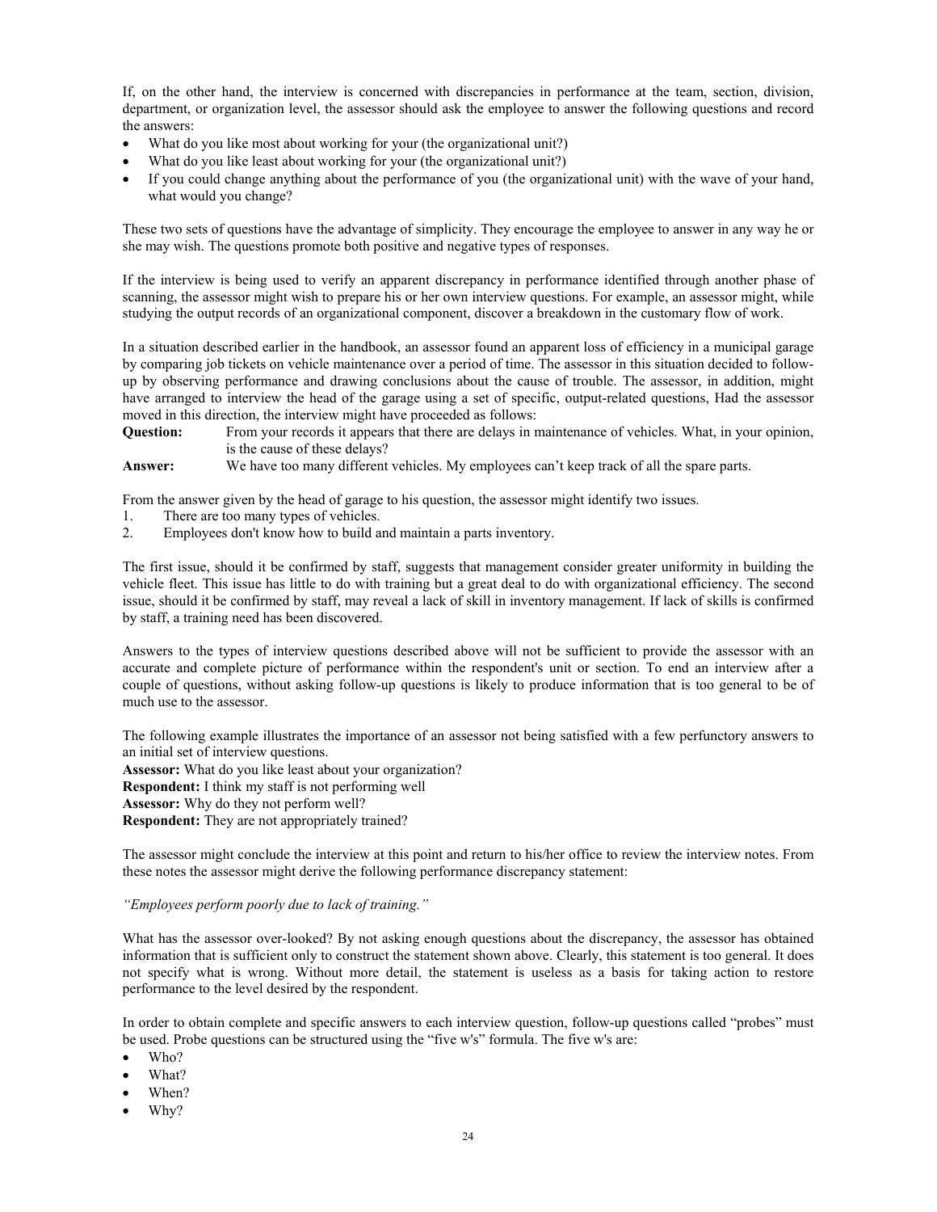If, on the other hand, the interview is concerned with discrepancies in performance at the team, section, division, department, or organization level, the assessor should ask the employee to answer the following questions and record the answers:

- What do you like most about working for your (the organizational unit?)
- What do you like least about working for your (the organizational unit?)
- If you could change anything about the performance of you (the organizational unit) with the wave of your hand, what would you change?

These two sets of questions have the advantage of simplicity. They encourage the employee to answer in any way he or she may wish. The questions promote both positive and negative types of responses.

If the interview is being used to verify an apparent discrepancy in performance identified through another phase of scanning, the assessor might wish to prepare his or her own interview questions. For example, an assessor might, while studying the output records of an organizational component, discover a breakdown in the customary flow of work.

In a situation described earlier in the handbook, an assessor found an apparent loss of efficiency in a municipal garage by comparing job tickets on vehicle maintenance over a period of time. The assessor in this situation decided to follow-up by observing performance and drawing conclusions about the cause of trouble. The assessor, in addition, might have arranged to interview the head of the garage using a set of specific, output-related questions, Had the assessor moved in this direction, the interview might have proceeded as follows:

**Question:** From your records it appears that there are delays in maintenance of vehicles. What, in your opinion, is the cause of these delays?

**Answer:** We have too many different vehicles. My employees can't keep track of all the spare parts.

From the answer given by the head of garage to his question, the assessor might identify two issues.

1. There are too many types of vehicles.
2. Employees don't know how to build and maintain a parts inventory.

The first issue, should it be confirmed by staff, suggests that management consider greater uniformity in building the vehicle fleet. This issue has little to do with training but a great deal to do with organizational efficiency. The second issue, should it be confirmed by staff, may reveal a lack of skill in inventory management. If lack of skills is confirmed by staff, a training need has been discovered.

Answers to the types of interview questions described above will not be sufficient to provide the assessor with an accurate and complete picture of performance within the respondent's unit or section. To end an interview after a couple of questions, without asking follow-up questions is likely to produce information that is too general to be of much use to the assessor.

The following example illustrates the importance of an assessor not being satisfied with a few perfunctory answers to an initial set of interview questions.

**Assessor:** What do you like least about your organization?
**Respondent:** I think my staff is not performing well
**Assessor:** Why do they not perform well?
**Respondent:** They are not appropriately trained?

The assessor might conclude the interview at this point and return to his/her office to review the interview notes. From these notes the assessor might derive the following performance discrepancy statement:

*"Employees perform poorly due to lack of training."*

What has the assessor over-looked? By not asking enough questions about the discrepancy, the assessor has obtained information that is sufficient only to construct the statement shown above. Clearly, this statement is too general. It does not specify what is wrong. Without more detail, the statement is useless as a basis for taking action to restore performance to the level desired by the respondent.

In order to obtain complete and specific answers to each interview question, follow-up questions called "probes" must be used. Probe questions can be structured using the "five w's" formula. The five w's are:

- Who?
- What?
- When?
- Why?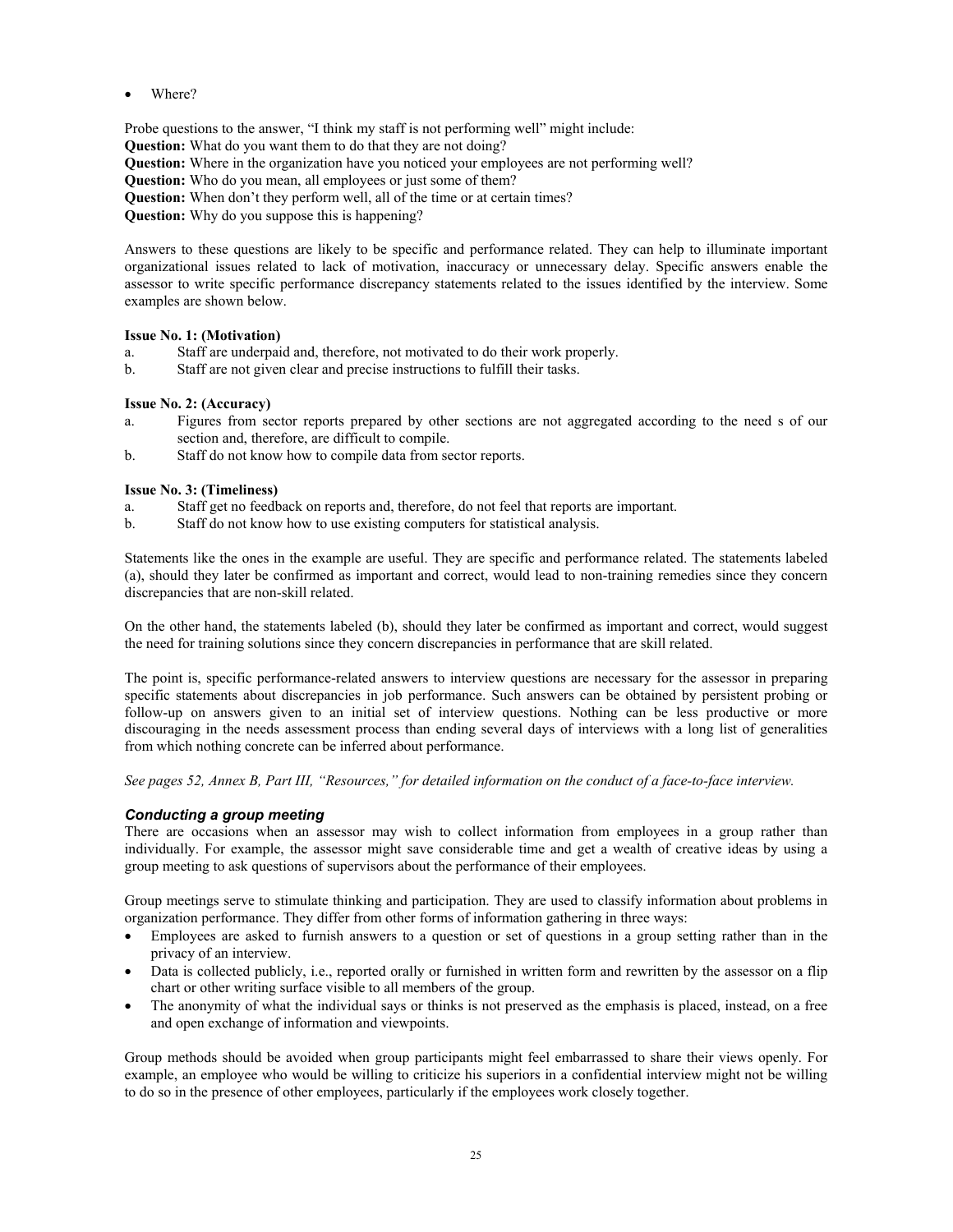- Where?

Probe questions to the answer, "I think my staff is not performing well" might include:
**Question:** What do you want them to do that they are not doing?
**Question:** Where in the organization have you noticed your employees are not performing well?
**Question:** Who do you mean, all employees or just some of them?
**Question:** When don't they perform well, all of the time or at certain times?
**Question:** Why do you suppose this is happening?

Answers to these questions are likely to be specific and performance related. They can help to illuminate important organizational issues related to lack of motivation, inaccuracy or unnecessary delay. Specific answers enable the assessor to write specific performance discrepancy statements related to the issues identified by the interview. Some examples are shown below.

**Issue No. 1: (Motivation)**

a. Staff are underpaid and, therefore, not motivated to do their work properly.
b. Staff are not given clear and precise instructions to fulfill their tasks.

**Issue No. 2: (Accuracy)**

a. Figures from sector reports prepared by other sections are not aggregated according to the need s of our section and, therefore, are difficult to compile.
b. Staff do not know how to compile data from sector reports.

**Issue No. 3: (Timeliness)**

a. Staff get no feedback on reports and, therefore, do not feel that reports are important.
b. Staff do not know how to use existing computers for statistical analysis.

Statements like the ones in the example are useful. They are specific and performance related. The statements labeled (a), should they later be confirmed as important and correct, would lead to non-training remedies since they concern discrepancies that are non-skill related.

On the other hand, the statements labeled (b), should they later be confirmed as important and correct, would suggest the need for training solutions since they concern discrepancies in performance that are skill related.

The point is, specific performance-related answers to interview questions are necessary for the assessor in preparing specific statements about discrepancies in job performance. Such answers can be obtained by persistent probing or follow-up on answers given to an initial set of interview questions. Nothing can be less productive or more discouraging in the needs assessment process than ending several days of interviews with a long list of generalities from which nothing concrete can be inferred about performance.

*See pages 52, Annex B, Part III, "Resources," for detailed information on the conduct of a face-to-face interview.*

### *Conducting a group meeting*

There are occasions when an assessor may wish to collect information from employees in a group rather than individually. For example, the assessor might save considerable time and get a wealth of creative ideas by using a group meeting to ask questions of supervisors about the performance of their employees.

Group meetings serve to stimulate thinking and participation. They are used to classify information about problems in organization performance. They differ from other forms of information gathering in three ways:

- Employees are asked to furnish answers to a question or set of questions in a group setting rather than in the privacy of an interview.
- Data is collected publicly, i.e., reported orally or furnished in written form and rewritten by the assessor on a flip chart or other writing surface visible to all members of the group.
- The anonymity of what the individual says or thinks is not preserved as the emphasis is placed, instead, on a free and open exchange of information and viewpoints.

Group methods should be avoided when group participants might feel embarrassed to share their views openly. For example, an employee who would be willing to criticize his superiors in a confidential interview might not be willing to do so in the presence of other employees, particularly if the employees work closely together.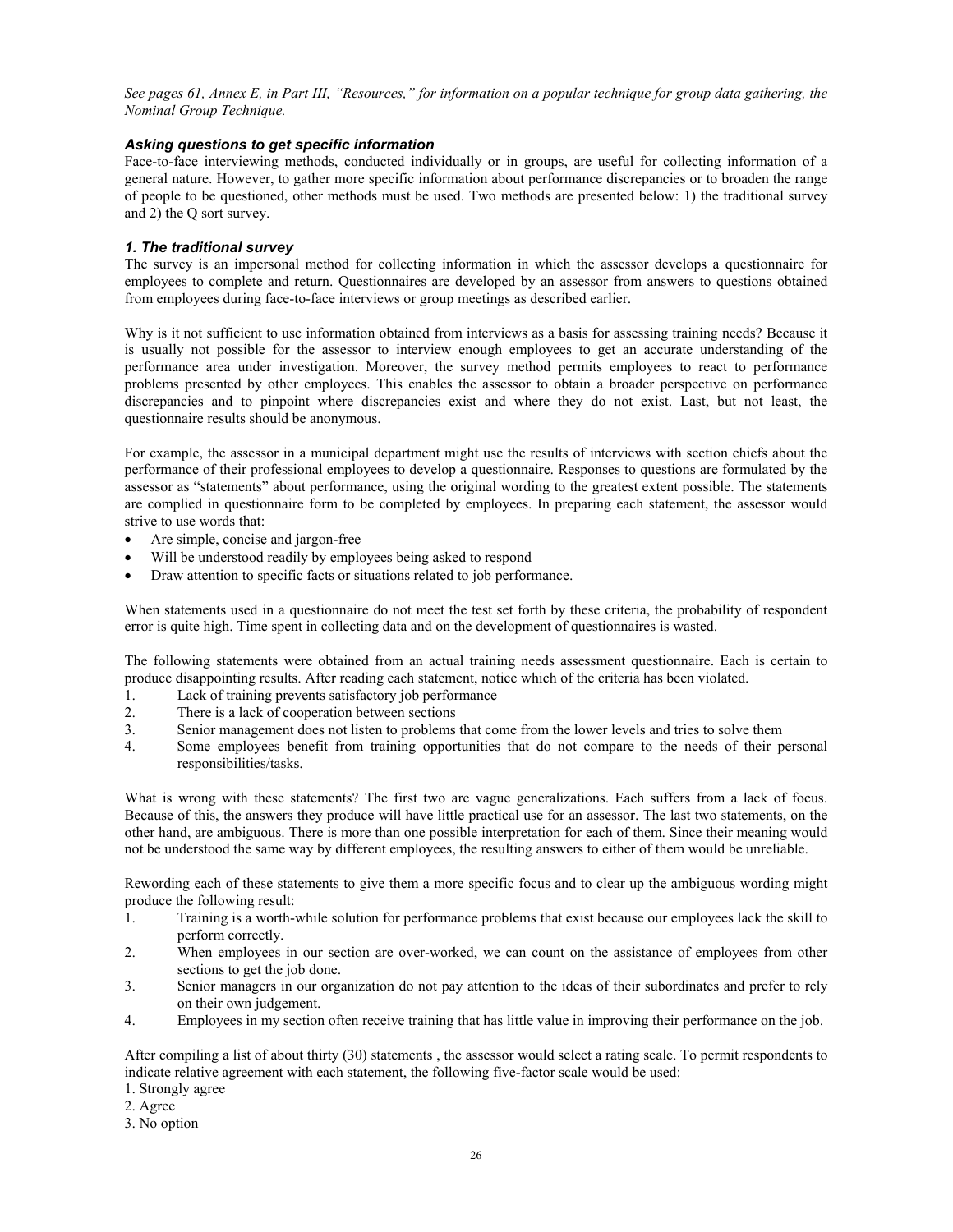*See pages 61, Annex E, in Part III, "Resources," for information on a popular technique for group data gathering, the Nominal Group Technique.*

### *Asking questions to get specific information*

Face-to-face interviewing methods, conducted individually or in groups, are useful for collecting information of a general nature. However, to gather more specific information about performance discrepancies or to broaden the range of people to be questioned, other methods must be used. Two methods are presented below: 1) the traditional survey and 2) the Q sort survey.

### *1. The traditional survey*

The survey is an impersonal method for collecting information in which the assessor develops a questionnaire for employees to complete and return. Questionnaires are developed by an assessor from answers to questions obtained from employees during face-to-face interviews or group meetings as described earlier.

Why is it not sufficient to use information obtained from interviews as a basis for assessing training needs? Because it is usually not possible for the assessor to interview enough employees to get an accurate understanding of the performance area under investigation. Moreover, the survey method permits employees to react to performance problems presented by other employees. This enables the assessor to obtain a broader perspective on performance discrepancies and to pinpoint where discrepancies exist and where they do not exist. Last, but not least, the questionnaire results should be anonymous.

For example, the assessor in a municipal department might use the results of interviews with section chiefs about the performance of their professional employees to develop a questionnaire. Responses to questions are formulated by the assessor as "statements" about performance, using the original wording to the greatest extent possible. The statements are complied in questionnaire form to be completed by employees. In preparing each statement, the assessor would strive to use words that:

- Are simple, concise and jargon-free
- Will be understood readily by employees being asked to respond
- Draw attention to specific facts or situations related to job performance.

When statements used in a questionnaire do not meet the test set forth by these criteria, the probability of respondent error is quite high. Time spent in collecting data and on the development of questionnaires is wasted.

The following statements were obtained from an actual training needs assessment questionnaire. Each is certain to produce disappointing results. After reading each statement, notice which of the criteria has been violated.

1. Lack of training prevents satisfactory job performance
2. There is a lack of cooperation between sections
3. Senior management does not listen to problems that come from the lower levels and tries to solve them
4. Some employees benefit from training opportunities that do not compare to the needs of their personal responsibilities/tasks.

What is wrong with these statements? The first two are vague generalizations. Each suffers from a lack of focus. Because of this, the answers they produce will have little practical use for an assessor. The last two statements, on the other hand, are ambiguous. There is more than one possible interpretation for each of them. Since their meaning would not be understood the same way by different employees, the resulting answers to either of them would be unreliable.

Rewording each of these statements to give them a more specific focus and to clear up the ambiguous wording might produce the following result:

1. Training is a worth-while solution for performance problems that exist because our employees lack the skill to perform correctly.
2. When employees in our section are over-worked, we can count on the assistance of employees from other sections to get the job done.
3. Senior managers in our organization do not pay attention to the ideas of their subordinates and prefer to rely on their own judgement.
4. Employees in my section often receive training that has little value in improving their performance on the job.

After compiling a list of about thirty (30) statements , the assessor would select a rating scale. To permit respondents to indicate relative agreement with each statement, the following five-factor scale would be used:

1. Strongly agree
2. Agree
3. No option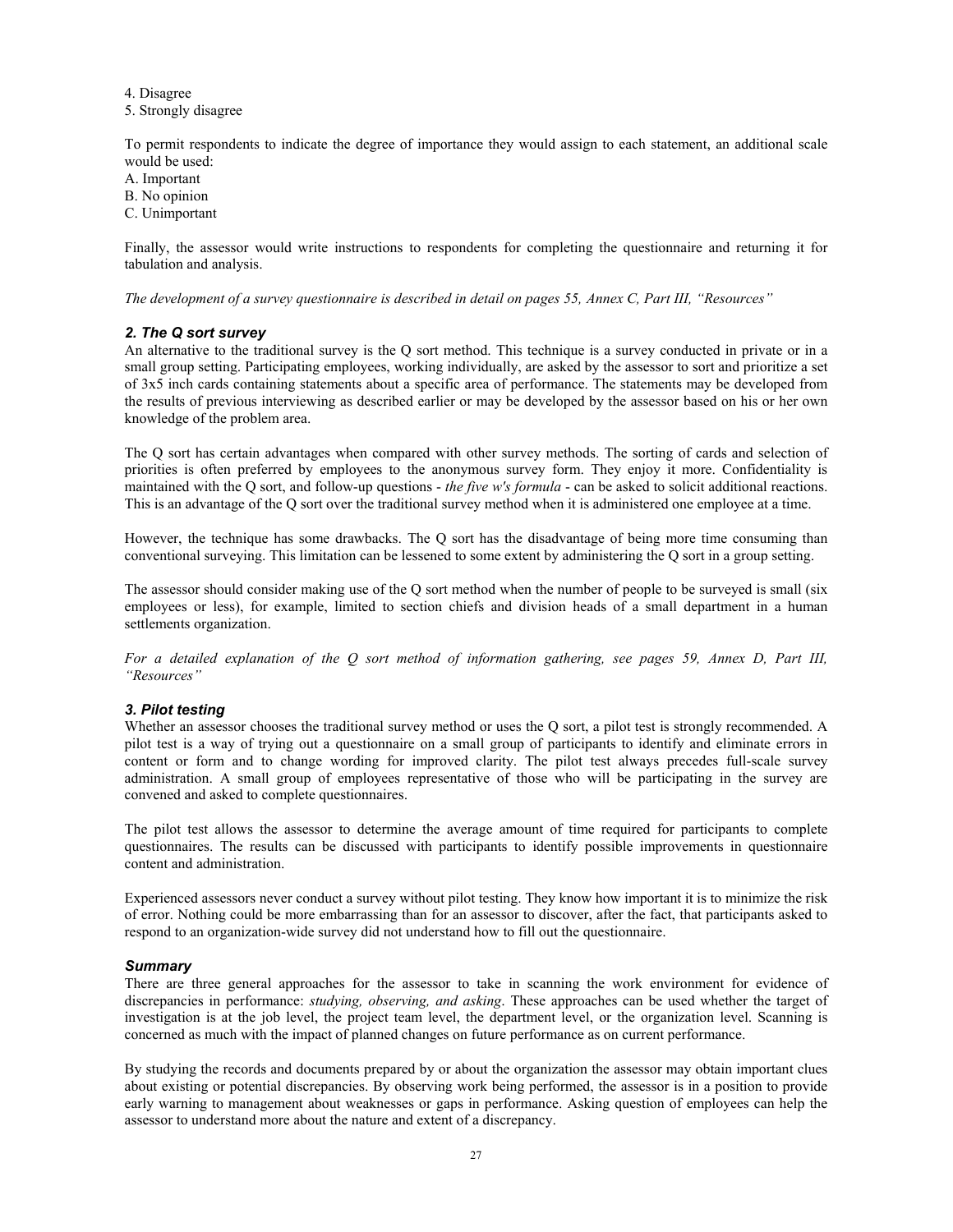4. Disagree
5. Strongly disagree

To permit respondents to indicate the degree of importance they would assign to each statement, an additional scale would be used:
A. Important
B. No opinion
C. Unimportant

Finally, the assessor would write instructions to respondents for completing the questionnaire and returning it for tabulation and analysis.

*The development of a survey questionnaire is described in detail on pages 55, Annex C, Part III, "Resources"*

### *2. The Q sort survey*

An alternative to the traditional survey is the Q sort method. This technique is a survey conducted in private or in a small group setting. Participating employees, working individually, are asked by the assessor to sort and prioritize a set of 3x5 inch cards containing statements about a specific area of performance. The statements may be developed from the results of previous interviewing as described earlier or may be developed by the assessor based on his or her own knowledge of the problem area.

The Q sort has certain advantages when compared with other survey methods. The sorting of cards and selection of priorities is often preferred by employees to the anonymous survey form. They enjoy it more. Confidentiality is maintained with the Q sort, and follow-up questions - *the five w's formula* - can be asked to solicit additional reactions. This is an advantage of the Q sort over the traditional survey method when it is administered one employee at a time.

However, the technique has some drawbacks. The Q sort has the disadvantage of being more time consuming than conventional surveying. This limitation can be lessened to some extent by administering the Q sort in a group setting.

The assessor should consider making use of the Q sort method when the number of people to be surveyed is small (six employees or less), for example, limited to section chiefs and division heads of a small department in a human settlements organization.

*For a detailed explanation of the Q sort method of information gathering, see pages 59, Annex D, Part III, "Resources"*

### *3. Pilot testing*

Whether an assessor chooses the traditional survey method or uses the Q sort, a pilot test is strongly recommended. A pilot test is a way of trying out a questionnaire on a small group of participants to identify and eliminate errors in content or form and to change wording for improved clarity. The pilot test always precedes full-scale survey administration. A small group of employees representative of those who will be participating in the survey are convened and asked to complete questionnaires.

The pilot test allows the assessor to determine the average amount of time required for participants to complete questionnaires. The results can be discussed with participants to identify possible improvements in questionnaire content and administration.

Experienced assessors never conduct a survey without pilot testing. They know how important it is to minimize the risk of error. Nothing could be more embarrassing than for an assessor to discover, after the fact, that participants asked to respond to an organization-wide survey did not understand how to fill out the questionnaire.

### *Summary*

There are three general approaches for the assessor to take in scanning the work environment for evidence of discrepancies in performance: *studying, observing, and asking*. These approaches can be used whether the target of investigation is at the job level, the project team level, the department level, or the organization level. Scanning is concerned as much with the impact of planned changes on future performance as on current performance.

By studying the records and documents prepared by or about the organization the assessor may obtain important clues about existing or potential discrepancies. By observing work being performed, the assessor is in a position to provide early warning to management about weaknesses or gaps in performance. Asking question of employees can help the assessor to understand more about the nature and extent of a discrepancy.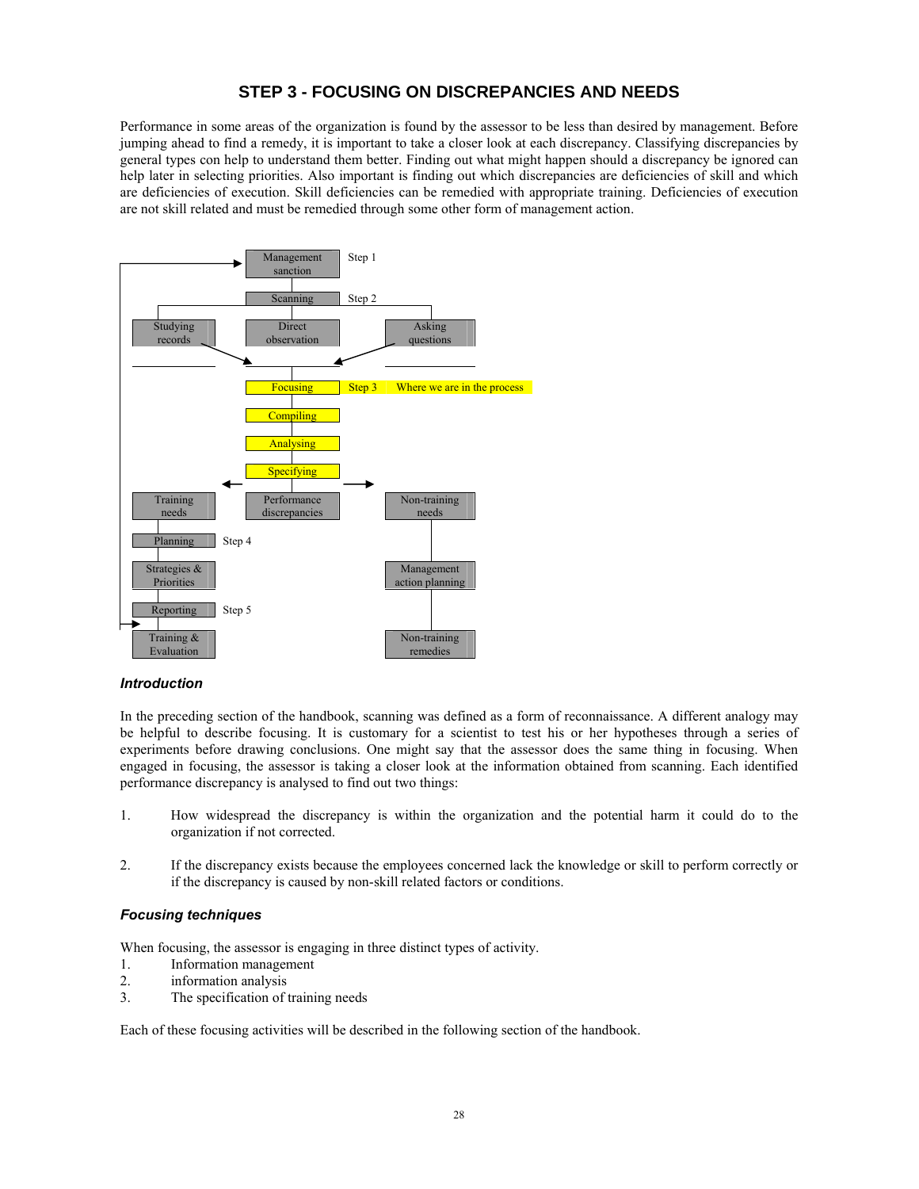# STEP 3 - FOCUSING ON DISCREPANCIES AND NEEDS

Performance in some areas of the organization is found by the assessor to be less than desired by management. Before jumping ahead to find a remedy, it is important to take a closer look at each discrepancy. Classifying discrepancies by general types con help to understand them better. Finding out what might happen should a discrepancy be ignored can help later in selecting priorities. Also important is finding out which discrepancies are deficiencies of skill and which are deficiencies of execution. Skill deficiencies can be remedied with appropriate training. Deficiencies of execution are not skill related and must be remedied through some other form of management action.

Management sanction — Step 1
Scanning — Step 2
Studying records | Direct observation | Asking questions
Focusing — Step 3 — Where we are in the process
Compiling
Analysing
Specifying
Training needs | Performance discrepancies | Non-training needs
Planning — Step 4 | Management action planning
Strategies & Priorities
Reporting — Step 5
Training & Evaluation | Non-training remedies

### *Introduction*

In the preceding section of the handbook, scanning was defined as a form of reconnaissance. A different analogy may be helpful to describe focusing. It is customary for a scientist to test his or her hypotheses through a series of experiments before drawing conclusions. One might say that the assessor does the same thing in focusing. When engaged in focusing, the assessor is taking a closer look at the information obtained from scanning. Each identified performance discrepancy is analysed to find out two things:

1. How widespread the discrepancy is within the organization and the potential harm it could do to the organization if not corrected.

2. If the discrepancy exists because the employees concerned lack the knowledge or skill to perform correctly or if the discrepancy is caused by non-skill related factors or conditions.

### *Focusing techniques*

When focusing, the assessor is engaging in three distinct types of activity.

1. Information management
2. information analysis
3. The specification of training needs

Each of these focusing activities will be described in the following section of the handbook.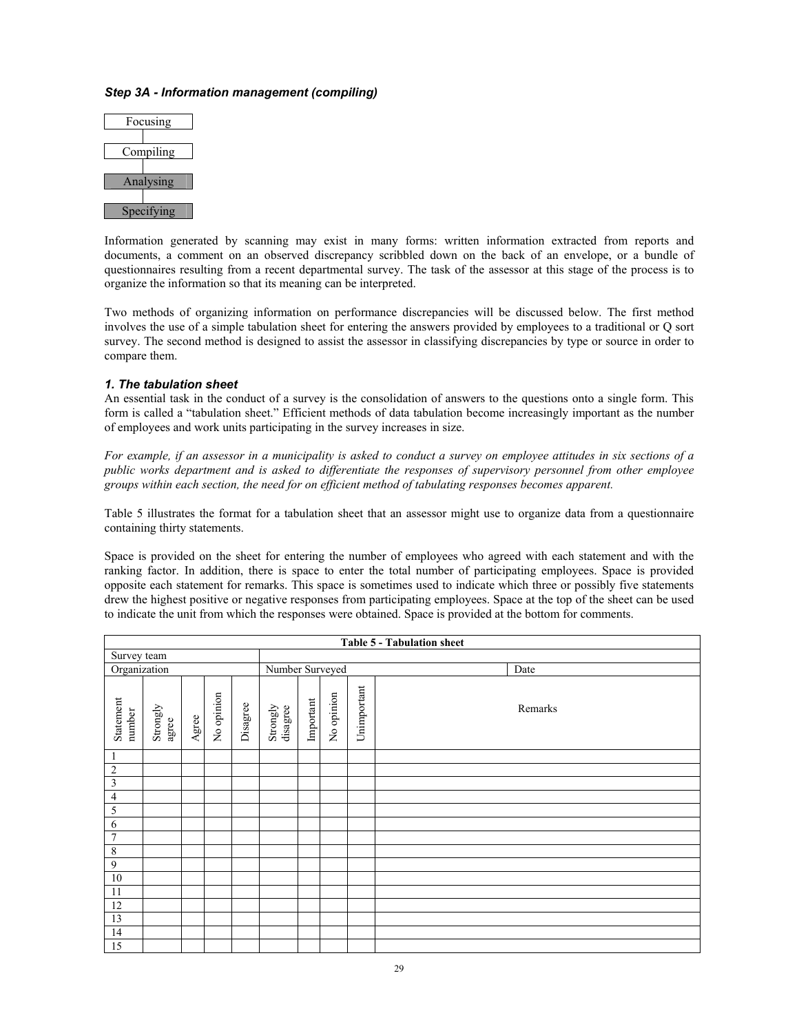### *Step 3A - Information management (compiling)*

Focusing

Compiling

Analysing

Specifying

Information generated by scanning may exist in many forms: written information extracted from reports and documents, a comment on an observed discrepancy scribbled down on the back of an envelope, or a bundle of questionnaires resulting from a recent departmental survey. The task of the assessor at this stage of the process is to organize the information so that its meaning can be interpreted.

Two methods of organizing information on performance discrepancies will be discussed below. The first method involves the use of a simple tabulation sheet for entering the answers provided by employees to a traditional or Q sort survey. The second method is designed to assist the assessor in classifying discrepancies by type or source in order to compare them.

#### *1. The tabulation sheet*

An essential task in the conduct of a survey is the consolidation of answers to the questions onto a single form. This form is called a "tabulation sheet." Efficient methods of data tabulation become increasingly important as the number of employees and work units participating in the survey increases in size.

*For example, if an assessor in a municipality is asked to conduct a survey on employee attitudes in six sections of a public works department and is asked to differentiate the responses of supervisory personnel from other employee groups within each section, the need for on efficient method of tabulating responses becomes apparent.*

Table 5 illustrates the format for a tabulation sheet that an assessor might use to organize data from a questionnaire containing thirty statements.

Space is provided on the sheet for entering the number of employees who agreed with each statement and with the ranking factor. In addition, there is space to enter the total number of participating employees. Space is provided opposite each statement for remarks. This space is sometimes used to indicate which three or possibly five statements drew the highest positive or negative responses from participating employees. Space at the top of the sheet can be used to indicate the unit from which the responses were obtained. Space is provided at the bottom for comments.

**Table 5 - Tabulation sheet**

| Survey team | | | | | | | | | |
|---|---|---|---|---|---|---|---|---|---|
| Organization | | | | | Number Surveyed | | | | Date |
| Statement number | Strongly agree | Agree | No opinion | Disagree | Strongly disagree | Important | No opinion | Unimportant | Remarks |
| 1 | | | | | | | | | |
| 2 | | | | | | | | | |
| 3 | | | | | | | | | |
| 4 | | | | | | | | | |
| 5 | | | | | | | | | |
| 6 | | | | | | | | | |
| 7 | | | | | | | | | |
| 8 | | | | | | | | | |
| 9 | | | | | | | | | |
| 10 | | | | | | | | | |
| 11 | | | | | | | | | |
| 12 | | | | | | | | | |
| 13 | | | | | | | | | |
| 14 | | | | | | | | | |
| 15 | | | | | | | | | |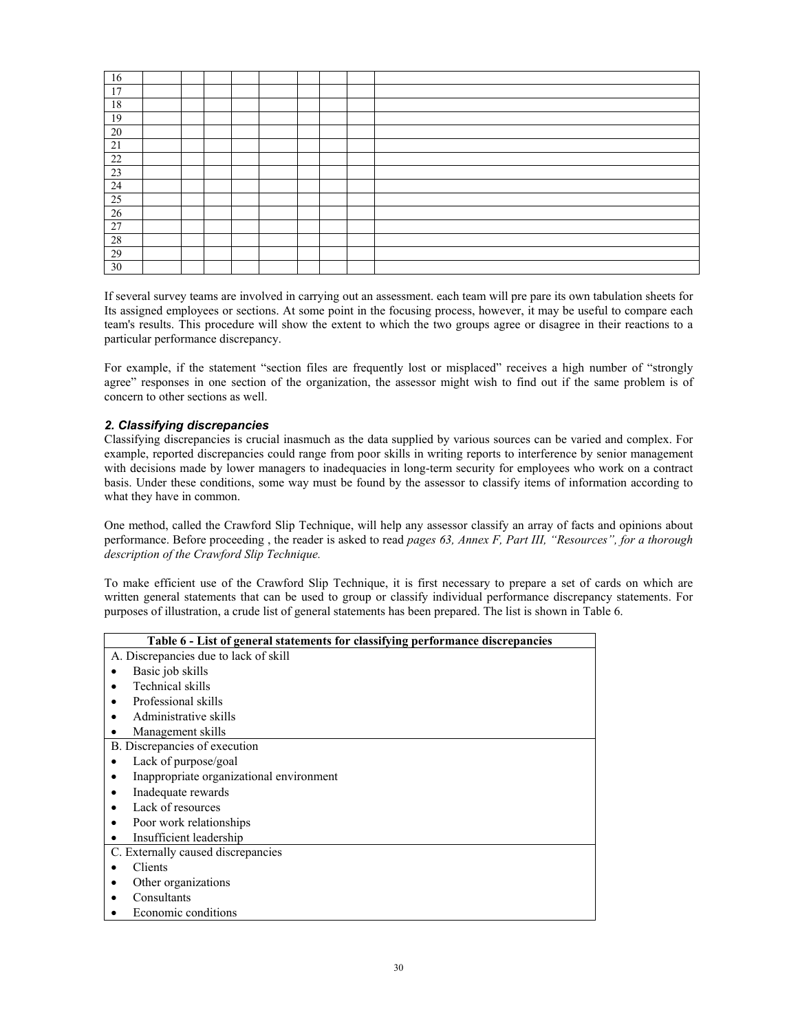| 16 | | | | | | | | | |
|---|---|---|---|---|---|---|---|---|---|
| 17 | | | | | | | | | |
| 18 | | | | | | | | | |
| 19 | | | | | | | | | |
| 20 | | | | | | | | | |
| 21 | | | | | | | | | |
| 22 | | | | | | | | | |
| 23 | | | | | | | | | |
| 24 | | | | | | | | | |
| 25 | | | | | | | | | |
| 26 | | | | | | | | | |
| 27 | | | | | | | | | |
| 28 | | | | | | | | | |
| 29 | | | | | | | | | |
| 30 | | | | | | | | | |

If several survey teams are involved in carrying out an assessment. each team will pre pare its own tabulation sheets for Its assigned employees or sections. At some point in the focusing process, however, it may be useful to compare each team's results. This procedure will show the extent to which the two groups agree or disagree in their reactions to a particular performance discrepancy.

For example, if the statement "section files are frequently lost or misplaced" receives a high number of "strongly agree" responses in one section of the organization, the assessor might wish to find out if the same problem is of concern to other sections as well.

### *2. Classifying discrepancies*

Classifying discrepancies is crucial inasmuch as the data supplied by various sources can be varied and complex. For example, reported discrepancies could range from poor skills in writing reports to interference by senior management with decisions made by lower managers to inadequacies in long-term security for employees who work on a contract basis. Under these conditions, some way must be found by the assessor to classify items of information according to what they have in common.

One method, called the Crawford Slip Technique, will help any assessor classify an array of facts and opinions about performance. Before proceeding , the reader is asked to read *pages 63, Annex F, Part III, "Resources", for a thorough description of the Crawford Slip Technique.*

To make efficient use of the Crawford Slip Technique, it is first necessary to prepare a set of cards on which are written general statements that can be used to group or classify individual performance discrepancy statements. For purposes of illustration, a crude list of general statements has been prepared. The list is shown in Table 6.

| Table 6 - List of general statements for classifying performance discrepancies |
|---|
| A. Discrepancies due to lack of skill<br>• Basic job skills<br>• Technical skills<br>• Professional skills<br>• Administrative skills<br>• Management skills |
| B. Discrepancies of execution<br>• Lack of purpose/goal<br>• Inappropriate organizational environment<br>• Inadequate rewards<br>• Lack of resources<br>• Poor work relationships<br>• Insufficient leadership |
| C. Externally caused discrepancies<br>• Clients<br>• Other organizations<br>• Consultants<br>• Economic conditions |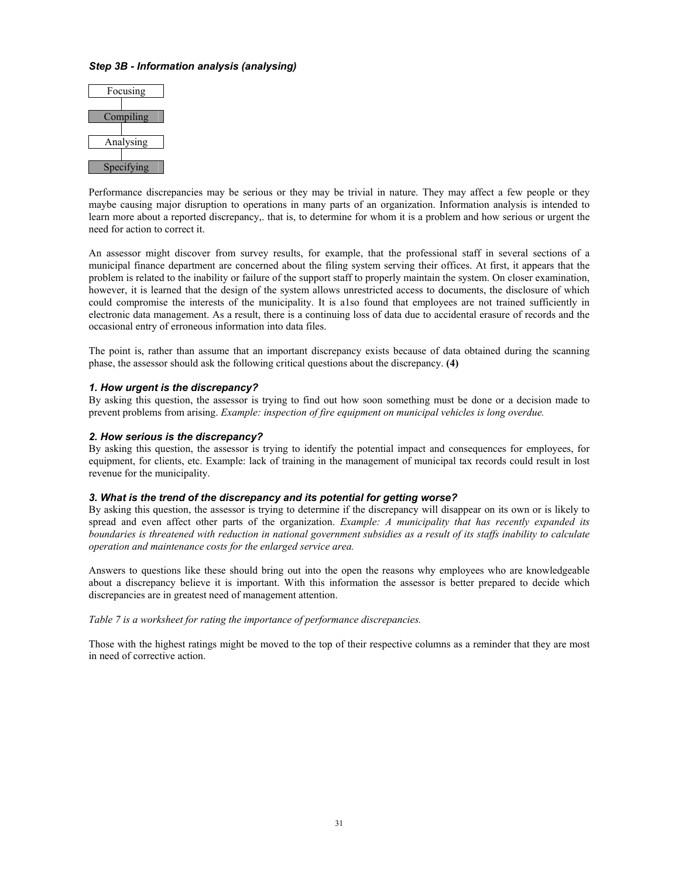***Step 3B - Information analysis (analysing)***

Focusing

Compiling

Analysing

Specifying

Performance discrepancies may be serious or they may be trivial in nature. They may affect a few people or they maybe causing major disruption to operations in many parts of an organization. Information analysis is intended to learn more about a reported discrepancy,. that is, to determine for whom it is a problem and how serious or urgent the need for action to correct it.

An assessor might discover from survey results, for example, that the professional staff in several sections of a municipal finance department are concerned about the filing system serving their offices. At first, it appears that the problem is related to the inability or failure of the support staff to properly maintain the system. On closer examination, however, it is learned that the design of the system allows unrestricted access to documents, the disclosure of which could compromise the interests of the municipality. It is a1so found that employees are not trained sufficiently in electronic data management. As a result, there is a continuing loss of data due to accidental erasure of records and the occasional entry of erroneous information into data files.

The point is, rather than assume that an important discrepancy exists because of data obtained during the scanning phase, the assessor should ask the following critical questions about the discrepancy. **(4)**

***1. How urgent is the discrepancy?***

By asking this question, the assessor is trying to find out how soon something must be done or a decision made to prevent problems from arising. *Example: inspection of fire equipment on municipal vehicles is long overdue.*

***2. How serious is the discrepancy?***

By asking this question, the assessor is trying to identify the potential impact and consequences for employees, for equipment, for clients, etc. Example: lack of training in the management of municipal tax records could result in lost revenue for the municipality.

***3. What is the trend of the discrepancy and its potential for getting worse?***

By asking this question, the assessor is trying to determine if the discrepancy will disappear on its own or is likely to spread and even affect other parts of the organization. *Example: A municipality that has recently expanded its boundaries is threatened with reduction in national government subsidies as a result of its staffs inability to calculate operation and maintenance costs for the enlarged service area.*

Answers to questions like these should bring out into the open the reasons why employees who are knowledgeable about a discrepancy believe it is important. With this information the assessor is better prepared to decide which discrepancies are in greatest need of management attention.

*Table 7 is a worksheet for rating the importance of performance discrepancies.*

Those with the highest ratings might be moved to the top of their respective columns as a reminder that they are most in need of corrective action.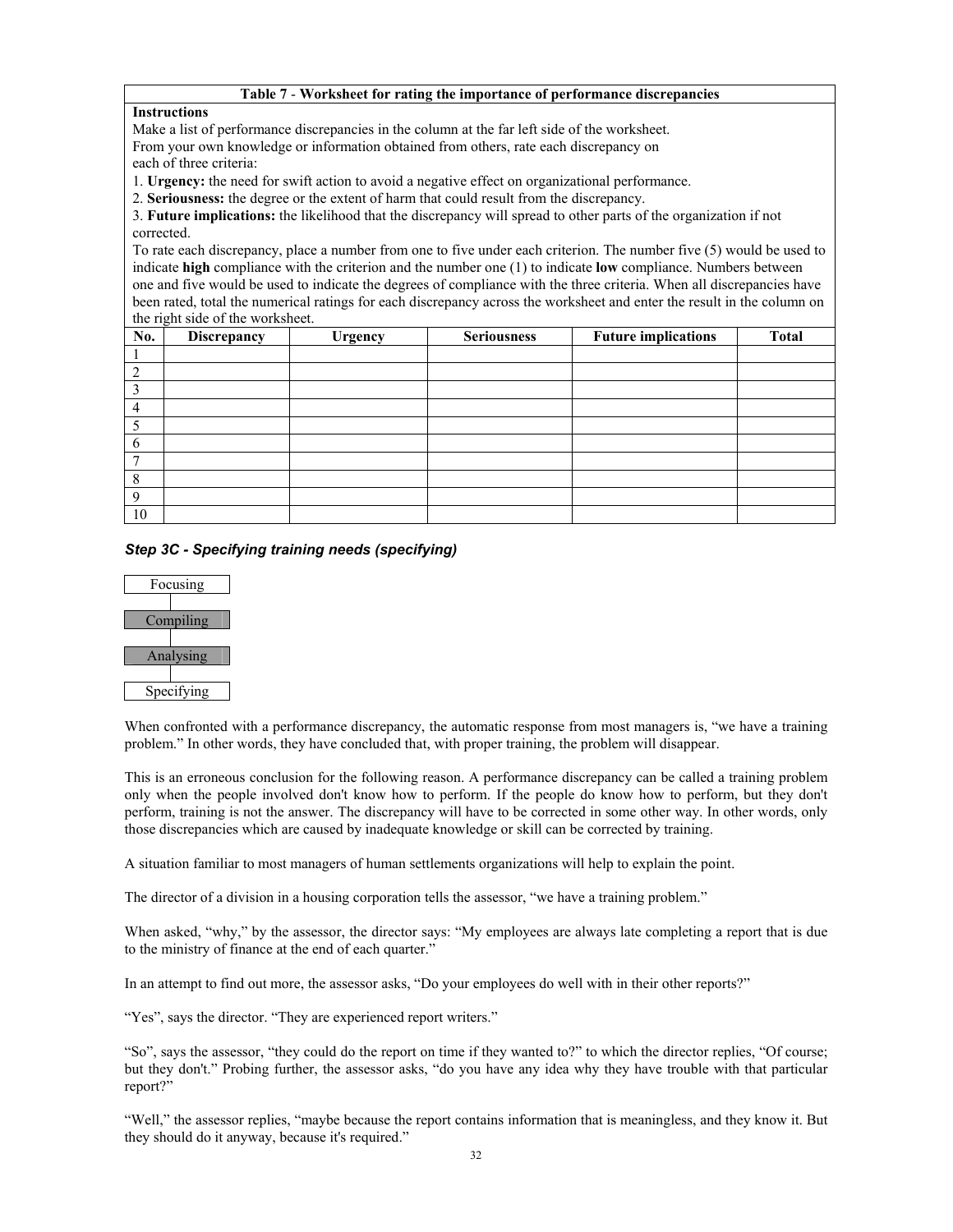**Table 7 - Worksheet for rating the importance of performance discrepancies**

**Instructions**

Make a list of performance discrepancies in the column at the far left side of the worksheet.
From your own knowledge or information obtained from others, rate each discrepancy on each of three criteria:

1. **Urgency:** the need for swift action to avoid a negative effect on organizational performance.
2. **Seriousness:** the degree or the extent of harm that could result from the discrepancy.
3. **Future implications:** the likelihood that the discrepancy will spread to other parts of the organization if not corrected.

To rate each discrepancy, place a number from one to five under each criterion. The number five (5) would be used to indicate **high** compliance with the criterion and the number one (1) to indicate **low** compliance. Numbers between one and five would be used to indicate the degrees of compliance with the three criteria. When all discrepancies have been rated, total the numerical ratings for each discrepancy across the worksheet and enter the result in the column on the right side of the worksheet.

| No. | Discrepancy | Urgency | Seriousness | Future implications | Total |
|---|---|---|---|---|---|
| 1 | | | | | |
| 2 | | | | | |
| 3 | | | | | |
| 4 | | | | | |
| 5 | | | | | |
| 6 | | | | | |
| 7 | | | | | |
| 8 | | | | | |
| 9 | | | | | |
| 10 | | | | | |

### *Step 3C - Specifying training needs (specifying)*

Focusing
Compiling
Analysing
Specifying

When confronted with a performance discrepancy, the automatic response from most managers is, "we have a training problem." In other words, they have concluded that, with proper training, the problem will disappear.

This is an erroneous conclusion for the following reason. A performance discrepancy can be called a training problem only when the people involved don't know how to perform. If the people do know how to perform, but they don't perform, training is not the answer. The discrepancy will have to be corrected in some other way. In other words, only those discrepancies which are caused by inadequate knowledge or skill can be corrected by training.

A situation familiar to most managers of human settlements organizations will help to explain the point.

The director of a division in a housing corporation tells the assessor, "we have a training problem."

When asked, "why," by the assessor, the director says: "My employees are always late completing a report that is due to the ministry of finance at the end of each quarter."

In an attempt to find out more, the assessor asks, "Do your employees do well with in their other reports?"

"Yes", says the director. "They are experienced report writers."

"So", says the assessor, "they could do the report on time if they wanted to?" to which the director replies, "Of course; but they don't." Probing further, the assessor asks, "do you have any idea why they have trouble with that particular report?"

"Well," the assessor replies, "maybe because the report contains information that is meaningless, and they know it. But they should do it anyway, because it's required."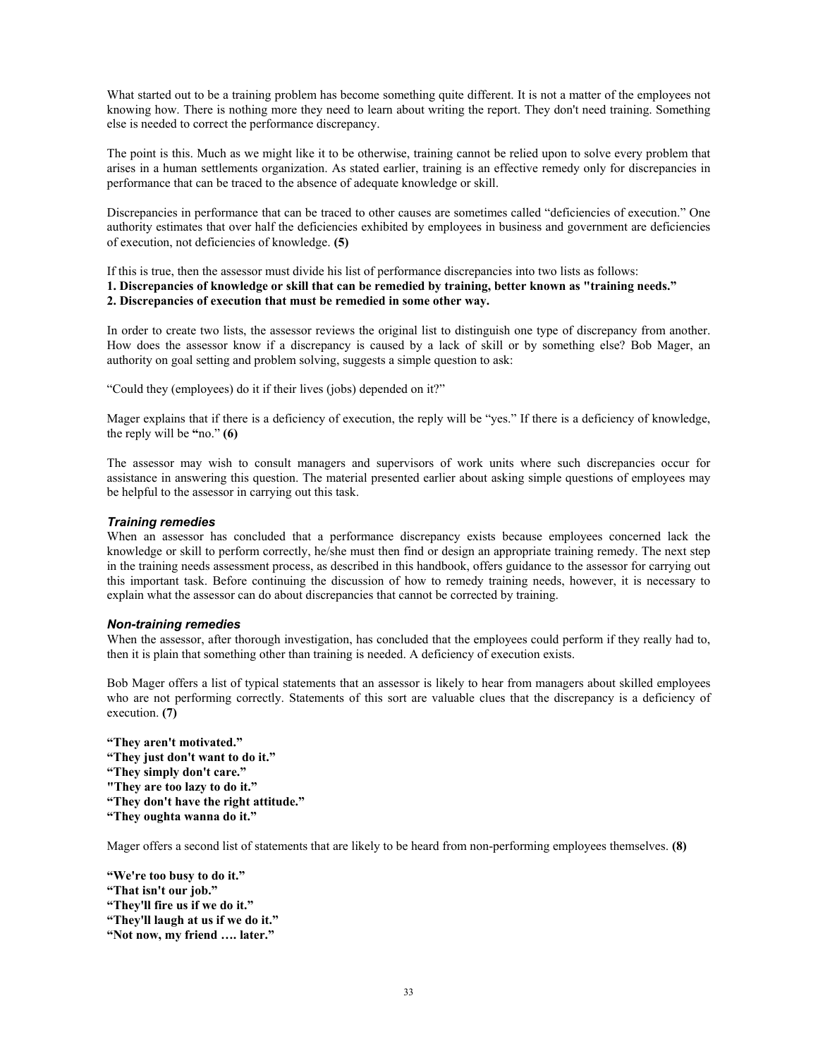What started out to be a training problem has become something quite different. It is not a matter of the employees not knowing how. There is nothing more they need to learn about writing the report. They don't need training. Something else is needed to correct the performance discrepancy.

The point is this. Much as we might like it to be otherwise, training cannot be relied upon to solve every problem that arises in a human settlements organization. As stated earlier, training is an effective remedy only for discrepancies in performance that can be traced to the absence of adequate knowledge or skill.

Discrepancies in performance that can be traced to other causes are sometimes called "deficiencies of execution." One authority estimates that over half the deficiencies exhibited by employees in business and government are deficiencies of execution, not deficiencies of knowledge. **(5)**

If this is true, then the assessor must divide his list of performance discrepancies into two lists as follows:

**1. Discrepancies of knowledge or skill that can be remedied by training, better known as "training needs."**
**2. Discrepancies of execution that must be remedied in some other way.**

In order to create two lists, the assessor reviews the original list to distinguish one type of discrepancy from another. How does the assessor know if a discrepancy is caused by a lack of skill or by something else? Bob Mager, an authority on goal setting and problem solving, suggests a simple question to ask:

"Could they (employees) do it if their lives (jobs) depended on it?"

Mager explains that if there is a deficiency of execution, the reply will be "yes." If there is a deficiency of knowledge, the reply will be "no." **(6)**

The assessor may wish to consult managers and supervisors of work units where such discrepancies occur for assistance in answering this question. The material presented earlier about asking simple questions of employees may be helpful to the assessor in carrying out this task.

### *Training remedies*

When an assessor has concluded that a performance discrepancy exists because employees concerned lack the knowledge or skill to perform correctly, he/she must then find or design an appropriate training remedy. The next step in the training needs assessment process, as described in this handbook, offers guidance to the assessor for carrying out this important task. Before continuing the discussion of how to remedy training needs, however, it is necessary to explain what the assessor can do about discrepancies that cannot be corrected by training.

### *Non-training remedies*

When the assessor, after thorough investigation, has concluded that the employees could perform if they really had to, then it is plain that something other than training is needed. A deficiency of execution exists.

Bob Mager offers a list of typical statements that an assessor is likely to hear from managers about skilled employees who are not performing correctly. Statements of this sort are valuable clues that the discrepancy is a deficiency of execution. **(7)**

**"They aren't motivated."**
**"They just don't want to do it."**
**"They simply don't care."**
**"They are too lazy to do it."**
**"They don't have the right attitude."**
**"They oughta wanna do it."**

Mager offers a second list of statements that are likely to be heard from non-performing employees themselves. **(8)**

**"We're too busy to do it."**
**"That isn't our job."**
**"They'll fire us if we do it."**
**"They'll laugh at us if we do it."**
**"Not now, my friend …. later."**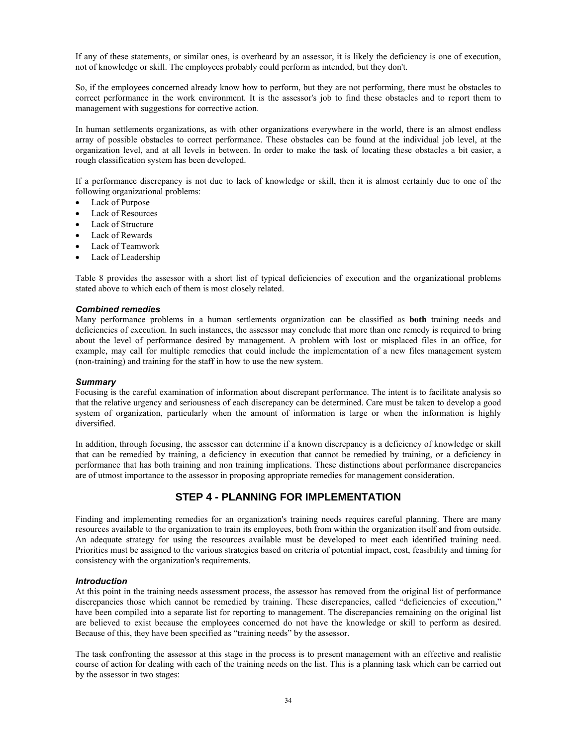If any of these statements, or similar ones, is overheard by an assessor, it is likely the deficiency is one of execution, not of knowledge or skill. The employees probably could perform as intended, but they don't.

So, if the employees concerned already know how to perform, but they are not performing, there must be obstacles to correct performance in the work environment. It is the assessor's job to find these obstacles and to report them to management with suggestions for corrective action.

In human settlements organizations, as with other organizations everywhere in the world, there is an almost endless array of possible obstacles to correct performance. These obstacles can be found at the individual job level, at the organization level, and at all levels in between. In order to make the task of locating these obstacles a bit easier, a rough classification system has been developed.

If a performance discrepancy is not due to lack of knowledge or skill, then it is almost certainly due to one of the following organizational problems:

- Lack of Purpose
- Lack of Resources
- Lack of Structure
- Lack of Rewards
- Lack of Teamwork
- Lack of Leadership

Table 8 provides the assessor with a short list of typical deficiencies of execution and the organizational problems stated above to which each of them is most closely related.

### *Combined remedies*

Many performance problems in a human settlements organization can be classified as **both** training needs and deficiencies of execution. In such instances, the assessor may conclude that more than one remedy is required to bring about the level of performance desired by management. A problem with lost or misplaced files in an office, for example, may call for multiple remedies that could include the implementation of a new files management system (non-training) and training for the staff in how to use the new system.

### *Summary*

Focusing is the careful examination of information about discrepant performance. The intent is to facilitate analysis so that the relative urgency and seriousness of each discrepancy can be determined. Care must be taken to develop a good system of organization, particularly when the amount of information is large or when the information is highly diversified.

In addition, through focusing, the assessor can determine if a known discrepancy is a deficiency of knowledge or skill that can be remedied by training, a deficiency in execution that cannot be remedied by training, or a deficiency in performance that has both training and non training implications. These distinctions about performance discrepancies are of utmost importance to the assessor in proposing appropriate remedies for management consideration.

## STEP 4 - PLANNING FOR IMPLEMENTATION

Finding and implementing remedies for an organization's training needs requires careful planning. There are many resources available to the organization to train its employees, both from within the organization itself and from outside. An adequate strategy for using the resources available must be developed to meet each identified training need. Priorities must be assigned to the various strategies based on criteria of potential impact, cost, feasibility and timing for consistency with the organization's requirements.

### *Introduction*

At this point in the training needs assessment process, the assessor has removed from the original list of performance discrepancies those which cannot be remedied by training. These discrepancies, called "deficiencies of execution," have been compiled into a separate list for reporting to management. The discrepancies remaining on the original list are believed to exist because the employees concerned do not have the knowledge or skill to perform as desired. Because of this, they have been specified as "training needs" by the assessor.

The task confronting the assessor at this stage in the process is to present management with an effective and realistic course of action for dealing with each of the training needs on the list. This is a planning task which can be carried out by the assessor in two stages: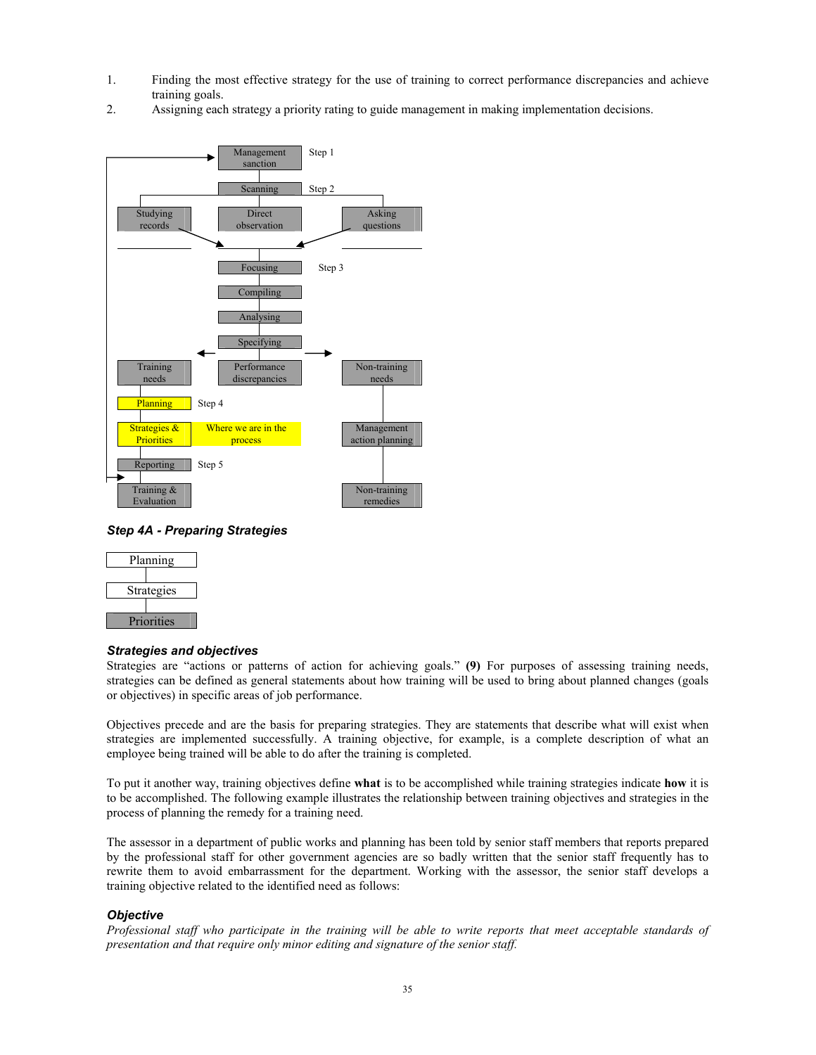1. Finding the most effective strategy for the use of training to correct performance discrepancies and achieve training goals.
2. Assigning each strategy a priority rating to guide management in making implementation decisions.

Management sanction — Step 1

Scanning — Step 2

Studying records | Direct observation | Asking questions

Focusing — Step 3

Compiling

Analysing

Specifying

Training needs | Performance discrepancies | Non-training needs

Planning — Step 4

Strategies & Priorities — Where we are in the process

Management action planning

Reporting — Step 5

Training & Evaluation

Non-training remedies

### *Step 4A - Preparing Strategies*

Planning

Strategies

Priorities

### *Strategies and objectives*

Strategies are "actions or patterns of action for achieving goals." **(9)** For purposes of assessing training needs, strategies can be defined as general statements about how training will be used to bring about planned changes (goals or objectives) in specific areas of job performance.

Objectives precede and are the basis for preparing strategies. They are statements that describe what will exist when strategies are implemented successfully. A training objective, for example, is a complete description of what an employee being trained will be able to do after the training is completed.

To put it another way, training objectives define **what** is to be accomplished while training strategies indicate **how** it is to be accomplished. The following example illustrates the relationship between training objectives and strategies in the process of planning the remedy for a training need.

The assessor in a department of public works and planning has been told by senior staff members that reports prepared by the professional staff for other government agencies are so badly written that the senior staff frequently has to rewrite them to avoid embarrassment for the department. Working with the assessor, the senior staff develops a training objective related to the identified need as follows:

### *Objective*

*Professional staff who participate in the training will be able to write reports that meet acceptable standards of presentation and that require only minor editing and signature of the senior staff.*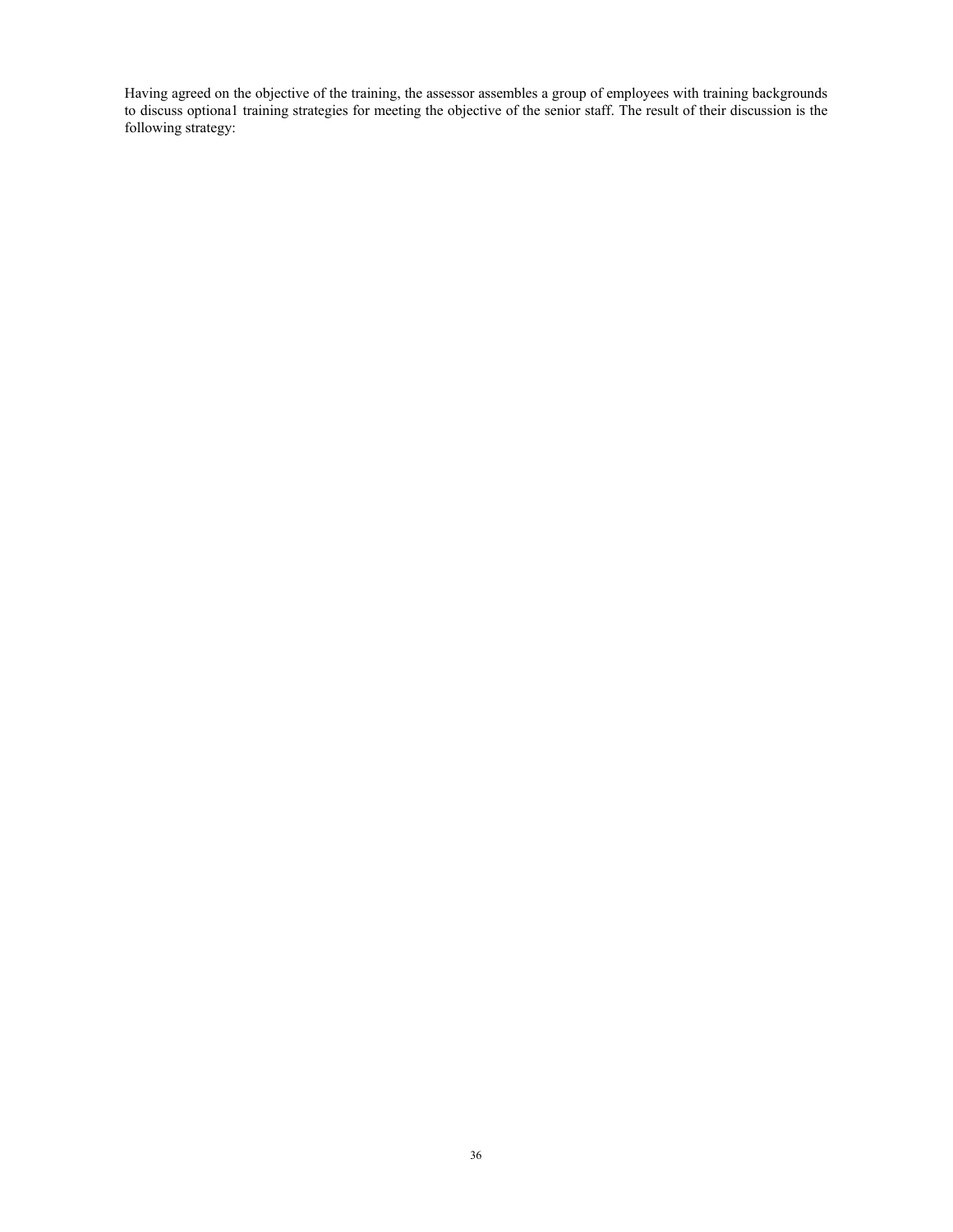Having agreed on the objective of the training, the assessor assembles a group of employees with training backgrounds to discuss optiona1 training strategies for meeting the objective of the senior staff. The result of their discussion is the following strategy: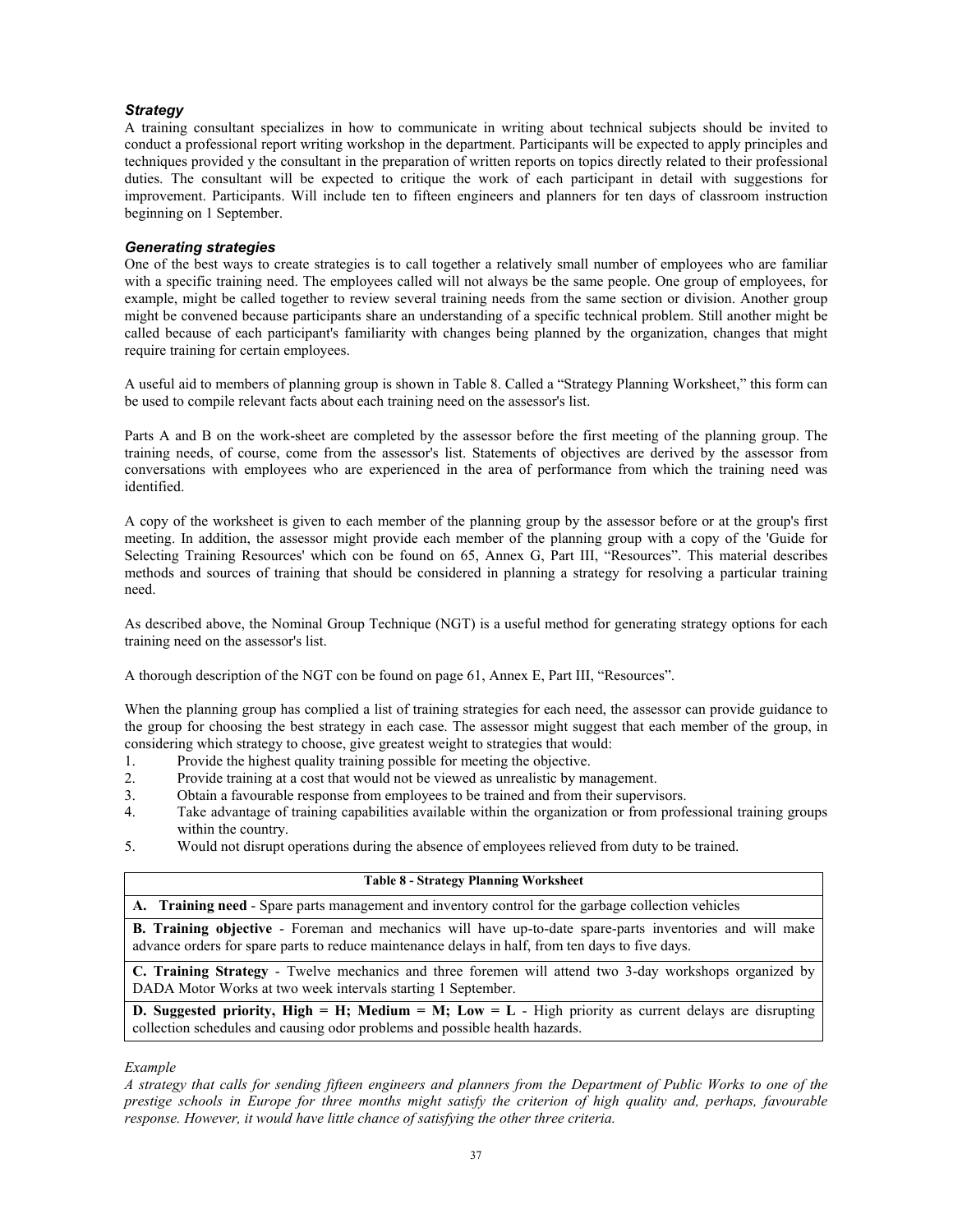### *Strategy*

A training consultant specializes in how to communicate in writing about technical subjects should be invited to conduct a professional report writing workshop in the department. Participants will be expected to apply principles and techniques provided y the consultant in the preparation of written reports on topics directly related to their professional duties. The consultant will be expected to critique the work of each participant in detail with suggestions for improvement. Participants. Will include ten to fifteen engineers and planners for ten days of classroom instruction beginning on 1 September.

### *Generating strategies*

One of the best ways to create strategies is to call together a relatively small number of employees who are familiar with a specific training need. The employees called will not always be the same people. One group of employees, for example, might be called together to review several training needs from the same section or division. Another group might be convened because participants share an understanding of a specific technical problem. Still another might be called because of each participant's familiarity with changes being planned by the organization, changes that might require training for certain employees.

A useful aid to members of planning group is shown in Table 8. Called a "Strategy Planning Worksheet," this form can be used to compile relevant facts about each training need on the assessor's list.

Parts A and B on the work-sheet are completed by the assessor before the first meeting of the planning group. The training needs, of course, come from the assessor's list. Statements of objectives are derived by the assessor from conversations with employees who are experienced in the area of performance from which the training need was identified.

A copy of the worksheet is given to each member of the planning group by the assessor before or at the group's first meeting. In addition, the assessor might provide each member of the planning group with a copy of the 'Guide for Selecting Training Resources' which con be found on 65, Annex G, Part III, "Resources". This material describes methods and sources of training that should be considered in planning a strategy for resolving a particular training need.

As described above, the Nominal Group Technique (NGT) is a useful method for generating strategy options for each training need on the assessor's list.

A thorough description of the NGT con be found on page 61, Annex E, Part III, "Resources".

When the planning group has complied a list of training strategies for each need, the assessor can provide guidance to the group for choosing the best strategy in each case. The assessor might suggest that each member of the group, in considering which strategy to choose, give greatest weight to strategies that would:

1. Provide the highest quality training possible for meeting the objective.
2. Provide training at a cost that would not be viewed as unrealistic by management.
3. Obtain a favourable response from employees to be trained and from their supervisors.
4. Take advantage of training capabilities available within the organization or from professional training groups within the country.
5. Would not disrupt operations during the absence of employees relieved from duty to be trained.

| **Table 8 - Strategy Planning Worksheet** |
|---|
| **A. Training need** - Spare parts management and inventory control for the garbage collection vehicles |
| **B. Training objective** - Foreman and mechanics will have up-to-date spare-parts inventories and will make advance orders for spare parts to reduce maintenance delays in half, from ten days to five days. |
| **C. Training Strategy** - Twelve mechanics and three foremen will attend two 3-day workshops organized by DADA Motor Works at two week intervals starting 1 September. |
| **D. Suggested priority, High = H; Medium = M; Low = L** - High priority as current delays are disrupting collection schedules and causing odor problems and possible health hazards. |

*Example*

*A strategy that calls for sending fifteen engineers and planners from the Department of Public Works to one of the prestige schools in Europe for three months might satisfy the criterion of high quality and, perhaps, favourable response. However, it would have little chance of satisfying the other three criteria.*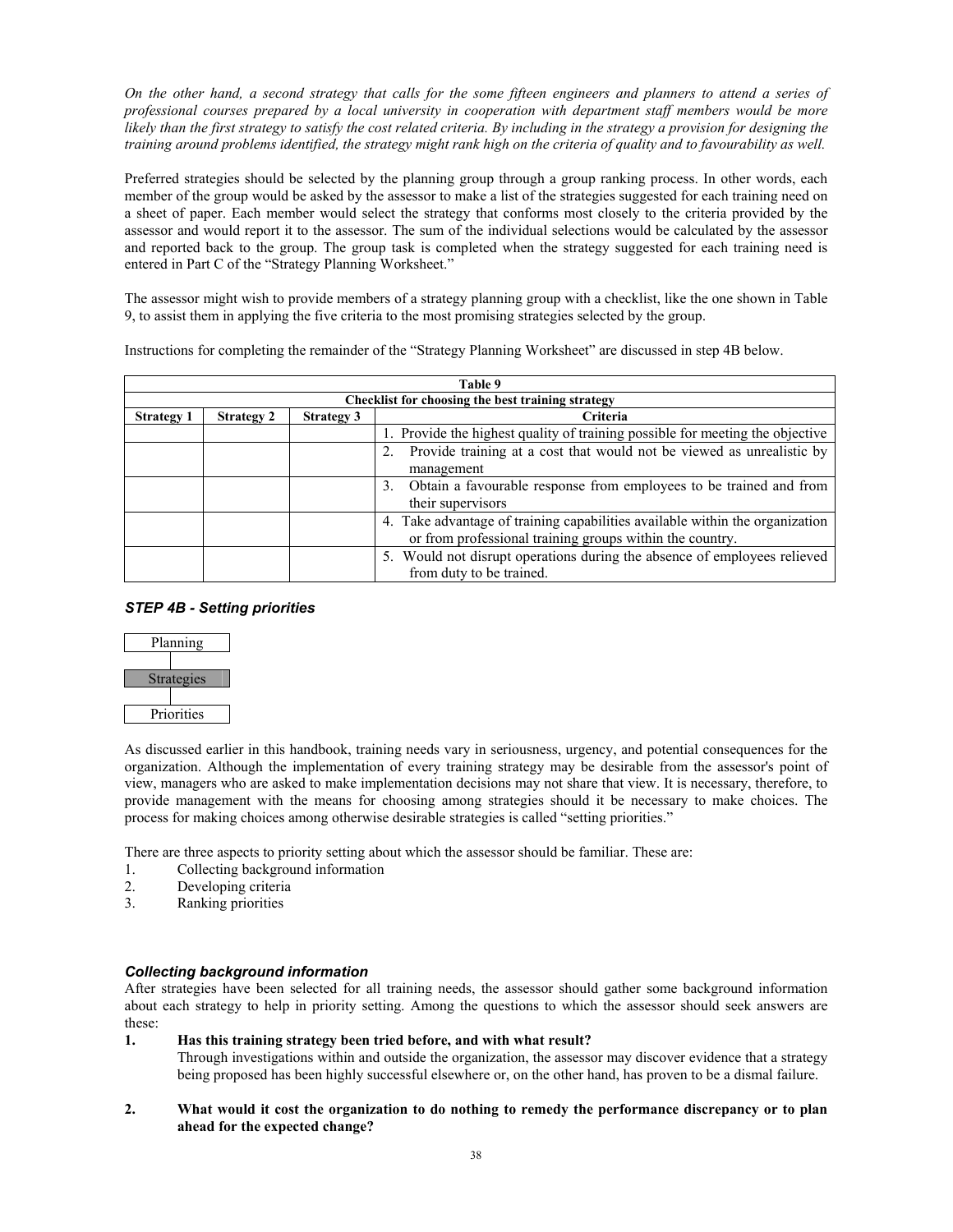*On the other hand, a second strategy that calls for the some fifteen engineers and planners to attend a series of professional courses prepared by a local university in cooperation with department staff members would be more likely than the first strategy to satisfy the cost related criteria. By including in the strategy a provision for designing the training around problems identified, the strategy might rank high on the criteria of quality and to favourability as well.*

Preferred strategies should be selected by the planning group through a group ranking process. In other words, each member of the group would be asked by the assessor to make a list of the strategies suggested for each training need on a sheet of paper. Each member would select the strategy that conforms most closely to the criteria provided by the assessor and would report it to the assessor. The sum of the individual selections would be calculated by the assessor and reported back to the group. The group task is completed when the strategy suggested for each training need is entered in Part C of the "Strategy Planning Worksheet."

The assessor might wish to provide members of a strategy planning group with a checklist, like the one shown in Table 9, to assist them in applying the five criteria to the most promising strategies selected by the group.

Instructions for completing the remainder of the "Strategy Planning Worksheet" are discussed in step 4B below.

**Table 9**

**Checklist for choosing the best training strategy**

| Strategy 1 | Strategy 2 | Strategy 3 | Criteria |
|---|---|---|---|
| | | | 1. Provide the highest quality of training possible for meeting the objective |
| | | | 2. Provide training at a cost that would not be viewed as unrealistic by management |
| | | | 3. Obtain a favourable response from employees to be trained and from their supervisors |
| | | | 4. Take advantage of training capabilities available within the organization or from professional training groups within the country. |
| | | | 5. Would not disrupt operations during the absence of employees relieved from duty to be trained. |

### *STEP 4B - Setting priorities*

Planning

Strategies

Priorities

As discussed earlier in this handbook, training needs vary in seriousness, urgency, and potential consequences for the organization. Although the implementation of every training strategy may be desirable from the assessor's point of view, managers who are asked to make implementation decisions may not share that view. It is necessary, therefore, to provide management with the means for choosing among strategies should it be necessary to make choices. The process for making choices among otherwise desirable strategies is called "setting priorities."

There are three aspects to priority setting about which the assessor should be familiar. These are:

1. Collecting background information
2. Developing criteria
3. Ranking priorities

#### *Collecting background information*

After strategies have been selected for all training needs, the assessor should gather some background information about each strategy to help in priority setting. Among the questions to which the assessor should seek answers are these:

1. **Has this training strategy been tried before, and with what result?**
   Through investigations within and outside the organization, the assessor may discover evidence that a strategy being proposed has been highly successful elsewhere or, on the other hand, has proven to be a dismal failure.

2. **What would it cost the organization to do nothing to remedy the performance discrepancy or to plan ahead for the expected change?**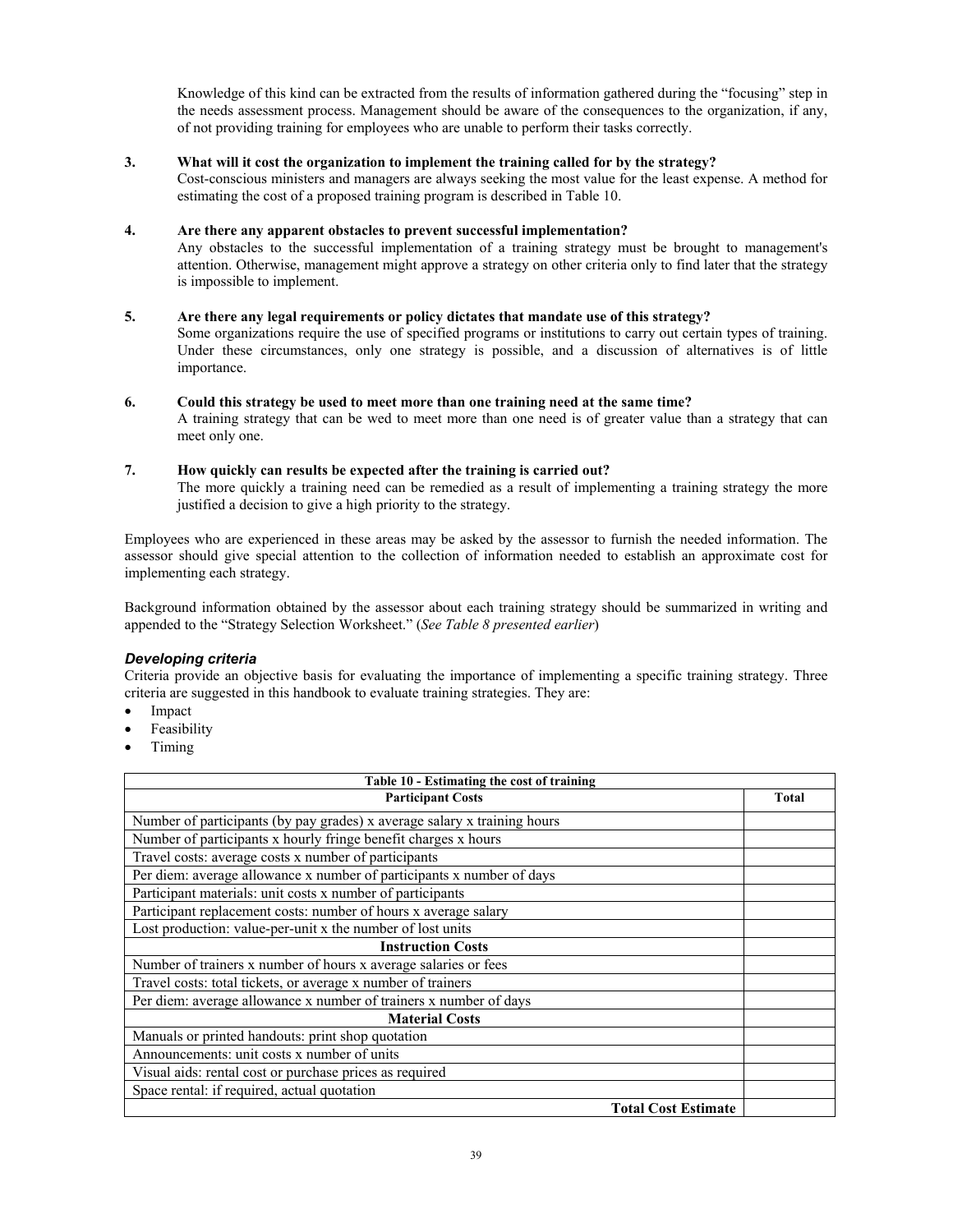Knowledge of this kind can be extracted from the results of information gathered during the "focusing" step in the needs assessment process. Management should be aware of the consequences to the organization, if any, of not providing training for employees who are unable to perform their tasks correctly.

**3. What will it cost the organization to implement the training called for by the strategy?**
Cost-conscious ministers and managers are always seeking the most value for the least expense. A method for estimating the cost of a proposed training program is described in Table 10.

**4. Are there any apparent obstacles to prevent successful implementation?**
Any obstacles to the successful implementation of a training strategy must be brought to management's attention. Otherwise, management might approve a strategy on other criteria only to find later that the strategy is impossible to implement.

**5. Are there any legal requirements or policy dictates that mandate use of this strategy?**
Some organizations require the use of specified programs or institutions to carry out certain types of training. Under these circumstances, only one strategy is possible, and a discussion of alternatives is of little importance.

**6. Could this strategy be used to meet more than one training need at the same time?**
A training strategy that can be wed to meet more than one need is of greater value than a strategy that can meet only one.

**7. How quickly can results be expected after the training is carried out?**
The more quickly a training need can be remedied as a result of implementing a training strategy the more justified a decision to give a high priority to the strategy.

Employees who are experienced in these areas may be asked by the assessor to furnish the needed information. The assessor should give special attention to the collection of information needed to establish an approximate cost for implementing each strategy.

Background information obtained by the assessor about each training strategy should be summarized in writing and appended to the "Strategy Selection Worksheet." (*See Table 8 presented earlier*)

### *Developing criteria*

Criteria provide an objective basis for evaluating the importance of implementing a specific training strategy. Three criteria are suggested in this handbook to evaluate training strategies. They are:

- Impact
- Feasibility
- Timing

| Table 10 - Estimating the cost of training | |
|---|---|
| **Participant Costs** | **Total** |
| Number of participants (by pay grades) x average salary x training hours | |
| Number of participants x hourly fringe benefit charges x hours | |
| Travel costs: average costs x number of participants | |
| Per diem: average allowance x number of participants x number of days | |
| Participant materials: unit costs x number of participants | |
| Participant replacement costs: number of hours x average salary | |
| Lost production: value-per-unit x the number of lost units | |
| **Instruction Costs** | |
| Number of trainers x number of hours x average salaries or fees | |
| Travel costs: total tickets, or average x number of trainers | |
| Per diem: average allowance x number of trainers x number of days | |
| **Material Costs** | |
| Manuals or printed handouts: print shop quotation | |
| Announcements: unit costs x number of units | |
| Visual aids: rental cost or purchase prices as required | |
| Space rental: if required, actual quotation | |
| **Total Cost Estimate** | |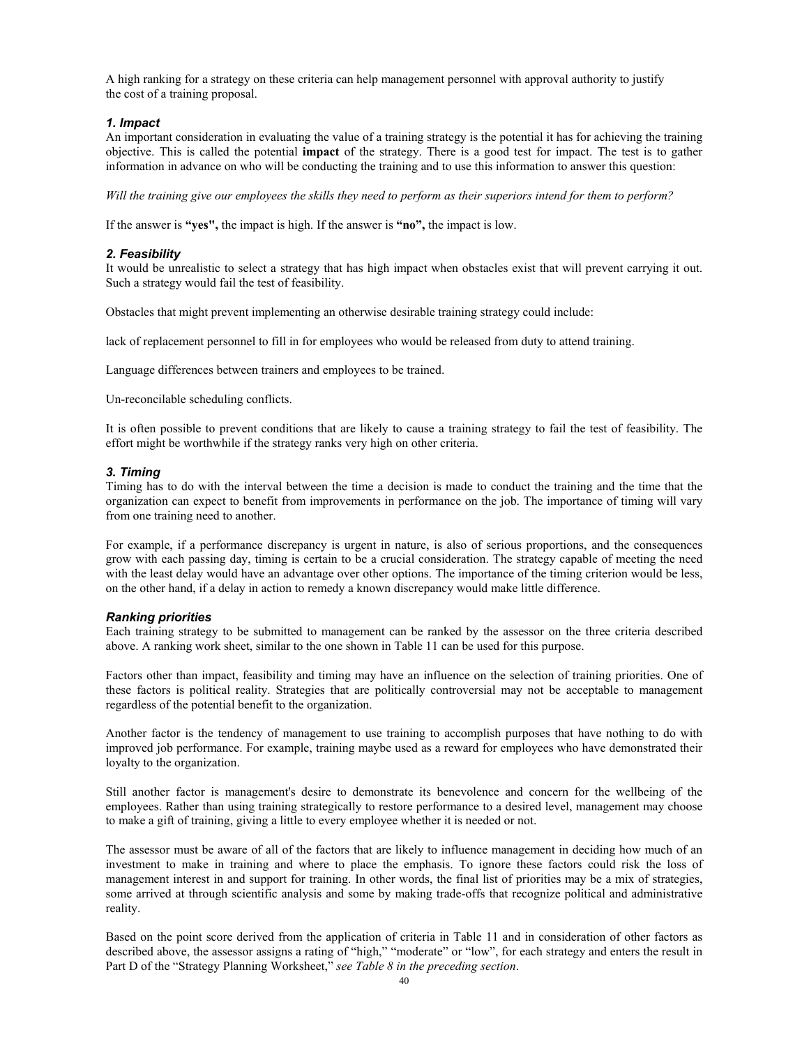A high ranking for a strategy on these criteria can help management personnel with approval authority to justify the cost of a training proposal.

### *1. Impact*

An important consideration in evaluating the value of a training strategy is the potential it has for achieving the training objective. This is called the potential **impact** of the strategy. There is a good test for impact. The test is to gather information in advance on who will be conducting the training and to use this information to answer this question:

*Will the training give our employees the skills they need to perform as their superiors intend for them to perform?*

If the answer is **"yes",** the impact is high. If the answer is **"no",** the impact is low.

### *2. Feasibility*

It would be unrealistic to select a strategy that has high impact when obstacles exist that will prevent carrying it out. Such a strategy would fail the test of feasibility.

Obstacles that might prevent implementing an otherwise desirable training strategy could include:

lack of replacement personnel to fill in for employees who would be released from duty to attend training.

Language differences between trainers and employees to be trained.

Un-reconcilable scheduling conflicts.

It is often possible to prevent conditions that are likely to cause a training strategy to fail the test of feasibility. The effort might be worthwhile if the strategy ranks very high on other criteria.

### *3. Timing*

Timing has to do with the interval between the time a decision is made to conduct the training and the time that the organization can expect to benefit from improvements in performance on the job. The importance of timing will vary from one training need to another.

For example, if a performance discrepancy is urgent in nature, is also of serious proportions, and the consequences grow with each passing day, timing is certain to be a crucial consideration. The strategy capable of meeting the need with the least delay would have an advantage over other options. The importance of the timing criterion would be less, on the other hand, if a delay in action to remedy a known discrepancy would make little difference.

### *Ranking priorities*

Each training strategy to be submitted to management can be ranked by the assessor on the three criteria described above. A ranking work sheet, similar to the one shown in Table 11 can be used for this purpose.

Factors other than impact, feasibility and timing may have an influence on the selection of training priorities. One of these factors is political reality. Strategies that are politically controversial may not be acceptable to management regardless of the potential benefit to the organization.

Another factor is the tendency of management to use training to accomplish purposes that have nothing to do with improved job performance. For example, training maybe used as a reward for employees who have demonstrated their loyalty to the organization.

Still another factor is management's desire to demonstrate its benevolence and concern for the wellbeing of the employees. Rather than using training strategically to restore performance to a desired level, management may choose to make a gift of training, giving a little to every employee whether it is needed or not.

The assessor must be aware of all of the factors that are likely to influence management in deciding how much of an investment to make in training and where to place the emphasis. To ignore these factors could risk the loss of management interest in and support for training. In other words, the final list of priorities may be a mix of strategies, some arrived at through scientific analysis and some by making trade-offs that recognize political and administrative reality.

Based on the point score derived from the application of criteria in Table 11 and in consideration of other factors as described above, the assessor assigns a rating of "high," "moderate" or "low", for each strategy and enters the result in Part D of the "Strategy Planning Worksheet," *see Table 8 in the preceding section*.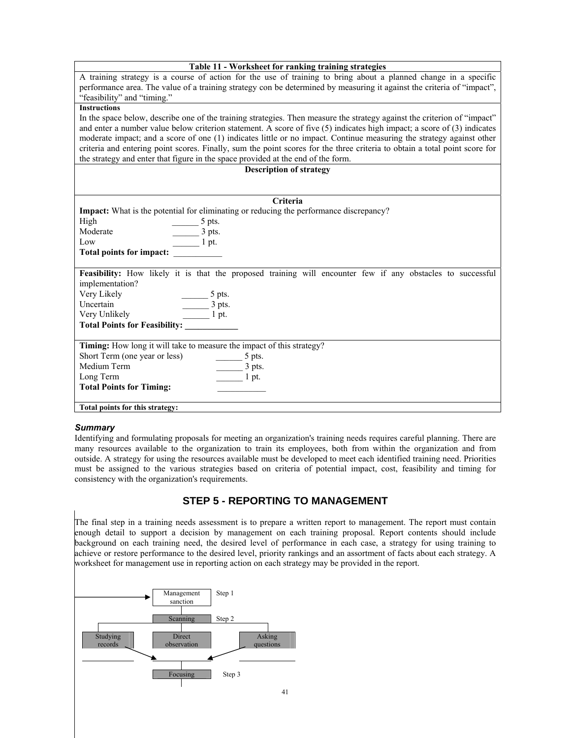| Table 11 - Worksheet for ranking training strategies |
|---|
| A training strategy is a course of action for the use of training to bring about a planned change in a specific performance area. The value of a training strategy con be determined by measuring it against the criteria of "impact", "feasibility" and "timing." |
| **Instructions**<br>In the space below, describe one of the training strategies. Then measure the strategy against the criterion of "impact" and enter a number value below criterion statement. A score of five (5) indicates high impact; a score of (3) indicates moderate impact; and a score of one (1) indicates little or no impact. Continue measuring the strategy against other criteria and entering point scores. Finally, sum the point scores for the three criteria to obtain a total point score for the strategy and enter that figure in the space provided at the end of the form. |
| **Description of strategy** |
| **Criteria**<br>**Impact:** What is the potential for eliminating or reducing the performance discrepancy?<br>High ______ 5 pts.<br>Moderate ______ 3 pts.<br>Low ______ 1 pt.<br>**Total points for impact:** ___________ |
| **Feasibility:** How likely it is that the proposed training will encounter few if any obstacles to successful implementation?<br>Very Likely ______ 5 pts.<br>Uncertain ______ 3 pts.<br>Very Unlikely ______ 1 pt.<br>**Total Points for Feasibility:** ____________ |
| **Timing:** How long it will take to measure the impact of this strategy?<br>Short Term (one year or less) ______ 5 pts.<br>Medium Term ______ 3 pts.<br>Long Term ______ 1 pt.<br>**Total Points for Timing:** ___________ |
| **Total points for this strategy:** |

### *Summary*

Identifying and formulating proposals for meeting an organization's training needs requires careful planning. There are many resources available to the organization to train its employees, both from within the organization and from outside. A strategy for using the resources available must be developed to meet each identified training need. Priorities must be assigned to the various strategies based on criteria of potential impact, cost, feasibility and timing for consistency with the organization's requirements.

## STEP 5 - REPORTING TO MANAGEMENT

The final step in a training needs assessment is to prepare a written report to management. The report must contain enough detail to support a decision by management on each training proposal. Report contents should include background on each training need, the desired level of performance in each case, a strategy for using training to achieve or restore performance to the desired level, priority rankings and an assortment of facts about each strategy. A worksheet for management use in reporting action on each strategy may be provided in the report.

Management sanction — Step 1

Scanning — Step 2

Studying records — Direct observation — Asking questions

Focusing — Step 3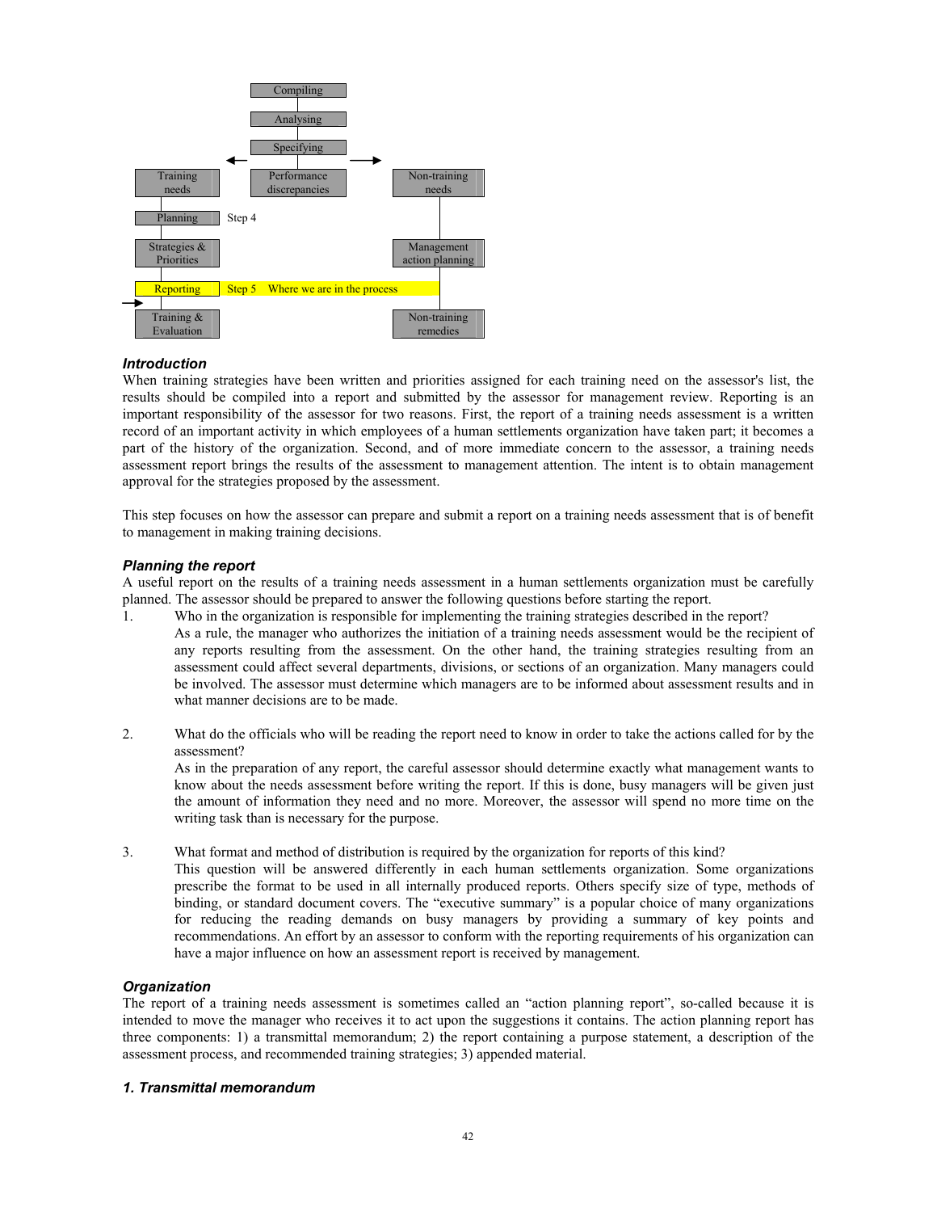Compiling

Analysing

Specifying

| Training needs | Performance discrepancies | Non-training needs |
| --- | --- | --- |
| Planning — Step 4 | | |
| Strategies & Priorities | | Management action planning |
| Reporting — Step 5 Where we are in the process | | |
| Training & Evaluation | | Non-training remedies |

### *Introduction*

When training strategies have been written and priorities assigned for each training need on the assessor's list, the results should be compiled into a report and submitted by the assessor for management review. Reporting is an important responsibility of the assessor for two reasons. First, the report of a training needs assessment is a written record of an important activity in which employees of a human settlements organization have taken part; it becomes a part of the history of the organization. Second, and of more immediate concern to the assessor, a training needs assessment report brings the results of the assessment to management attention. The intent is to obtain management approval for the strategies proposed by the assessment.

This step focuses on how the assessor can prepare and submit a report on a training needs assessment that is of benefit to management in making training decisions.

### *Planning the report*

A useful report on the results of a training needs assessment in a human settlements organization must be carefully planned. The assessor should be prepared to answer the following questions before starting the report.

1. Who in the organization is responsible for implementing the training strategies described in the report?
   As a rule, the manager who authorizes the initiation of a training needs assessment would be the recipient of any reports resulting from the assessment. On the other hand, the training strategies resulting from an assessment could affect several departments, divisions, or sections of an organization. Many managers could be involved. The assessor must determine which managers are to be informed about assessment results and in what manner decisions are to be made.

2. What do the officials who will be reading the report need to know in order to take the actions called for by the assessment?
   As in the preparation of any report, the careful assessor should determine exactly what management wants to know about the needs assessment before writing the report. If this is done, busy managers will be given just the amount of information they need and no more. Moreover, the assessor will spend no more time on the writing task than is necessary for the purpose.

3. What format and method of distribution is required by the organization for reports of this kind?
   This question will be answered differently in each human settlements organization. Some organizations prescribe the format to be used in all internally produced reports. Others specify size of type, methods of binding, or standard document covers. The "executive summary" is a popular choice of many organizations for reducing the reading demands on busy managers by providing a summary of key points and recommendations. An effort by an assessor to conform with the reporting requirements of his organization can have a major influence on how an assessment report is received by management.

### *Organization*

The report of a training needs assessment is sometimes called an "action planning report", so-called because it is intended to move the manager who receives it to act upon the suggestions it contains. The action planning report has three components: 1) a transmittal memorandum; 2) the report containing a purpose statement, a description of the assessment process, and recommended training strategies; 3) appended material.

### *1. Transmittal memorandum*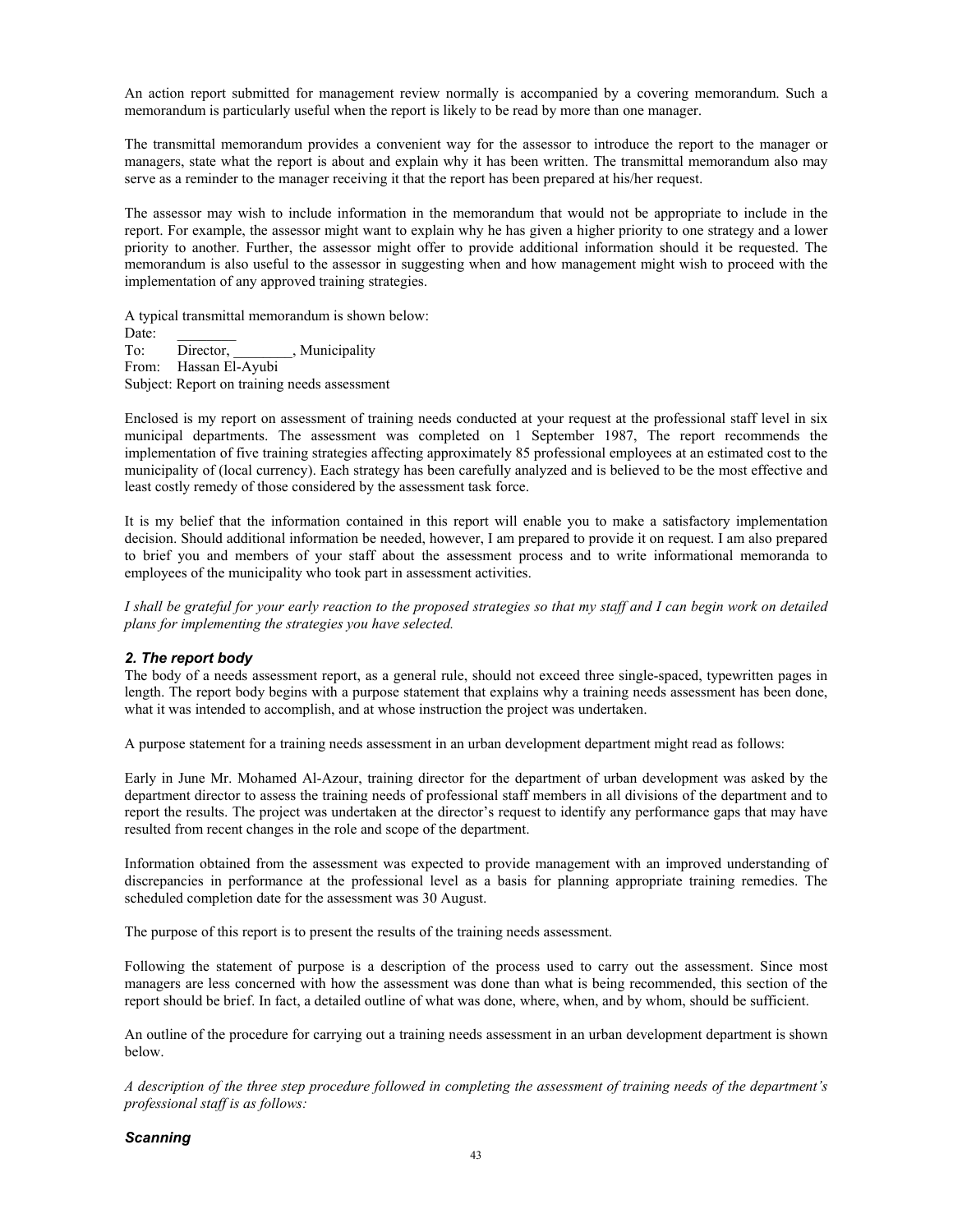An action report submitted for management review normally is accompanied by a covering memorandum. Such a memorandum is particularly useful when the report is likely to be read by more than one manager.

The transmittal memorandum provides a convenient way for the assessor to introduce the report to the manager or managers, state what the report is about and explain why it has been written. The transmittal memorandum also may serve as a reminder to the manager receiving it that the report has been prepared at his/her request.

The assessor may wish to include information in the memorandum that would not be appropriate to include in the report. For example, the assessor might want to explain why he has given a higher priority to one strategy and a lower priority to another. Further, the assessor might offer to provide additional information should it be requested. The memorandum is also useful to the assessor in suggesting when and how management might wish to proceed with the implementation of any approved training strategies.

A typical transmittal memorandum is shown below:

Date: ________
To: Director, ________, Municipality
From: Hassan El-Ayubi
Subject: Report on training needs assessment

Enclosed is my report on assessment of training needs conducted at your request at the professional staff level in six municipal departments. The assessment was completed on 1 September 1987, The report recommends the implementation of five training strategies affecting approximately 85 professional employees at an estimated cost to the municipality of (local currency). Each strategy has been carefully analyzed and is believed to be the most effective and least costly remedy of those considered by the assessment task force.

It is my belief that the information contained in this report will enable you to make a satisfactory implementation decision. Should additional information be needed, however, I am prepared to provide it on request. I am also prepared to brief you and members of your staff about the assessment process and to write informational memoranda to employees of the municipality who took part in assessment activities.

*I shall be grateful for your early reaction to the proposed strategies so that my staff and I can begin work on detailed plans for implementing the strategies you have selected.*

### *2. The report body*

The body of a needs assessment report, as a general rule, should not exceed three single-spaced, typewritten pages in length. The report body begins with a purpose statement that explains why a training needs assessment has been done, what it was intended to accomplish, and at whose instruction the project was undertaken.

A purpose statement for a training needs assessment in an urban development department might read as follows:

Early in June Mr. Mohamed Al-Azour, training director for the department of urban development was asked by the department director to assess the training needs of professional staff members in all divisions of the department and to report the results. The project was undertaken at the director's request to identify any performance gaps that may have resulted from recent changes in the role and scope of the department.

Information obtained from the assessment was expected to provide management with an improved understanding of discrepancies in performance at the professional level as a basis for planning appropriate training remedies. The scheduled completion date for the assessment was 30 August.

The purpose of this report is to present the results of the training needs assessment.

Following the statement of purpose is a description of the process used to carry out the assessment. Since most managers are less concerned with how the assessment was done than what is being recommended, this section of the report should be brief. In fact, a detailed outline of what was done, where, when, and by whom, should be sufficient.

An outline of the procedure for carrying out a training needs assessment in an urban development department is shown below.

*A description of the three step procedure followed in completing the assessment of training needs of the department's professional staff is as follows:*

#### *Scanning*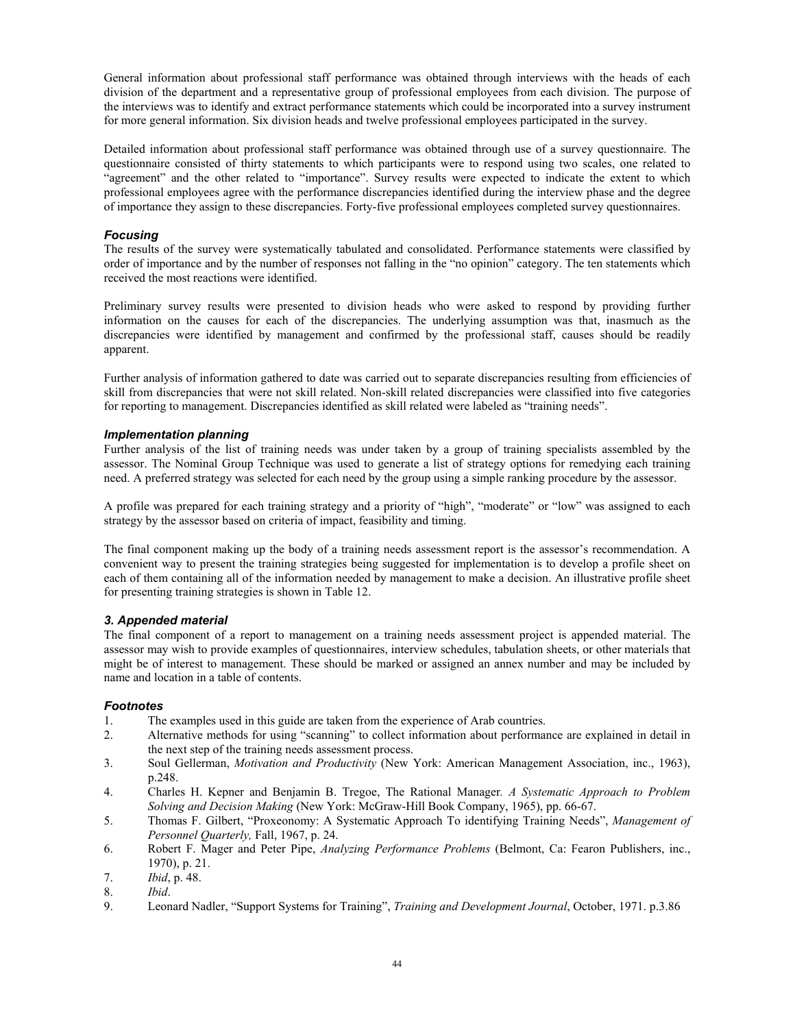General information about professional staff performance was obtained through interviews with the heads of each division of the department and a representative group of professional employees from each division. The purpose of the interviews was to identify and extract performance statements which could be incorporated into a survey instrument for more general information. Six division heads and twelve professional employees participated in the survey.

Detailed information about professional staff performance was obtained through use of a survey questionnaire. The questionnaire consisted of thirty statements to which participants were to respond using two scales, one related to "agreement" and the other related to "importance". Survey results were expected to indicate the extent to which professional employees agree with the performance discrepancies identified during the interview phase and the degree of importance they assign to these discrepancies. Forty-five professional employees completed survey questionnaires.

#### *Focusing*

The results of the survey were systematically tabulated and consolidated. Performance statements were classified by order of importance and by the number of responses not falling in the "no opinion" category. The ten statements which received the most reactions were identified.

Preliminary survey results were presented to division heads who were asked to respond by providing further information on the causes for each of the discrepancies. The underlying assumption was that, inasmuch as the discrepancies were identified by management and confirmed by the professional staff, causes should be readily apparent.

Further analysis of information gathered to date was carried out to separate discrepancies resulting from efficiencies of skill from discrepancies that were not skill related. Non-skill related discrepancies were classified into five categories for reporting to management. Discrepancies identified as skill related were labeled as "training needs".

#### *Implementation planning*

Further analysis of the list of training needs was under taken by a group of training specialists assembled by the assessor. The Nominal Group Technique was used to generate a list of strategy options for remedying each training need. A preferred strategy was selected for each need by the group using a simple ranking procedure by the assessor.

A profile was prepared for each training strategy and a priority of "high", "moderate" or "low" was assigned to each strategy by the assessor based on criteria of impact, feasibility and timing.

The final component making up the body of a training needs assessment report is the assessor's recommendation. A convenient way to present the training strategies being suggested for implementation is to develop a profile sheet on each of them containing all of the information needed by management to make a decision. An illustrative profile sheet for presenting training strategies is shown in Table 12.

#### *3. Appended material*

The final component of a report to management on a training needs assessment project is appended material. The assessor may wish to provide examples of questionnaires, interview schedules, tabulation sheets, or other materials that might be of interest to management. These should be marked or assigned an annex number and may be included by name and location in a table of contents.

#### *Footnotes*

1. The examples used in this guide are taken from the experience of Arab countries.
2. Alternative methods for using "scanning" to collect information about performance are explained in detail in the next step of the training needs assessment process.
3. Soul Gellerman, *Motivation and Productivity* (New York: American Management Association, inc., 1963), p.248.
4. Charles H. Kepner and Benjamin B. Tregoe, The Rational Manager*. A Systematic Approach to Problem Solving and Decision Making* (New York: McGraw-Hill Book Company, 1965), pp. 66-67.
5. Thomas F. Gilbert, "Proxeonomy: A Systematic Approach To identifying Training Needs", *Management of Personnel Quarterly,* Fall, 1967, p. 24.
6. Robert F. Mager and Peter Pipe, *Analyzing Performance Problems* (Belmont, Ca: Fearon Publishers, inc., 1970), p. 21.
7. *Ibid*, p. 48.
8. *Ibid*.
9. Leonard Nadler, "Support Systems for Training", *Training and Development Journal*, October, 1971. p.3.86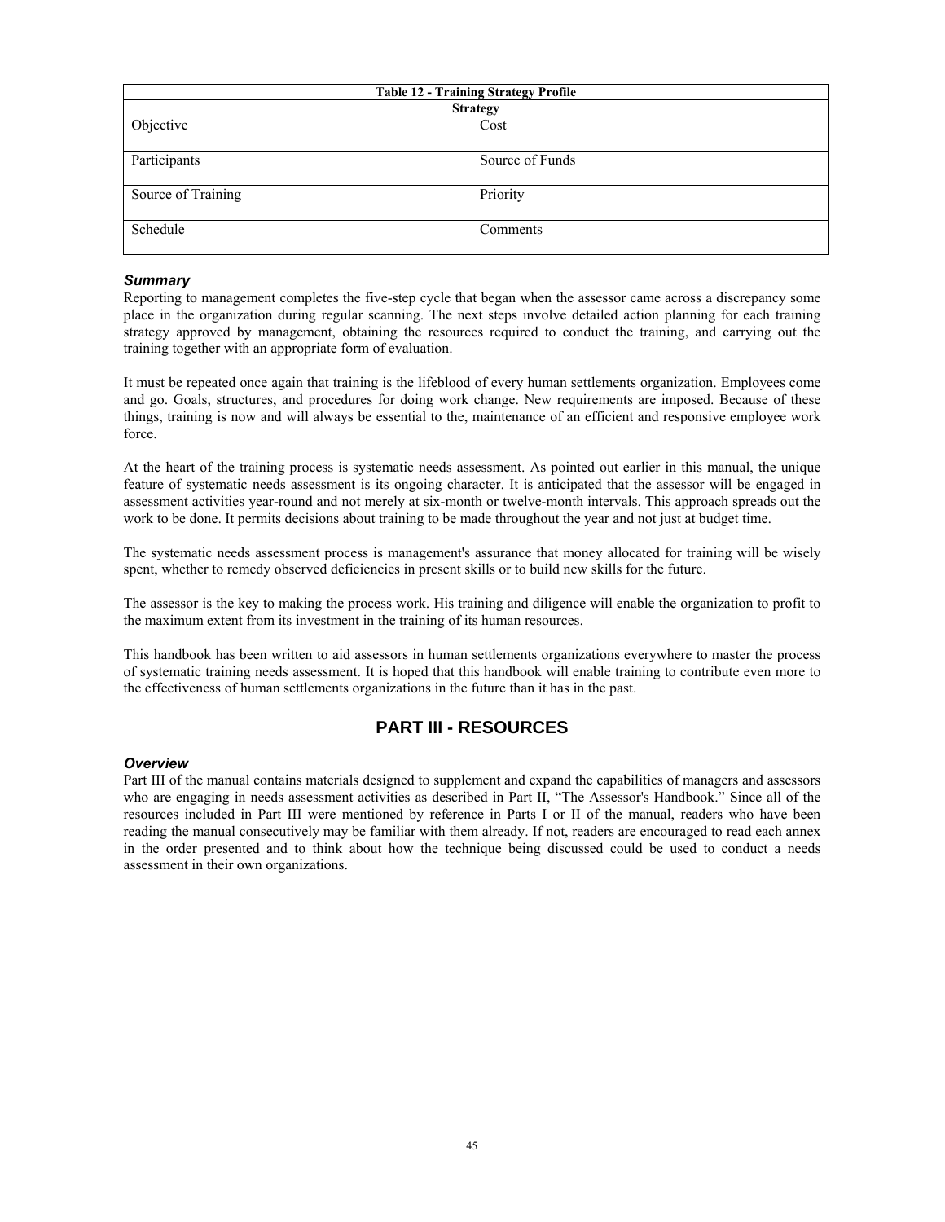| Table 12 - Training Strategy Profile | |
|---|---|
| **Strategy** | |
| Objective | Cost |
| Participants | Source of Funds |
| Source of Training | Priority |
| Schedule | Comments |

### *Summary*

Reporting to management completes the five-step cycle that began when the assessor came across a discrepancy some place in the organization during regular scanning. The next steps involve detailed action planning for each training strategy approved by management, obtaining the resources required to conduct the training, and carrying out the training together with an appropriate form of evaluation.

It must be repeated once again that training is the lifeblood of every human settlements organization. Employees come and go. Goals, structures, and procedures for doing work change. New requirements are imposed. Because of these things, training is now and will always be essential to the, maintenance of an efficient and responsive employee work force.

At the heart of the training process is systematic needs assessment. As pointed out earlier in this manual, the unique feature of systematic needs assessment is its ongoing character. It is anticipated that the assessor will be engaged in assessment activities year-round and not merely at six-month or twelve-month intervals. This approach spreads out the work to be done. It permits decisions about training to be made throughout the year and not just at budget time.

The systematic needs assessment process is management's assurance that money allocated for training will be wisely spent, whether to remedy observed deficiencies in present skills or to build new skills for the future.

The assessor is the key to making the process work. His training and diligence will enable the organization to profit to the maximum extent from its investment in the training of its human resources.

This handbook has been written to aid assessors in human settlements organizations everywhere to master the process of systematic training needs assessment. It is hoped that this handbook will enable training to contribute even more to the effectiveness of human settlements organizations in the future than it has in the past.

## PART III - RESOURCES

### *Overview*

Part III of the manual contains materials designed to supplement and expand the capabilities of managers and assessors who are engaging in needs assessment activities as described in Part II, "The Assessor's Handbook." Since all of the resources included in Part III were mentioned by reference in Parts I or II of the manual, readers who have been reading the manual consecutively may be familiar with them already. If not, readers are encouraged to read each annex in the order presented and to think about how the technique being discussed could be used to conduct a needs assessment in their own organizations.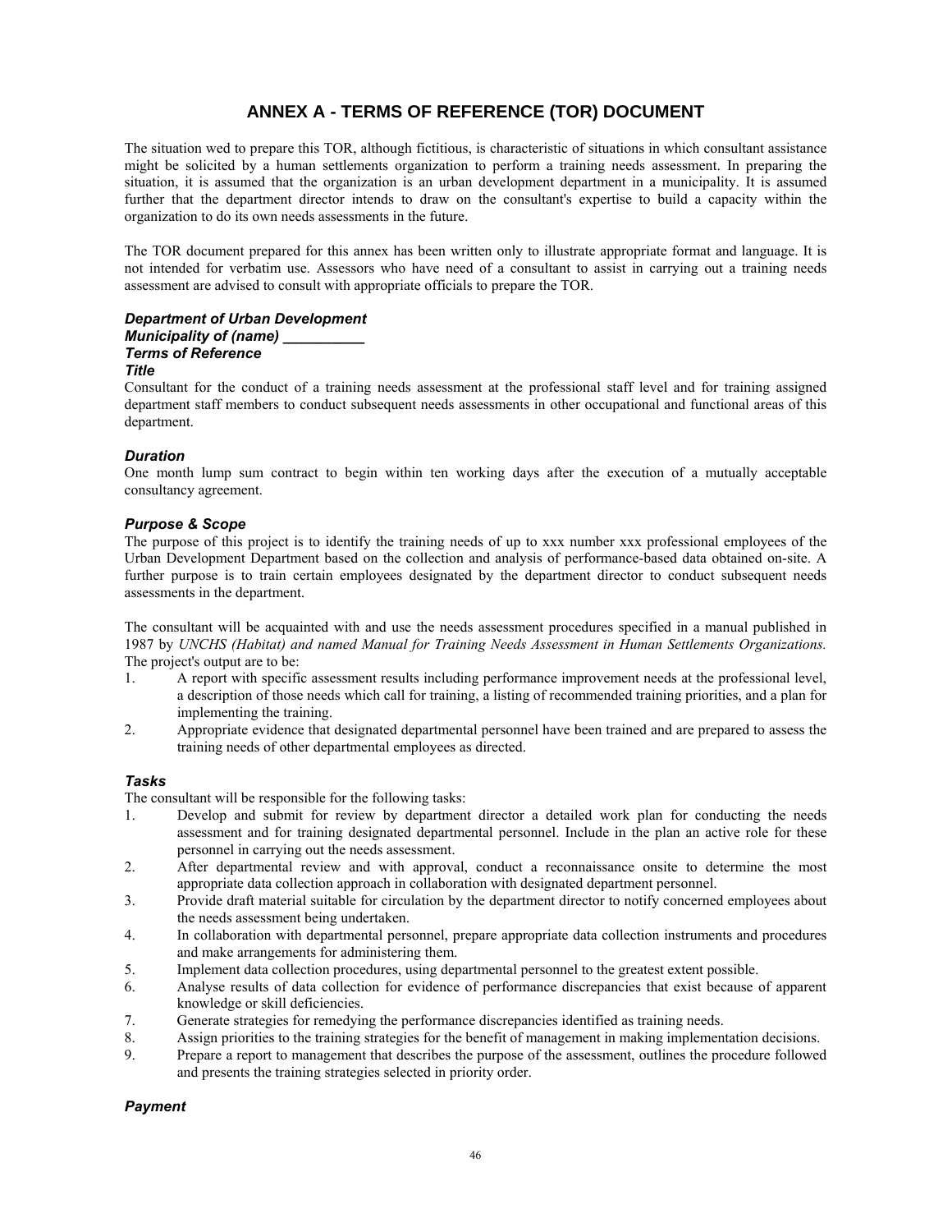# ANNEX A - TERMS OF REFERENCE (TOR) DOCUMENT

The situation wed to prepare this TOR, although fictitious, is characteristic of situations in which consultant assistance might be solicited by a human settlements organization to perform a training needs assessment. In preparing the situation, it is assumed that the organization is an urban development department in a municipality. It is assumed further that the department director intends to draw on the consultant's expertise to build a capacity within the organization to do its own needs assessments in the future.

The TOR document prepared for this annex has been written only to illustrate appropriate format and language. It is not intended for verbatim use. Assessors who have need of a consultant to assist in carrying out a training needs assessment are advised to consult with appropriate officials to prepare the TOR.

***Department of Urban Development***
***Municipality of (name) __________***
***Terms of Reference***
***Title***

Consultant for the conduct of a training needs assessment at the professional staff level and for training assigned department staff members to conduct subsequent needs assessments in other occupational and functional areas of this department.

***Duration***

One month lump sum contract to begin within ten working days after the execution of a mutually acceptable consultancy agreement.

***Purpose & Scope***

The purpose of this project is to identify the training needs of up to xxx number xxx professional employees of the Urban Development Department based on the collection and analysis of performance-based data obtained on-site. A further purpose is to train certain employees designated by the department director to conduct subsequent needs assessments in the department.

The consultant will be acquainted with and use the needs assessment procedures specified in a manual published in 1987 by *UNCHS (Habitat) and named Manual for Training Needs Assessment in Human Settlements Organizations.* The project's output are to be:

1. A report with specific assessment results including performance improvement needs at the professional level, a description of those needs which call for training, a listing of recommended training priorities, and a plan for implementing the training.
2. Appropriate evidence that designated departmental personnel have been trained and are prepared to assess the training needs of other departmental employees as directed.

***Tasks***

The consultant will be responsible for the following tasks:

1. Develop and submit for review by department director a detailed work plan for conducting the needs assessment and for training designated departmental personnel. Include in the plan an active role for these personnel in carrying out the needs assessment.
2. After departmental review and with approval, conduct a reconnaissance onsite to determine the most appropriate data collection approach in collaboration with designated department personnel.
3. Provide draft material suitable for circulation by the department director to notify concerned employees about the needs assessment being undertaken.
4. In collaboration with departmental personnel, prepare appropriate data collection instruments and procedures and make arrangements for administering them.
5. Implement data collection procedures, using departmental personnel to the greatest extent possible.
6. Analyse results of data collection for evidence of performance discrepancies that exist because of apparent knowledge or skill deficiencies.
7. Generate strategies for remedying the performance discrepancies identified as training needs.
8. Assign priorities to the training strategies for the benefit of management in making implementation decisions.
9. Prepare a report to management that describes the purpose of the assessment, outlines the procedure followed and presents the training strategies selected in priority order.

***Payment***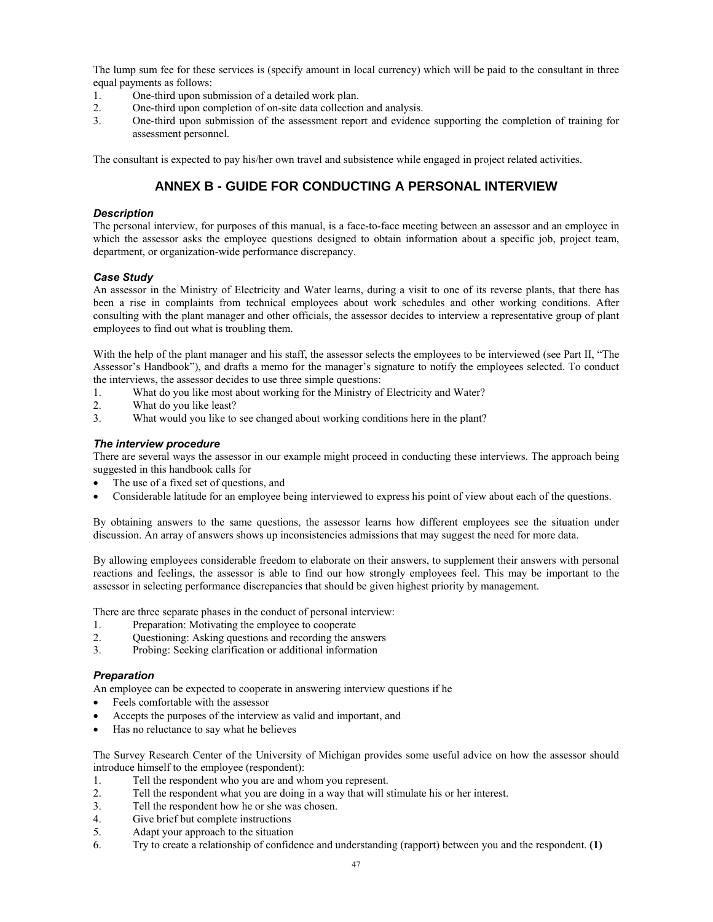The lump sum fee for these services is (specify amount in local currency) which will be paid to the consultant in three equal payments as follows:

1. One-third upon submission of a detailed work plan.
2. One-third upon completion of on-site data collection and analysis.
3. One-third upon submission of the assessment report and evidence supporting the completion of training for assessment personnel.

The consultant is expected to pay his/her own travel and subsistence while engaged in project related activities.

## ANNEX B - GUIDE FOR CONDUCTING A PERSONAL INTERVIEW

### *Description*

The personal interview, for purposes of this manual, is a face-to-face meeting between an assessor and an employee in which the assessor asks the employee questions designed to obtain information about a specific job, project team, department, or organization-wide performance discrepancy.

### *Case Study*

An assessor in the Ministry of Electricity and Water learns, during a visit to one of its reverse plants, that there has been a rise in complaints from technical employees about work schedules and other working conditions. After consulting with the plant manager and other officials, the assessor decides to interview a representative group of plant employees to find out what is troubling them.

With the help of the plant manager and his staff, the assessor selects the employees to be interviewed (see Part II, "The Assessor's Handbook"), and drafts a memo for the manager's signature to notify the employees selected. To conduct the interviews, the assessor decides to use three simple questions:

1. What do you like most about working for the Ministry of Electricity and Water?
2. What do you like least?
3. What would you like to see changed about working conditions here in the plant?

### *The interview procedure*

There are several ways the assessor in our example might proceed in conducting these interviews. The approach being suggested in this handbook calls for

- The use of a fixed set of questions, and
- Considerable latitude for an employee being interviewed to express his point of view about each of the questions.

By obtaining answers to the same questions, the assessor learns how different employees see the situation under discussion. An array of answers shows up inconsistencies admissions that may suggest the need for more data.

By allowing employees considerable freedom to elaborate on their answers, to supplement their answers with personal reactions and feelings, the assessor is able to find our how strongly employees feel. This may be important to the assessor in selecting performance discrepancies that should be given highest priority by management.

There are three separate phases in the conduct of personal interview:

1. Preparation: Motivating the employee to cooperate
2. Questioning: Asking questions and recording the answers
3. Probing: Seeking clarification or additional information

### *Preparation*

An employee can be expected to cooperate in answering interview questions if he

- Feels comfortable with the assessor
- Accepts the purposes of the interview as valid and important, and
- Has no reluctance to say what he believes

The Survey Research Center of the University of Michigan provides some useful advice on how the assessor should introduce himself to the employee (respondent):

1. Tell the respondent who you are and whom you represent.
2. Tell the respondent what you are doing in a way that will stimulate his or her interest.
3. Tell the respondent how he or she was chosen.
4. Give brief but complete instructions
5. Adapt your approach to the situation
6. Try to create a relationship of confidence and understanding (rapport) between you and the respondent. **(1)**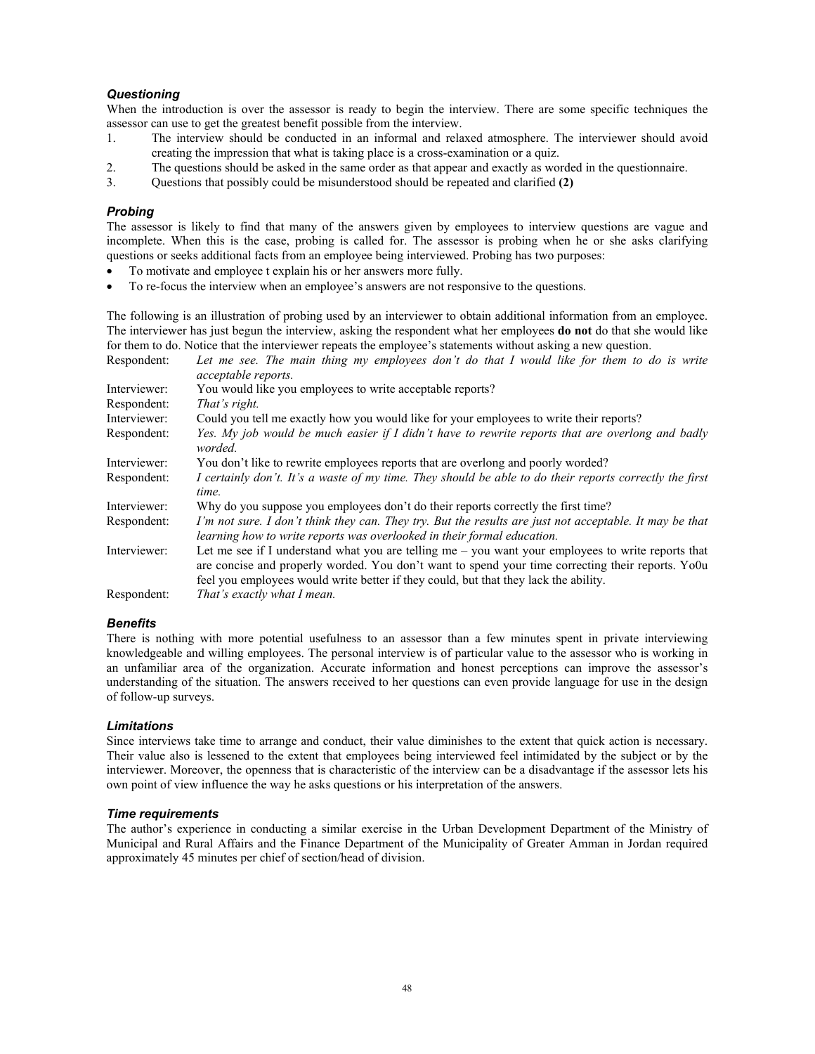### *Questioning*

When the introduction is over the assessor is ready to begin the interview. There are some specific techniques the assessor can use to get the greatest benefit possible from the interview.

1. The interview should be conducted in an informal and relaxed atmosphere. The interviewer should avoid creating the impression that what is taking place is a cross-examination or a quiz.
2. The questions should be asked in the same order as that appear and exactly as worded in the questionnaire.
3. Questions that possibly could be misunderstood should be repeated and clarified **(2)**

### *Probing*

The assessor is likely to find that many of the answers given by employees to interview questions are vague and incomplete. When this is the case, probing is called for. The assessor is probing when he or she asks clarifying questions or seeks additional facts from an employee being interviewed. Probing has two purposes:

- To motivate and employee t explain his or her answers more fully.
- To re-focus the interview when an employee's answers are not responsive to the questions.

The following is an illustration of probing used by an interviewer to obtain additional information from an employee. The interviewer has just begun the interview, asking the respondent what her employees **do not** do that she would like for them to do. Notice that the interviewer repeats the employee's statements without asking a new question.

Respondent: *Let me see. The main thing my employees don't do that I would like for them to do is write acceptable reports.*

Interviewer: You would like you employees to write acceptable reports?

Respondent: *That's right.*

Interviewer: Could you tell me exactly how you would like for your employees to write their reports?

Respondent: *Yes. My job would be much easier if I didn't have to rewrite reports that are overlong and badly worded.*

Interviewer: You don't like to rewrite employees reports that are overlong and poorly worded?

Respondent: *I certainly don't. It's a waste of my time. They should be able to do their reports correctly the first time.*

Interviewer: Why do you suppose you employees don't do their reports correctly the first time?

Respondent: *I'm not sure. I don't think they can. They try. But the results are just not acceptable. It may be that learning how to write reports was overlooked in their formal education.*

Interviewer: Let me see if I understand what you are telling me – you want your employees to write reports that are concise and properly worded. You don't want to spend your time correcting their reports. Yo0u feel you employees would write better if they could, but that they lack the ability.

Respondent: *That's exactly what I mean.*

### *Benefits*

There is nothing with more potential usefulness to an assessor than a few minutes spent in private interviewing knowledgeable and willing employees. The personal interview is of particular value to the assessor who is working in an unfamiliar area of the organization. Accurate information and honest perceptions can improve the assessor's understanding of the situation. The answers received to her questions can even provide language for use in the design of follow-up surveys.

### *Limitations*

Since interviews take time to arrange and conduct, their value diminishes to the extent that quick action is necessary. Their value also is lessened to the extent that employees being interviewed feel intimidated by the subject or by the interviewer. Moreover, the openness that is characteristic of the interview can be a disadvantage if the assessor lets his own point of view influence the way he asks questions or his interpretation of the answers.

### *Time requirements*

The author's experience in conducting a similar exercise in the Urban Development Department of the Ministry of Municipal and Rural Affairs and the Finance Department of the Municipality of Greater Amman in Jordan required approximately 45 minutes per chief of section/head of division.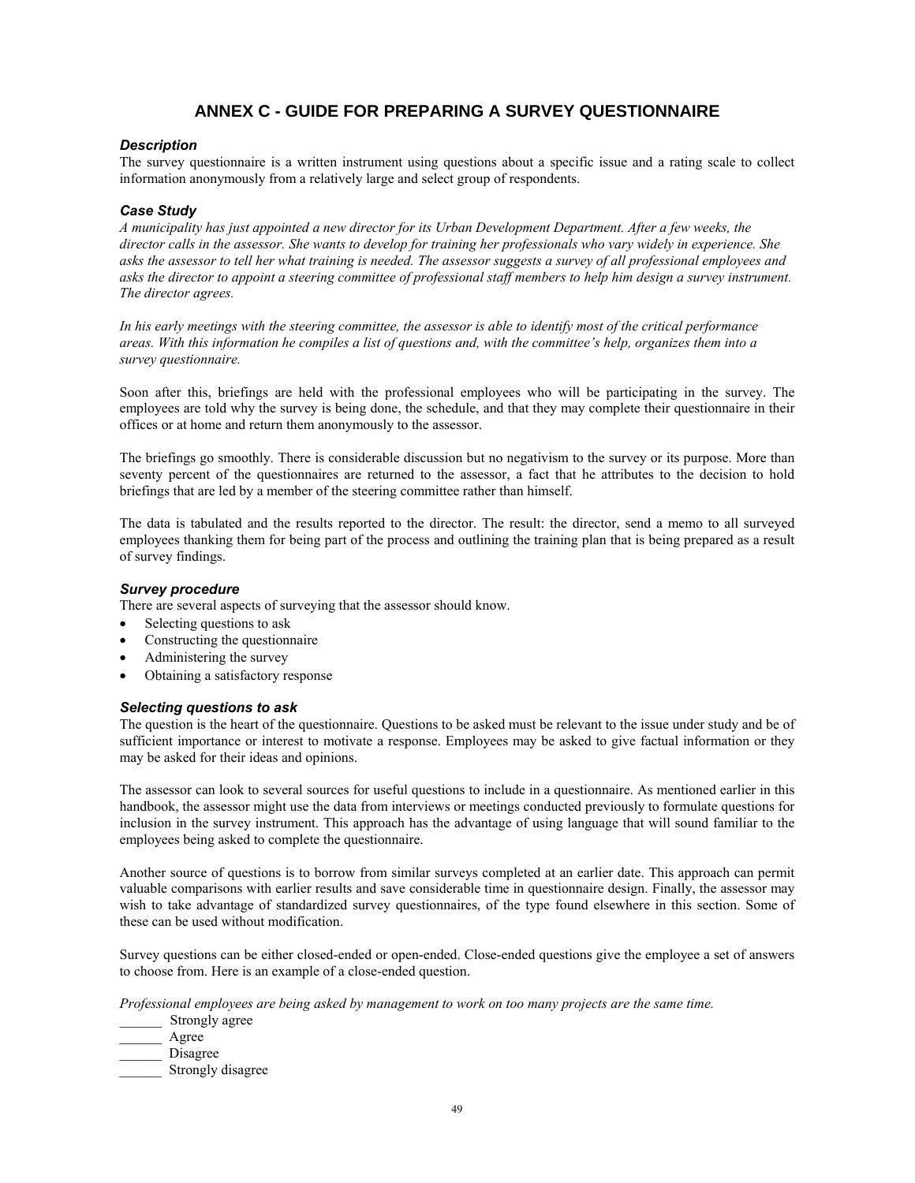# ANNEX C - GUIDE FOR PREPARING A SURVEY QUESTIONNAIRE

### *Description*

The survey questionnaire is a written instrument using questions about a specific issue and a rating scale to collect information anonymously from a relatively large and select group of respondents.

### *Case Study*

*A municipality has just appointed a new director for its Urban Development Department. After a few weeks, the director calls in the assessor. She wants to develop for training her professionals who vary widely in experience. She asks the assessor to tell her what training is needed. The assessor suggests a survey of all professional employees and asks the director to appoint a steering committee of professional staff members to help him design a survey instrument. The director agrees.*

*In his early meetings with the steering committee, the assessor is able to identify most of the critical performance areas. With this information he compiles a list of questions and, with the committee's help, organizes them into a survey questionnaire.*

Soon after this, briefings are held with the professional employees who will be participating in the survey. The employees are told why the survey is being done, the schedule, and that they may complete their questionnaire in their offices or at home and return them anonymously to the assessor.

The briefings go smoothly. There is considerable discussion but no negativism to the survey or its purpose. More than seventy percent of the questionnaires are returned to the assessor, a fact that he attributes to the decision to hold briefings that are led by a member of the steering committee rather than himself.

The data is tabulated and the results reported to the director. The result: the director, send a memo to all surveyed employees thanking them for being part of the process and outlining the training plan that is being prepared as a result of survey findings.

### *Survey procedure*

There are several aspects of surveying that the assessor should know.

- Selecting questions to ask
- Constructing the questionnaire
- Administering the survey
- Obtaining a satisfactory response

### *Selecting questions to ask*

The question is the heart of the questionnaire. Questions to be asked must be relevant to the issue under study and be of sufficient importance or interest to motivate a response. Employees may be asked to give factual information or they may be asked for their ideas and opinions.

The assessor can look to several sources for useful questions to include in a questionnaire. As mentioned earlier in this handbook, the assessor might use the data from interviews or meetings conducted previously to formulate questions for inclusion in the survey instrument. This approach has the advantage of using language that will sound familiar to the employees being asked to complete the questionnaire.

Another source of questions is to borrow from similar surveys completed at an earlier date. This approach can permit valuable comparisons with earlier results and save considerable time in questionnaire design. Finally, the assessor may wish to take advantage of standardized survey questionnaires, of the type found elsewhere in this section. Some of these can be used without modification.

Survey questions can be either closed-ended or open-ended. Close-ended questions give the employee a set of answers to choose from. Here is an example of a close-ended question.

*Professional employees are being asked by management to work on too many projects are the same time.*

______ Strongly agree
______ Agree
______ Disagree
______ Strongly disagree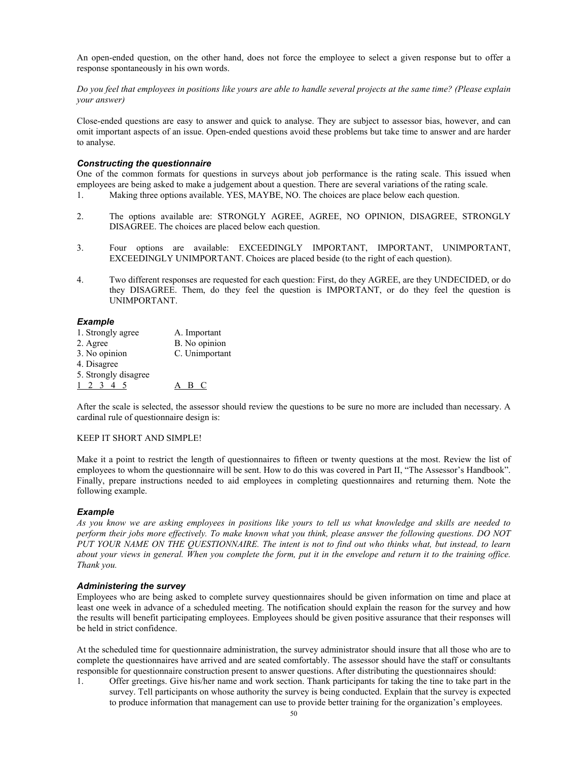An open-ended question, on the other hand, does not force the employee to select a given response but to offer a response spontaneously in his own words.

*Do you feel that employees in positions like yours are able to handle several projects at the same time? (Please explain your answer)*

Close-ended questions are easy to answer and quick to analyse. They are subject to assessor bias, however, and can omit important aspects of an issue. Open-ended questions avoid these problems but take time to answer and are harder to analyse.

### *Constructing the questionnaire*

One of the common formats for questions in surveys about job performance is the rating scale. This issued when employees are being asked to make a judgement about a question. There are several variations of the rating scale.

1. Making three options available. YES, MAYBE, NO. The choices are place below each question.
2. The options available are: STRONGLY AGREE, AGREE, NO OPINION, DISAGREE, STRONGLY DISAGREE. The choices are placed below each question.
3. Four options are available: EXCEEDINGLY IMPORTANT, IMPORTANT, UNIMPORTANT, EXCEEDINGLY UNIMPORTANT. Choices are placed beside (to the right of each question).
4. Two different responses are requested for each question: First, do they AGREE, are they UNDECIDED, or do they DISAGREE. Them, do they feel the question is IMPORTANT, or do they feel the question is UNIMPORTANT.

### *Example*

| | |
|---|---|
| 1. Strongly agree | A. Important |
| 2. Agree | B. No opinion |
| 3. No opinion | C. Unimportant |
| 4. Disagree | |
| 5. Strongly disagree | |
| 1 2 3 4 5 | A B C |

After the scale is selected, the assessor should review the questions to be sure no more are included than necessary. A cardinal rule of questionnaire design is:

KEEP IT SHORT AND SIMPLE!

Make it a point to restrict the length of questionnaires to fifteen or twenty questions at the most. Review the list of employees to whom the questionnaire will be sent. How to do this was covered in Part II, "The Assessor's Handbook". Finally, prepare instructions needed to aid employees in completing questionnaires and returning them. Note the following example.

### *Example*

*As you know we are asking employees in positions like yours to tell us what knowledge and skills are needed to perform their jobs more effectively. To make known what you think, please answer the following questions. DO NOT PUT YOUR NAME ON THE QUESTIONNAIRE. The intent is not to find out who thinks what, but instead, to learn about your views in general. When you complete the form, put it in the envelope and return it to the training office. Thank you.*

### *Administering the survey*

Employees who are being asked to complete survey questionnaires should be given information on time and place at least one week in advance of a scheduled meeting. The notification should explain the reason for the survey and how the results will benefit participating employees. Employees should be given positive assurance that their responses will be held in strict confidence.

At the scheduled time for questionnaire administration, the survey administrator should insure that all those who are to complete the questionnaires have arrived and are seated comfortably. The assessor should have the staff or consultants responsible for questionnaire construction present to answer questions. After distributing the questionnaires should:

1. Offer greetings. Give his/her name and work section. Thank participants for taking the tine to take part in the survey. Tell participants on whose authority the survey is being conducted. Explain that the survey is expected to produce information that management can use to provide better training for the organization's employees.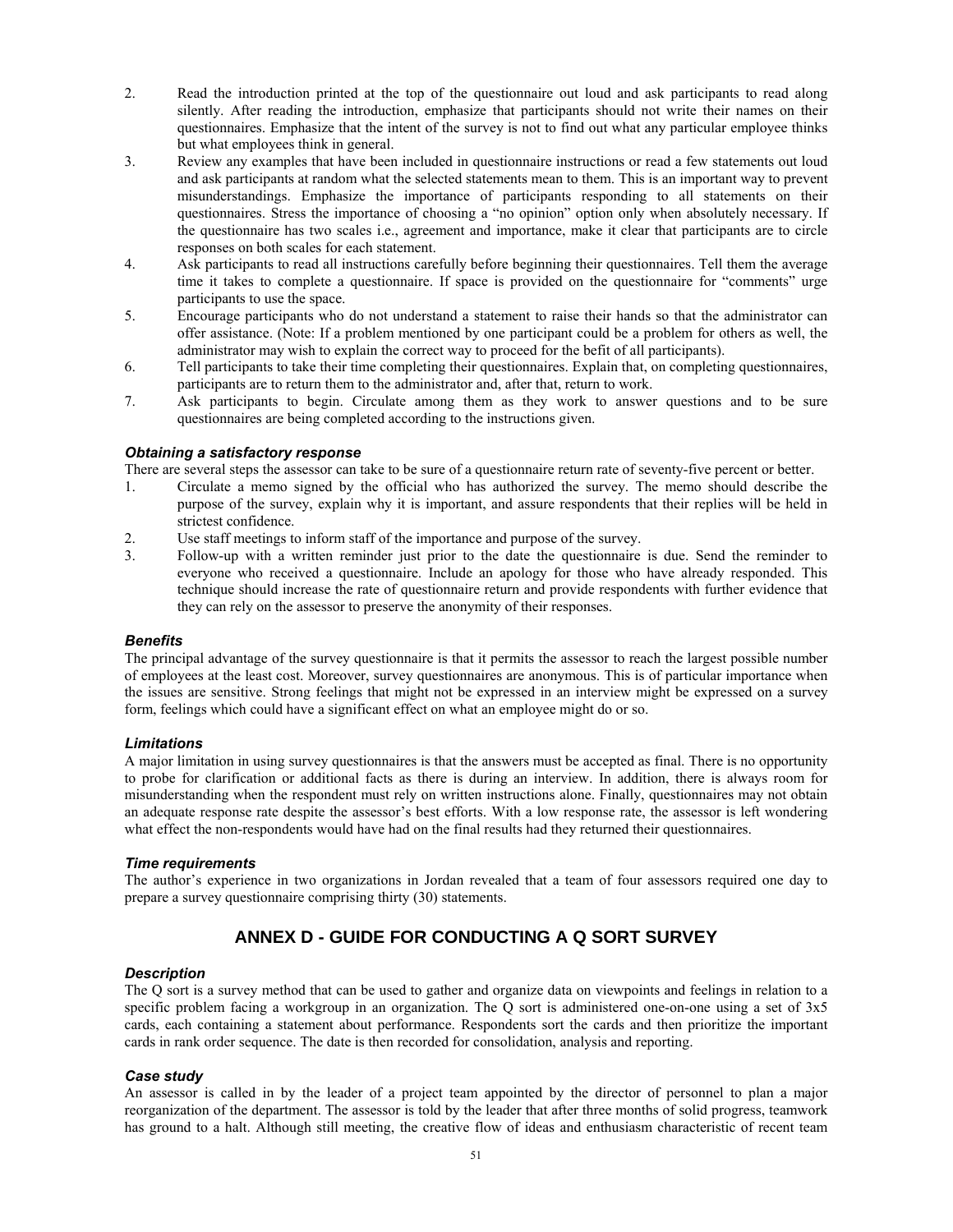2. Read the introduction printed at the top of the questionnaire out loud and ask participants to read along silently. After reading the introduction, emphasize that participants should not write their names on their questionnaires. Emphasize that the intent of the survey is not to find out what any particular employee thinks but what employees think in general.
3. Review any examples that have been included in questionnaire instructions or read a few statements out loud and ask participants at random what the selected statements mean to them. This is an important way to prevent misunderstandings. Emphasize the importance of participants responding to all statements on their questionnaires. Stress the importance of choosing a "no opinion" option only when absolutely necessary. If the questionnaire has two scales i.e., agreement and importance, make it clear that participants are to circle responses on both scales for each statement.
4. Ask participants to read all instructions carefully before beginning their questionnaires. Tell them the average time it takes to complete a questionnaire. If space is provided on the questionnaire for "comments" urge participants to use the space.
5. Encourage participants who do not understand a statement to raise their hands so that the administrator can offer assistance. (Note: If a problem mentioned by one participant could be a problem for others as well, the administrator may wish to explain the correct way to proceed for the befit of all participants).
6. Tell participants to take their time completing their questionnaires. Explain that, on completing questionnaires, participants are to return them to the administrator and, after that, return to work.
7. Ask participants to begin. Circulate among them as they work to answer questions and to be sure questionnaires are being completed according to the instructions given.

### *Obtaining a satisfactory response*

There are several steps the assessor can take to be sure of a questionnaire return rate of seventy-five percent or better.

1. Circulate a memo signed by the official who has authorized the survey. The memo should describe the purpose of the survey, explain why it is important, and assure respondents that their replies will be held in strictest confidence.
2. Use staff meetings to inform staff of the importance and purpose of the survey.
3. Follow-up with a written reminder just prior to the date the questionnaire is due. Send the reminder to everyone who received a questionnaire. Include an apology for those who have already responded. This technique should increase the rate of questionnaire return and provide respondents with further evidence that they can rely on the assessor to preserve the anonymity of their responses.

### *Benefits*

The principal advantage of the survey questionnaire is that it permits the assessor to reach the largest possible number of employees at the least cost. Moreover, survey questionnaires are anonymous. This is of particular importance when the issues are sensitive. Strong feelings that might not be expressed in an interview might be expressed on a survey form, feelings which could have a significant effect on what an employee might do or so.

### *Limitations*

A major limitation in using survey questionnaires is that the answers must be accepted as final. There is no opportunity to probe for clarification or additional facts as there is during an interview. In addition, there is always room for misunderstanding when the respondent must rely on written instructions alone. Finally, questionnaires may not obtain an adequate response rate despite the assessor's best efforts. With a low response rate, the assessor is left wondering what effect the non-respondents would have had on the final results had they returned their questionnaires.

### *Time requirements*

The author's experience in two organizations in Jordan revealed that a team of four assessors required one day to prepare a survey questionnaire comprising thirty (30) statements.

## ANNEX D - GUIDE FOR CONDUCTING A Q SORT SURVEY

### *Description*

The Q sort is a survey method that can be used to gather and organize data on viewpoints and feelings in relation to a specific problem facing a workgroup in an organization. The Q sort is administered one-on-one using a set of 3x5 cards, each containing a statement about performance. Respondents sort the cards and then prioritize the important cards in rank order sequence. The date is then recorded for consolidation, analysis and reporting.

### *Case study*

An assessor is called in by the leader of a project team appointed by the director of personnel to plan a major reorganization of the department. The assessor is told by the leader that after three months of solid progress, teamwork has ground to a halt. Although still meeting, the creative flow of ideas and enthusiasm characteristic of recent team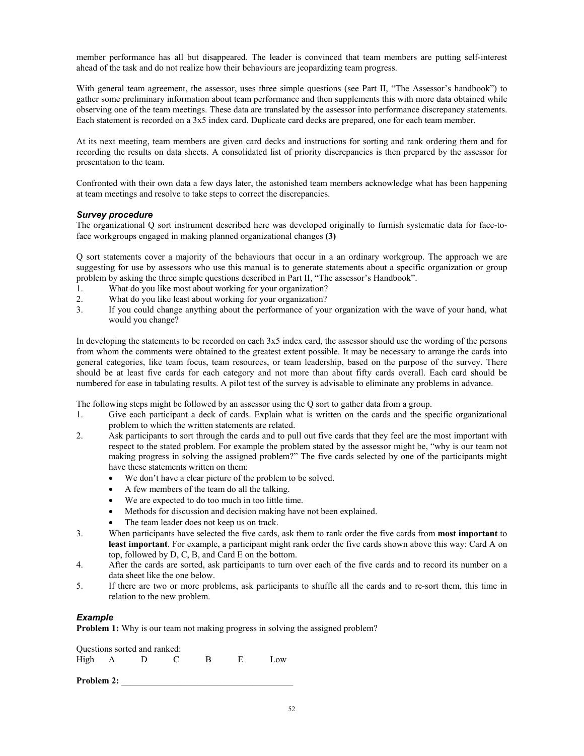member performance has all but disappeared. The leader is convinced that team members are putting self-interest ahead of the task and do not realize how their behaviours are jeopardizing team progress.

With general team agreement, the assessor, uses three simple questions (see Part II, "The Assessor's handbook") to gather some preliminary information about team performance and then supplements this with more data obtained while observing one of the team meetings. These data are translated by the assessor into performance discrepancy statements. Each statement is recorded on a 3x5 index card. Duplicate card decks are prepared, one for each team member.

At its next meeting, team members are given card decks and instructions for sorting and rank ordering them and for recording the results on data sheets. A consolidated list of priority discrepancies is then prepared by the assessor for presentation to the team.

Confronted with their own data a few days later, the astonished team members acknowledge what has been happening at team meetings and resolve to take steps to correct the discrepancies.

### *Survey procedure*

The organizational Q sort instrument described here was developed originally to furnish systematic data for face-to-face workgroups engaged in making planned organizational changes **(3)**

Q sort statements cover a majority of the behaviours that occur in a an ordinary workgroup. The approach we are suggesting for use by assessors who use this manual is to generate statements about a specific organization or group problem by asking the three simple questions described in Part II, "The assessor's Handbook".

1. What do you like most about working for your organization?
2. What do you like least about working for your organization?
3. If you could change anything about the performance of your organization with the wave of your hand, what would you change?

In developing the statements to be recorded on each 3x5 index card, the assessor should use the wording of the persons from whom the comments were obtained to the greatest extent possible. It may be necessary to arrange the cards into general categories, like team focus, team resources, or team leadership, based on the purpose of the survey. There should be at least five cards for each category and not more than about fifty cards overall. Each card should be numbered for ease in tabulating results. A pilot test of the survey is advisable to eliminate any problems in advance.

The following steps might be followed by an assessor using the Q sort to gather data from a group.

1. Give each participant a deck of cards. Explain what is written on the cards and the specific organizational problem to which the written statements are related.
2. Ask participants to sort through the cards and to pull out five cards that they feel are the most important with respect to the stated problem. For example the problem stated by the assessor might be, "why is our team not making progress in solving the assigned problem?" The five cards selected by one of the participants might have these statements written on them:
   - We don't have a clear picture of the problem to be solved.
   - A few members of the team do all the talking.
   - We are expected to do too much in too little time.
   - Methods for discussion and decision making have not been explained.
   - The team leader does not keep us on track.
3. When participants have selected the five cards, ask them to rank order the five cards from **most important** to **least important**. For example, a participant might rank order the five cards shown above this way: Card A on top, followed by D, C, B, and Card E on the bottom.
4. After the cards are sorted, ask participants to turn over each of the five cards and to record its number on a data sheet like the one below.
5. If there are two or more problems, ask participants to shuffle all the cards and to re-sort them, this time in relation to the new problem.

### *Example*

**Problem 1:** Why is our team not making progress in solving the assigned problem?

Questions sorted and ranked:

High A D C B E Low

**Problem 2:** ______________________________________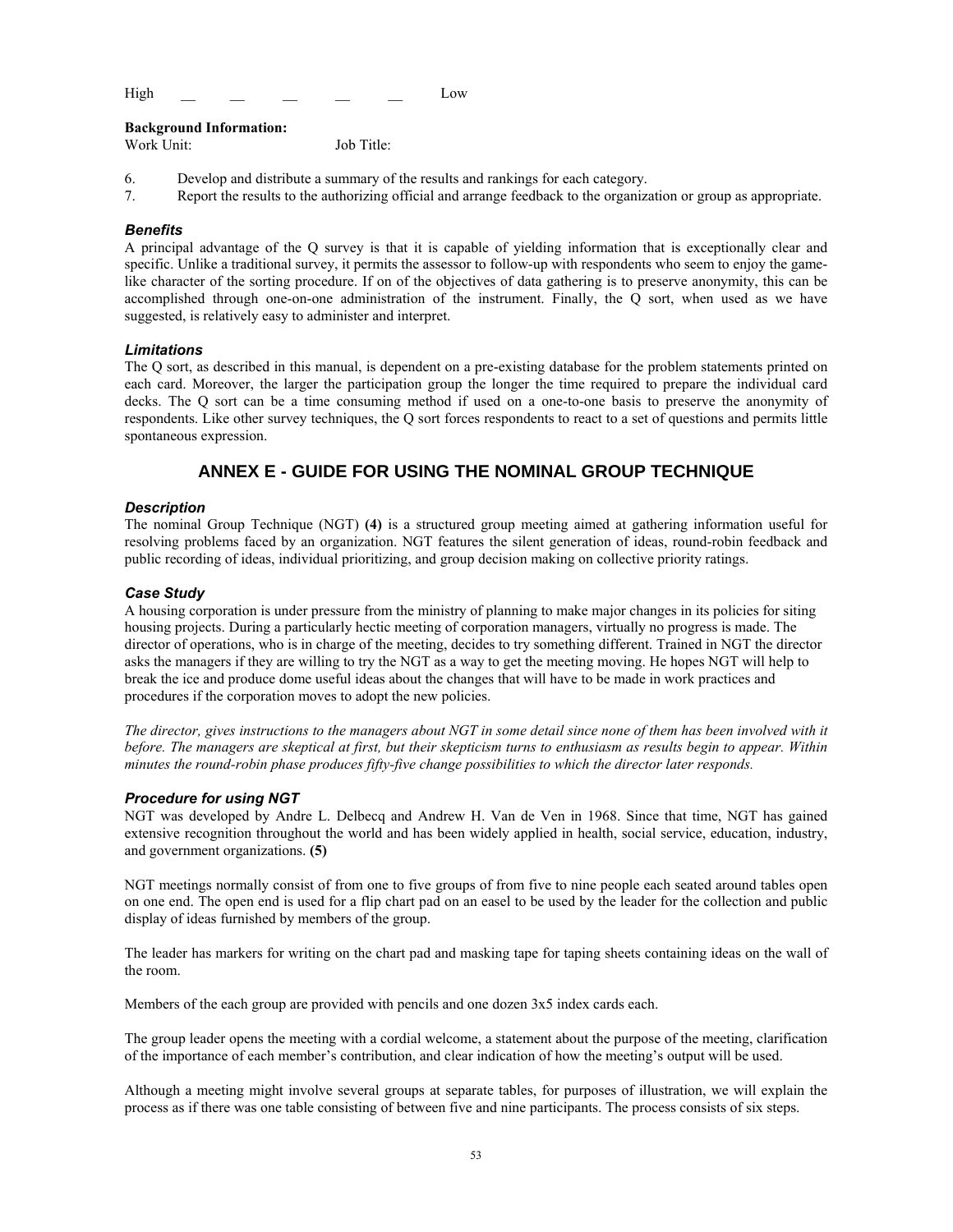High __ __ __ __ __ Low

**Background Information:**
Work Unit: Job Title:

6. Develop and distribute a summary of the results and rankings for each category.
7. Report the results to the authorizing official and arrange feedback to the organization or group as appropriate.

### *Benefits*

A principal advantage of the Q survey is that it is capable of yielding information that is exceptionally clear and specific. Unlike a traditional survey, it permits the assessor to follow-up with respondents who seem to enjoy the game-like character of the sorting procedure. If on of the objectives of data gathering is to preserve anonymity, this can be accomplished through one-on-one administration of the instrument. Finally, the Q sort, when used as we have suggested, is relatively easy to administer and interpret.

### *Limitations*

The Q sort, as described in this manual, is dependent on a pre-existing database for the problem statements printed on each card. Moreover, the larger the participation group the longer the time required to prepare the individual card decks. The Q sort can be a time consuming method if used on a one-to-one basis to preserve the anonymity of respondents. Like other survey techniques, the Q sort forces respondents to react to a set of questions and permits little spontaneous expression.

## ANNEX E - GUIDE FOR USING THE NOMINAL GROUP TECHNIQUE

### *Description*

The nominal Group Technique (NGT) **(4)** is a structured group meeting aimed at gathering information useful for resolving problems faced by an organization. NGT features the silent generation of ideas, round-robin feedback and public recording of ideas, individual prioritizing, and group decision making on collective priority ratings.

### *Case Study*

A housing corporation is under pressure from the ministry of planning to make major changes in its policies for siting housing projects. During a particularly hectic meeting of corporation managers, virtually no progress is made. The director of operations, who is in charge of the meeting, decides to try something different. Trained in NGT the director asks the managers if they are willing to try the NGT as a way to get the meeting moving. He hopes NGT will help to break the ice and produce dome useful ideas about the changes that will have to be made in work practices and procedures if the corporation moves to adopt the new policies.

*The director, gives instructions to the managers about NGT in some detail since none of them has been involved with it before. The managers are skeptical at first, but their skepticism turns to enthusiasm as results begin to appear. Within minutes the round-robin phase produces fifty-five change possibilities to which the director later responds.*

### *Procedure for using NGT*

NGT was developed by Andre L. Delbecq and Andrew H. Van de Ven in 1968. Since that time, NGT has gained extensive recognition throughout the world and has been widely applied in health, social service, education, industry, and government organizations. **(5)**

NGT meetings normally consist of from one to five groups of from five to nine people each seated around tables open on one end. The open end is used for a flip chart pad on an easel to be used by the leader for the collection and public display of ideas furnished by members of the group.

The leader has markers for writing on the chart pad and masking tape for taping sheets containing ideas on the wall of the room.

Members of the each group are provided with pencils and one dozen 3x5 index cards each.

The group leader opens the meeting with a cordial welcome, a statement about the purpose of the meeting, clarification of the importance of each member's contribution, and clear indication of how the meeting's output will be used.

Although a meeting might involve several groups at separate tables, for purposes of illustration, we will explain the process as if there was one table consisting of between five and nine participants. The process consists of six steps.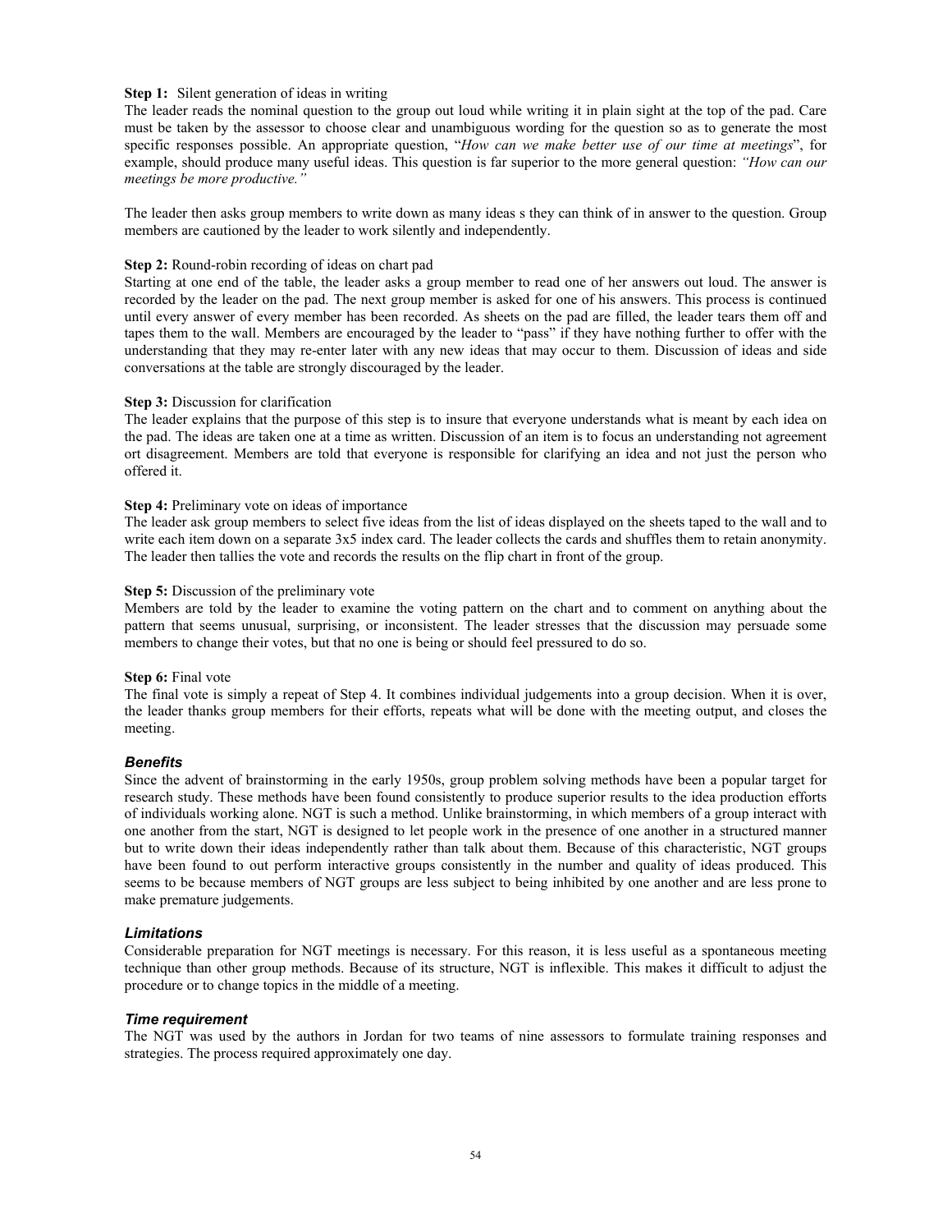**Step 1:** Silent generation of ideas in writing

The leader reads the nominal question to the group out loud while writing it in plain sight at the top of the pad. Care must be taken by the assessor to choose clear and unambiguous wording for the question so as to generate the most specific responses possible. An appropriate question, "*How can we make better use of our time at meetings*", for example, should produce many useful ideas. This question is far superior to the more general question: *"How can our meetings be more productive."*

The leader then asks group members to write down as many ideas s they can think of in answer to the question. Group members are cautioned by the leader to work silently and independently.

**Step 2:** Round-robin recording of ideas on chart pad

Starting at one end of the table, the leader asks a group member to read one of her answers out loud. The answer is recorded by the leader on the pad. The next group member is asked for one of his answers. This process is continued until every answer of every member has been recorded. As sheets on the pad are filled, the leader tears them off and tapes them to the wall. Members are encouraged by the leader to "pass" if they have nothing further to offer with the understanding that they may re-enter later with any new ideas that may occur to them. Discussion of ideas and side conversations at the table are strongly discouraged by the leader.

**Step 3:** Discussion for clarification

The leader explains that the purpose of this step is to insure that everyone understands what is meant by each idea on the pad. The ideas are taken one at a time as written. Discussion of an item is to focus an understanding not agreement ort disagreement. Members are told that everyone is responsible for clarifying an idea and not just the person who offered it.

**Step 4:** Preliminary vote on ideas of importance

The leader ask group members to select five ideas from the list of ideas displayed on the sheets taped to the wall and to write each item down on a separate 3x5 index card. The leader collects the cards and shuffles them to retain anonymity. The leader then tallies the vote and records the results on the flip chart in front of the group.

**Step 5:** Discussion of the preliminary vote

Members are told by the leader to examine the voting pattern on the chart and to comment on anything about the pattern that seems unusual, surprising, or inconsistent. The leader stresses that the discussion may persuade some members to change their votes, but that no one is being or should feel pressured to do so.

**Step 6:** Final vote

The final vote is simply a repeat of Step 4. It combines individual judgements into a group decision. When it is over, the leader thanks group members for their efforts, repeats what will be done with the meeting output, and closes the meeting.

### *Benefits*

Since the advent of brainstorming in the early 1950s, group problem solving methods have been a popular target for research study. These methods have been found consistently to produce superior results to the idea production efforts of individuals working alone. NGT is such a method. Unlike brainstorming, in which members of a group interact with one another from the start, NGT is designed to let people work in the presence of one another in a structured manner but to write down their ideas independently rather than talk about them. Because of this characteristic, NGT groups have been found to out perform interactive groups consistently in the number and quality of ideas produced. This seems to be because members of NGT groups are less subject to being inhibited by one another and are less prone to make premature judgements.

### *Limitations*

Considerable preparation for NGT meetings is necessary. For this reason, it is less useful as a spontaneous meeting technique than other group methods. Because of its structure, NGT is inflexible. This makes it difficult to adjust the procedure or to change topics in the middle of a meeting.

### *Time requirement*

The NGT was used by the authors in Jordan for two teams of nine assessors to formulate training responses and strategies. The process required approximately one day.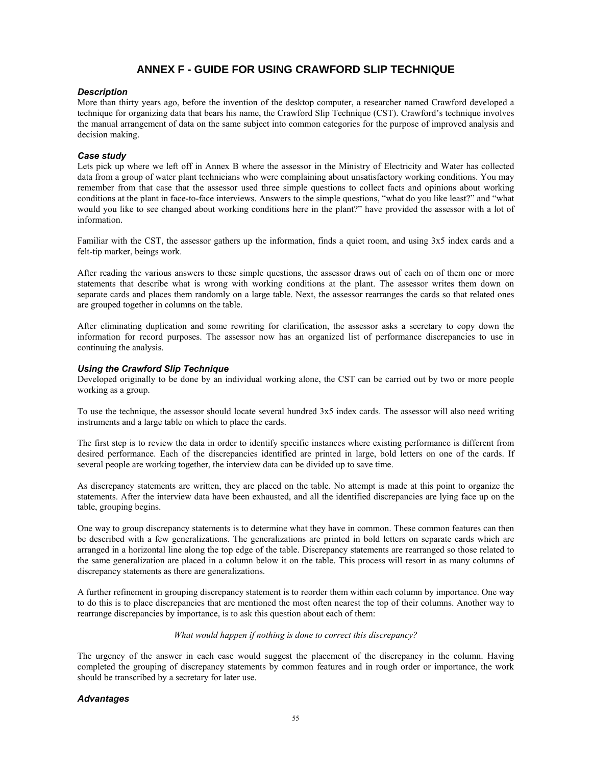# ANNEX F - GUIDE FOR USING CRAWFORD SLIP TECHNIQUE

### *Description*

More than thirty years ago, before the invention of the desktop computer, a researcher named Crawford developed a technique for organizing data that bears his name, the Crawford Slip Technique (CST). Crawford's technique involves the manual arrangement of data on the same subject into common categories for the purpose of improved analysis and decision making.

### *Case study*

Lets pick up where we left off in Annex B where the assessor in the Ministry of Electricity and Water has collected data from a group of water plant technicians who were complaining about unsatisfactory working conditions. You may remember from that case that the assessor used three simple questions to collect facts and opinions about working conditions at the plant in face-to-face interviews. Answers to the simple questions, "what do you like least?" and "what would you like to see changed about working conditions here in the plant?" have provided the assessor with a lot of information.

Familiar with the CST, the assessor gathers up the information, finds a quiet room, and using 3x5 index cards and a felt-tip marker, beings work.

After reading the various answers to these simple questions, the assessor draws out of each on of them one or more statements that describe what is wrong with working conditions at the plant. The assessor writes them down on separate cards and places them randomly on a large table. Next, the assessor rearranges the cards so that related ones are grouped together in columns on the table.

After eliminating duplication and some rewriting for clarification, the assessor asks a secretary to copy down the information for record purposes. The assessor now has an organized list of performance discrepancies to use in continuing the analysis.

### *Using the Crawford Slip Technique*

Developed originally to be done by an individual working alone, the CST can be carried out by two or more people working as a group.

To use the technique, the assessor should locate several hundred 3x5 index cards. The assessor will also need writing instruments and a large table on which to place the cards.

The first step is to review the data in order to identify specific instances where existing performance is different from desired performance. Each of the discrepancies identified are printed in large, bold letters on one of the cards. If several people are working together, the interview data can be divided up to save time.

As discrepancy statements are written, they are placed on the table. No attempt is made at this point to organize the statements. After the interview data have been exhausted, and all the identified discrepancies are lying face up on the table, grouping begins.

One way to group discrepancy statements is to determine what they have in common. These common features can then be described with a few generalizations. The generalizations are printed in bold letters on separate cards which are arranged in a horizontal line along the top edge of the table. Discrepancy statements are rearranged so those related to the same generalization are placed in a column below it on the table. This process will resort in as many columns of discrepancy statements as there are generalizations.

A further refinement in grouping discrepancy statement is to reorder them within each column by importance. One way to do this is to place discrepancies that are mentioned the most often nearest the top of their columns. Another way to rearrange discrepancies by importance, is to ask this question about each of them:

*What would happen if nothing is done to correct this discrepancy?*

The urgency of the answer in each case would suggest the placement of the discrepancy in the column. Having completed the grouping of discrepancy statements by common features and in rough order or importance, the work should be transcribed by a secretary for later use.

### *Advantages*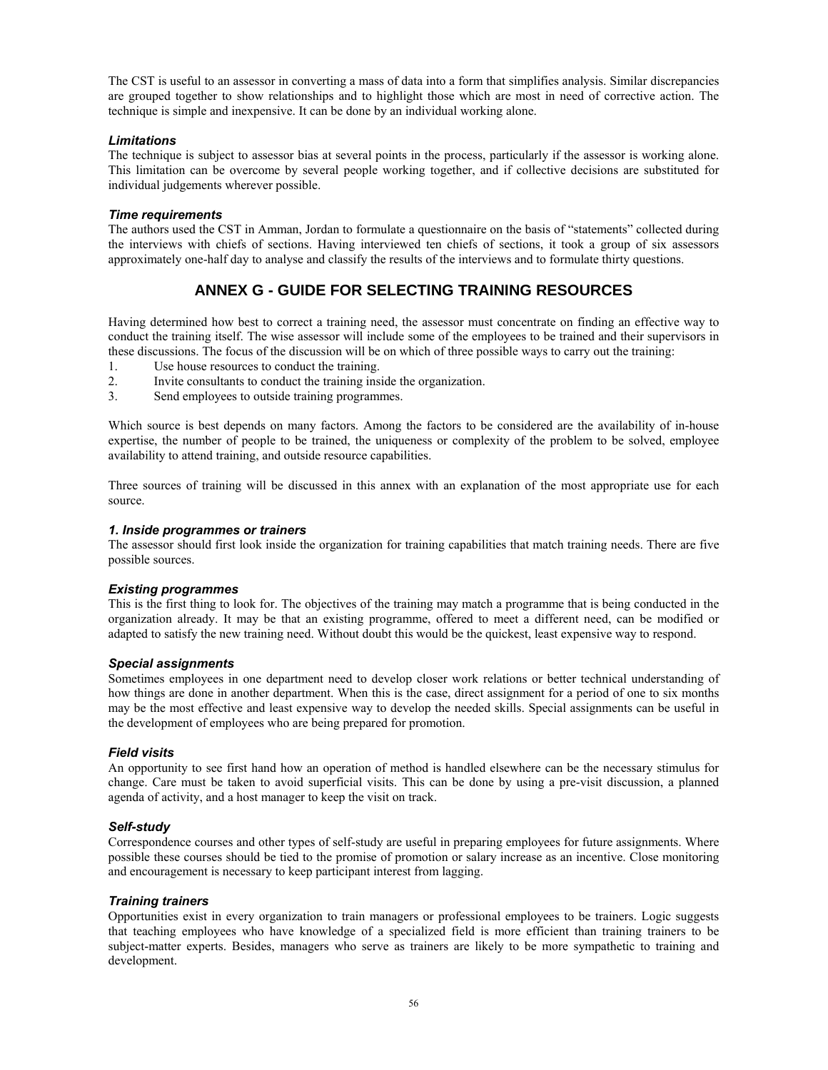The CST is useful to an assessor in converting a mass of data into a form that simplifies analysis. Similar discrepancies are grouped together to show relationships and to highlight those which are most in need of corrective action. The technique is simple and inexpensive. It can be done by an individual working alone.

### *Limitations*

The technique is subject to assessor bias at several points in the process, particularly if the assessor is working alone. This limitation can be overcome by several people working together, and if collective decisions are substituted for individual judgements wherever possible.

### *Time requirements*

The authors used the CST in Amman, Jordan to formulate a questionnaire on the basis of "statements" collected during the interviews with chiefs of sections. Having interviewed ten chiefs of sections, it took a group of six assessors approximately one-half day to analyse and classify the results of the interviews and to formulate thirty questions.

## ANNEX G - GUIDE FOR SELECTING TRAINING RESOURCES

Having determined how best to correct a training need, the assessor must concentrate on finding an effective way to conduct the training itself. The wise assessor will include some of the employees to be trained and their supervisors in these discussions. The focus of the discussion will be on which of three possible ways to carry out the training:

1. Use house resources to conduct the training.
2. Invite consultants to conduct the training inside the organization.
3. Send employees to outside training programmes.

Which source is best depends on many factors. Among the factors to be considered are the availability of in-house expertise, the number of people to be trained, the uniqueness or complexity of the problem to be solved, employee availability to attend training, and outside resource capabilities.

Three sources of training will be discussed in this annex with an explanation of the most appropriate use for each source.

### *1. Inside programmes or trainers*

The assessor should first look inside the organization for training capabilities that match training needs. There are five possible sources.

### *Existing programmes*

This is the first thing to look for. The objectives of the training may match a programme that is being conducted in the organization already. It may be that an existing programme, offered to meet a different need, can be modified or adapted to satisfy the new training need. Without doubt this would be the quickest, least expensive way to respond.

### *Special assignments*

Sometimes employees in one department need to develop closer work relations or better technical understanding of how things are done in another department. When this is the case, direct assignment for a period of one to six months may be the most effective and least expensive way to develop the needed skills. Special assignments can be useful in the development of employees who are being prepared for promotion.

### *Field visits*

An opportunity to see first hand how an operation of method is handled elsewhere can be the necessary stimulus for change. Care must be taken to avoid superficial visits. This can be done by using a pre-visit discussion, a planned agenda of activity, and a host manager to keep the visit on track.

### *Self-study*

Correspondence courses and other types of self-study are useful in preparing employees for future assignments. Where possible these courses should be tied to the promise of promotion or salary increase as an incentive. Close monitoring and encouragement is necessary to keep participant interest from lagging.

### *Training trainers*

Opportunities exist in every organization to train managers or professional employees to be trainers. Logic suggests that teaching employees who have knowledge of a specialized field is more efficient than training trainers to be subject-matter experts. Besides, managers who serve as trainers are likely to be more sympathetic to training and development.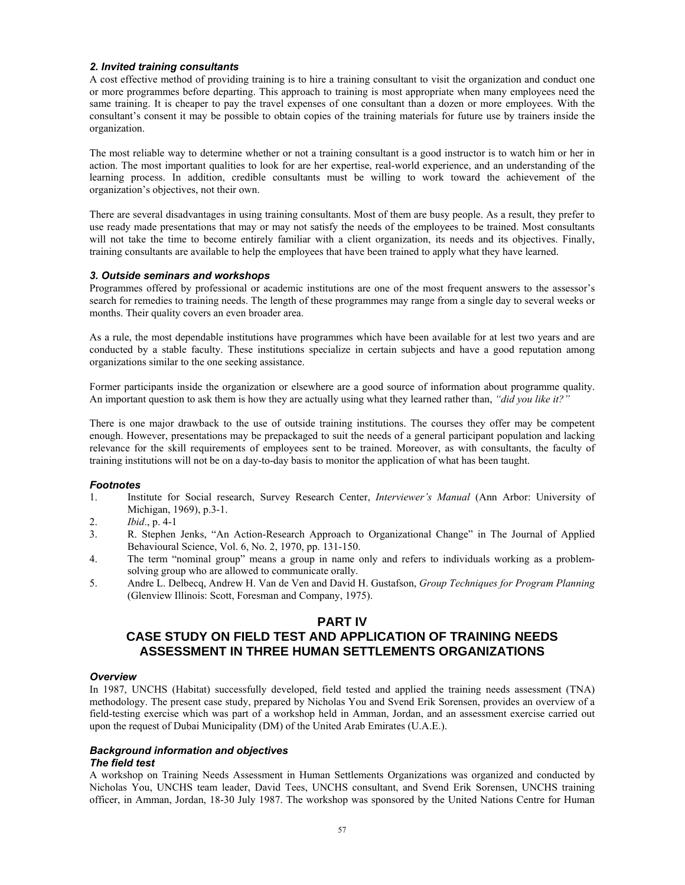### *2. Invited training consultants*

A cost effective method of providing training is to hire a training consultant to visit the organization and conduct one or more programmes before departing. This approach to training is most appropriate when many employees need the same training. It is cheaper to pay the travel expenses of one consultant than a dozen or more employees. With the consultant's consent it may be possible to obtain copies of the training materials for future use by trainers inside the organization.

The most reliable way to determine whether or not a training consultant is a good instructor is to watch him or her in action. The most important qualities to look for are her expertise, real-world experience, and an understanding of the learning process. In addition, credible consultants must be willing to work toward the achievement of the organization's objectives, not their own.

There are several disadvantages in using training consultants. Most of them are busy people. As a result, they prefer to use ready made presentations that may or may not satisfy the needs of the employees to be trained. Most consultants will not take the time to become entirely familiar with a client organization, its needs and its objectives. Finally, training consultants are available to help the employees that have been trained to apply what they have learned.

### *3. Outside seminars and workshops*

Programmes offered by professional or academic institutions are one of the most frequent answers to the assessor's search for remedies to training needs. The length of these programmes may range from a single day to several weeks or months. Their quality covers an even broader area.

As a rule, the most dependable institutions have programmes which have been available for at lest two years and are conducted by a stable faculty. These institutions specialize in certain subjects and have a good reputation among organizations similar to the one seeking assistance.

Former participants inside the organization or elsewhere are a good source of information about programme quality. An important question to ask them is how they are actually using what they learned rather than, *"did you like it?"*

There is one major drawback to the use of outside training institutions. The courses they offer may be competent enough. However, presentations may be prepackaged to suit the needs of a general participant population and lacking relevance for the skill requirements of employees sent to be trained. Moreover, as with consultants, the faculty of training institutions will not be on a day-to-day basis to monitor the application of what has been taught.

### *Footnotes*

1. Institute for Social research, Survey Research Center, *Interviewer's Manual* (Ann Arbor: University of Michigan, 1969), p.3-1.
2. *Ibid*., p. 4-1
3. R. Stephen Jenks, "An Action-Research Approach to Organizational Change" in The Journal of Applied Behavioural Science, Vol. 6, No. 2, 1970, pp. 131-150.
4. The term "nominal group" means a group in name only and refers to individuals working as a problem-solving group who are allowed to communicate orally.
5. Andre L. Delbecq, Andrew H. Van de Ven and David H. Gustafson, *Group Techniques for Program Planning* (Glenview Illinois: Scott, Foresman and Company, 1975).

# PART IV

# CASE STUDY ON FIELD TEST AND APPLICATION OF TRAINING NEEDS ASSESSMENT IN THREE HUMAN SETTLEMENTS ORGANIZATIONS

### *Overview*

In 1987, UNCHS (Habitat) successfully developed, field tested and applied the training needs assessment (TNA) methodology. The present case study, prepared by Nicholas You and Svend Erik Sorensen, provides an overview of a field-testing exercise which was part of a workshop held in Amman, Jordan, and an assessment exercise carried out upon the request of Dubai Municipality (DM) of the United Arab Emirates (U.A.E.).

### *Background information and objectives*

#### *The field test*

A workshop on Training Needs Assessment in Human Settlements Organizations was organized and conducted by Nicholas You, UNCHS team leader, David Tees, UNCHS consultant, and Svend Erik Sorensen, UNCHS training officer, in Amman, Jordan, 18-30 July 1987. The workshop was sponsored by the United Nations Centre for Human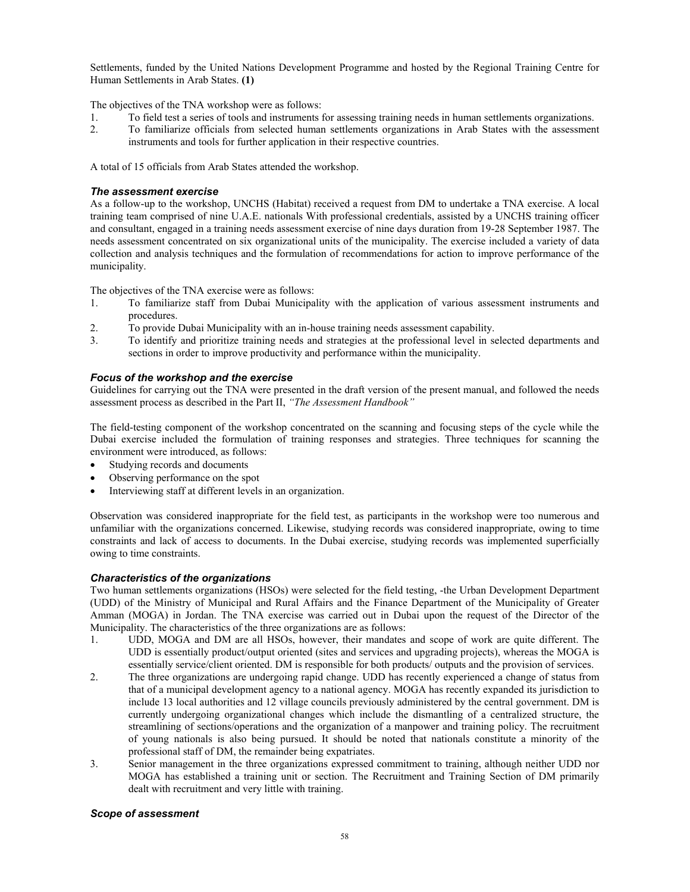Settlements, funded by the United Nations Development Programme and hosted by the Regional Training Centre for Human Settlements in Arab States. **(1)**

The objectives of the TNA workshop were as follows:

1. To field test a series of tools and instruments for assessing training needs in human settlements organizations.
2. To familiarize officials from selected human settlements organizations in Arab States with the assessment instruments and tools for further application in their respective countries.

A total of 15 officials from Arab States attended the workshop.

### *The assessment exercise*

As a follow-up to the workshop, UNCHS (Habitat) received a request from DM to undertake a TNA exercise. A local training team comprised of nine U.A.E. nationals With professional credentials, assisted by a UNCHS training officer and consultant, engaged in a training needs assessment exercise of nine days duration from 19-28 September 1987. The needs assessment concentrated on six organizational units of the municipality. The exercise included a variety of data collection and analysis techniques and the formulation of recommendations for action to improve performance of the municipality.

The objectives of the TNA exercise were as follows:

1. To familiarize staff from Dubai Municipality with the application of various assessment instruments and procedures.
2. To provide Dubai Municipality with an in-house training needs assessment capability.
3. To identify and prioritize training needs and strategies at the professional level in selected departments and sections in order to improve productivity and performance within the municipality.

### *Focus of the workshop and the exercise*

Guidelines for carrying out the TNA were presented in the draft version of the present manual, and followed the needs assessment process as described in the Part II, *"The Assessment Handbook"*

The field-testing component of the workshop concentrated on the scanning and focusing steps of the cycle while the Dubai exercise included the formulation of training responses and strategies. Three techniques for scanning the environment were introduced, as follows:

- Studying records and documents
- Observing performance on the spot
- Interviewing staff at different levels in an organization.

Observation was considered inappropriate for the field test, as participants in the workshop were too numerous and unfamiliar with the organizations concerned. Likewise, studying records was considered inappropriate, owing to time constraints and lack of access to documents. In the Dubai exercise, studying records was implemented superficially owing to time constraints.

### *Characteristics of the organizations*

Two human settlements organizations (HSOs) were selected for the field testing, -the Urban Development Department (UDD) of the Ministry of Municipal and Rural Affairs and the Finance Department of the Municipality of Greater Amman (MOGA) in Jordan. The TNA exercise was carried out in Dubai upon the request of the Director of the Municipality. The characteristics of the three organizations are as follows:

1. UDD, MOGA and DM are all HSOs, however, their mandates and scope of work are quite different. The UDD is essentially product/output oriented (sites and services and upgrading projects), whereas the MOGA is essentially service/client oriented. DM is responsible for both products/ outputs and the provision of services.
2. The three organizations are undergoing rapid change. UDD has recently experienced a change of status from that of a municipal development agency to a national agency. MOGA has recently expanded its jurisdiction to include 13 local authorities and 12 village councils previously administered by the central government. DM is currently undergoing organizational changes which include the dismantling of a centralized structure, the streamlining of sections/operations and the organization of a manpower and training policy. The recruitment of young nationals is also being pursued. It should be noted that nationals constitute a minority of the professional staff of DM, the remainder being expatriates.
3. Senior management in the three organizations expressed commitment to training, although neither UDD nor MOGA has established a training unit or section. The Recruitment and Training Section of DM primarily dealt with recruitment and very little with training.

### *Scope of assessment*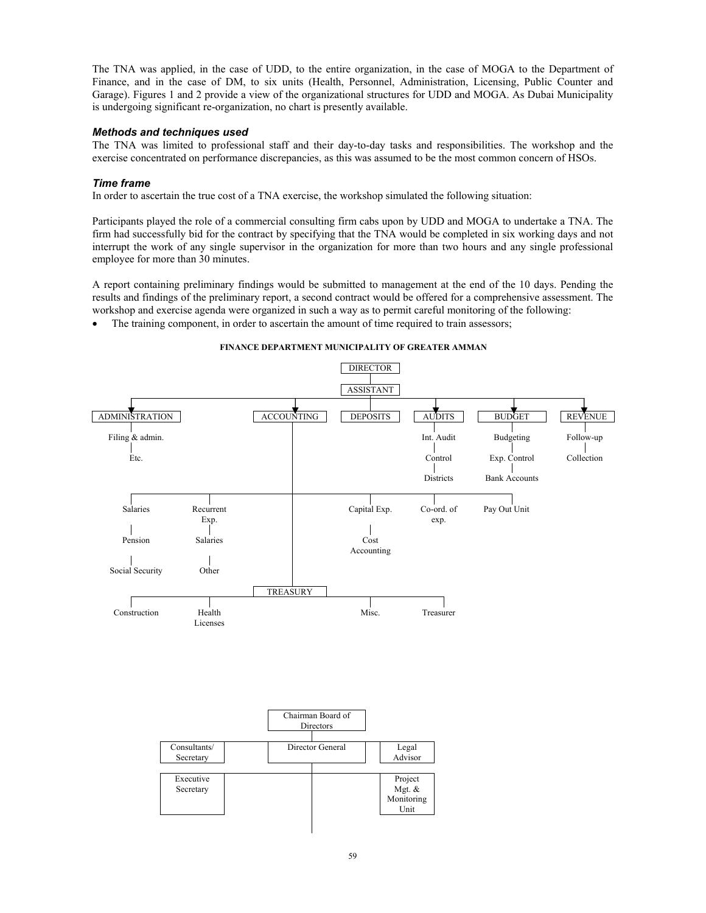The TNA was applied, in the case of UDD, to the entire organization, in the case of MOGA to the Department of Finance, and in the case of DM, to six units (Health, Personnel, Administration, Licensing, Public Counter and Garage). Figures 1 and 2 provide a view of the organizational structures for UDD and MOGA. As Dubai Municipality is undergoing significant re-organization, no chart is presently available.

### *Methods and techniques used*

The TNA was limited to professional staff and their day-to-day tasks and responsibilities. The workshop and the exercise concentrated on performance discrepancies, as this was assumed to be the most common concern of HSOs.

### *Time frame*

In order to ascertain the true cost of a TNA exercise, the workshop simulated the following situation:

Participants played the role of a commercial consulting firm cabs upon by UDD and MOGA to undertake a TNA. The firm had successfully bid for the contract by specifying that the TNA would be completed in six working days and not interrupt the work of any single supervisor in the organization for more than two hours and any single professional employee for more than 30 minutes.

A report containing preliminary findings would be submitted to management at the end of the 10 days. Pending the results and findings of the preliminary report, a second contract would be offered for a comprehensive assessment. The workshop and exercise agenda were organized in such a way as to permit careful monitoring of the following:

- The training component, in order to ascertain the amount of time required to train assessors;

**FINANCE DEPARTMENT MUNICIPALITY OF GREATER AMMAN**

- DIRECTOR
  - ASSISTANT
    - ADMINISTRATION
      - Filing & admin.
      - Etc.
    - ACCOUNTING
      - Salaries
        - Pension
        - Social Security
      - Recurrent Exp.
        - Salaries
        - Other
      - Capital Exp.
        - Cost Accounting
      - Co-ord. of exp.
      - Pay Out Unit
      - TREASURY
        - Construction
        - Health Licenses
        - Misc.
        - Treasurer
    - DEPOSITS
    - AUDITS
      - Int. Audit
      - Control
      - Districts
    - BUDGET
      - Budgeting
      - Exp. Control
      - Bank Accounts
    - REVENUE
      - Follow-up
      - Collection

- Chairman Board of Directors
  - Director General
    - Consultants/ Secretary
    - Legal Advisor
    - Executive Secretary
    - Project Mgt. & Monitoring Unit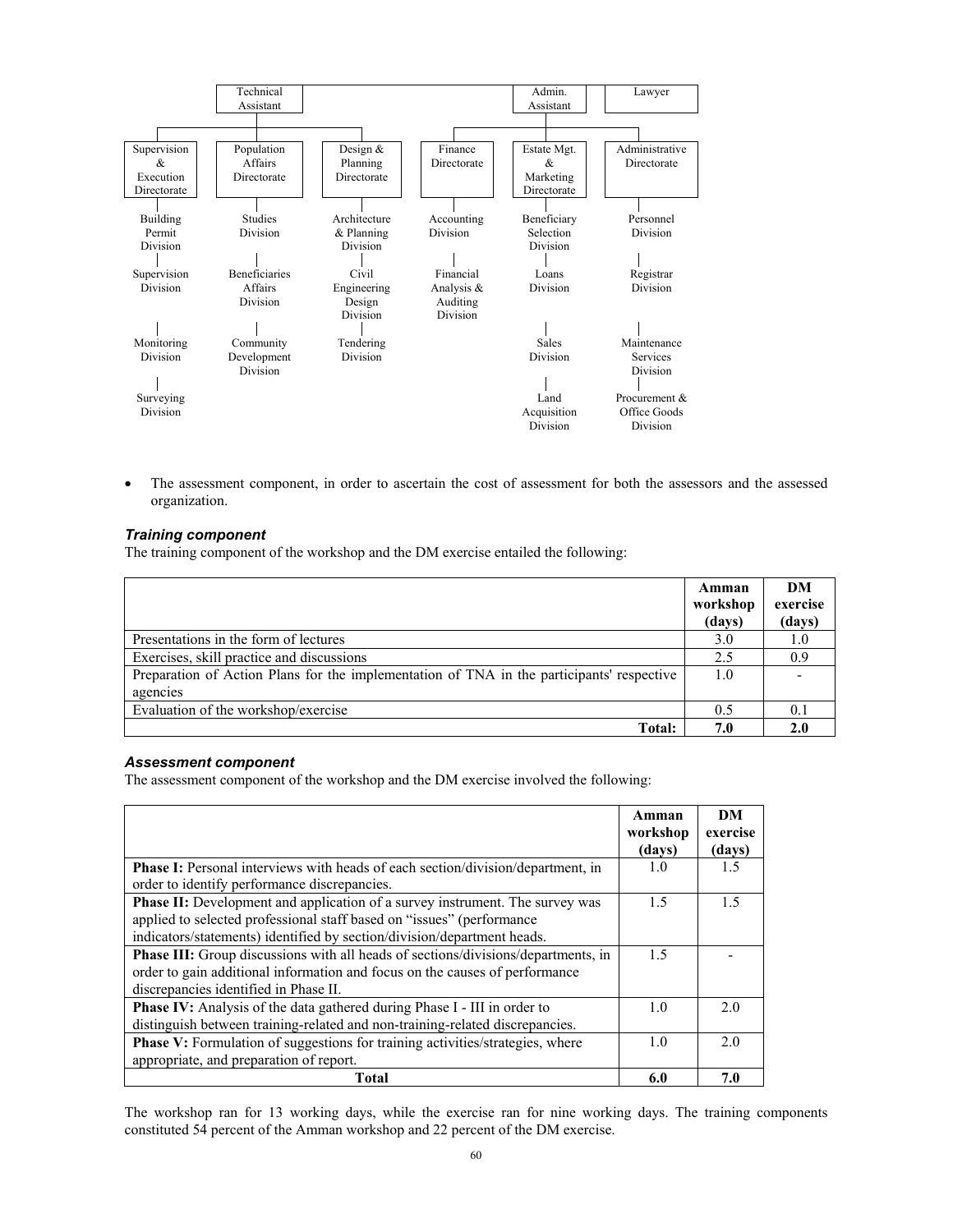- Technical Assistant
  - Supervision & Execution Directorate
    - Building Permit Division
    - Supervision Division
    - Monitoring Division
    - Surveying Division
  - Population Affairs Directorate
    - Studies Division
    - Beneficiaries Affairs Division
    - Community Development Division
  - Design & Planning Directorate
    - Architecture & Planning Division
    - Civil Engineering Design Division
    - Tendering Division
- Admin. Assistant
  - Finance Directorate
    - Accounting Division
    - Financial Analysis & Auditing Division
  - Estate Mgt. & Marketing Directorate
    - Beneficiary Selection Division
    - Loans Division
    - Sales Division
    - Land Acquisition Division
  - Administrative Directorate
    - Personnel Division
    - Registrar Division
    - Maintenance Services Division
    - Procurement & Office Goods Division
- Lawyer

- The assessment component, in order to ascertain the cost of assessment for both the assessors and the assessed organization.

### *Training component*

The training component of the workshop and the DM exercise entailed the following:

| | Amman workshop (days) | DM exercise (days) |
|---|---|---|
| Presentations in the form of lectures | 3.0 | 1.0 |
| Exercises, skill practice and discussions | 2.5 | 0.9 |
| Preparation of Action Plans for the implementation of TNA in the participants' respective agencies | 1.0 | - |
| Evaluation of the workshop/exercise | 0.5 | 0.1 |
| **Total:** | **7.0** | **2.0** |

### *Assessment component*

The assessment component of the workshop and the DM exercise involved the following:

| | Amman workshop (days) | DM exercise (days) |
|---|---|---|
| **Phase I:** Personal interviews with heads of each section/division/department, in order to identify performance discrepancies. | 1.0 | 1.5 |
| **Phase II:** Development and application of a survey instrument. The survey was applied to selected professional staff based on "issues" (performance indicators/statements) identified by section/division/department heads. | 1.5 | 1.5 |
| **Phase III:** Group discussions with all heads of sections/divisions/departments, in order to gain additional information and focus on the causes of performance discrepancies identified in Phase II. | 1.5 | - |
| **Phase IV:** Analysis of the data gathered during Phase I - III in order to distinguish between training-related and non-training-related discrepancies. | 1.0 | 2.0 |
| **Phase V:** Formulation of suggestions for training activities/strategies, where appropriate, and preparation of report. | 1.0 | 2.0 |
| **Total** | **6.0** | **7.0** |

The workshop ran for 13 working days, while the exercise ran for nine working days. The training components constituted 54 percent of the Amman workshop and 22 percent of the DM exercise.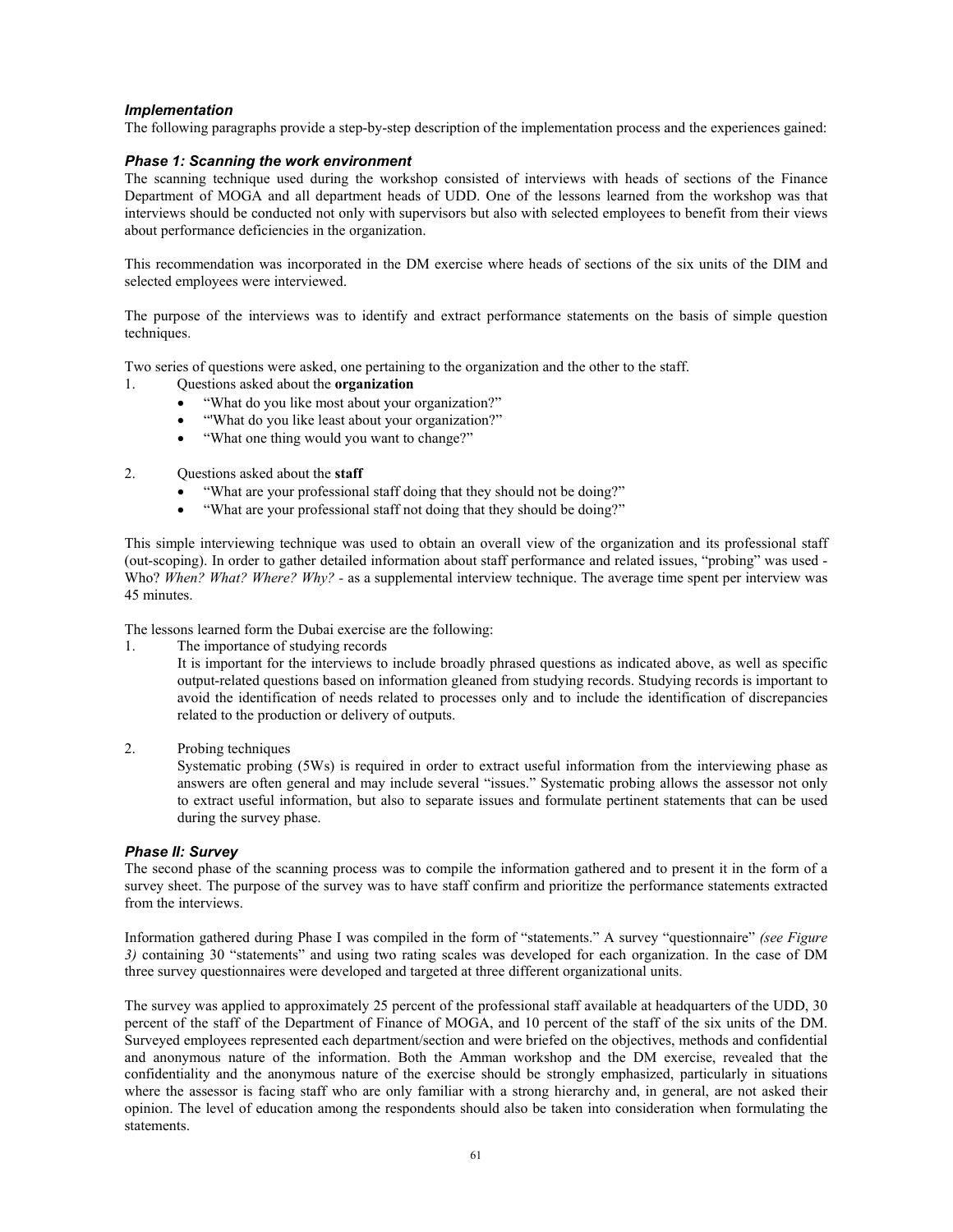### *Implementation*

The following paragraphs provide a step-by-step description of the implementation process and the experiences gained:

### *Phase 1: Scanning the work environment*

The scanning technique used during the workshop consisted of interviews with heads of sections of the Finance Department of MOGA and all department heads of UDD. One of the lessons learned from the workshop was that interviews should be conducted not only with supervisors but also with selected employees to benefit from their views about performance deficiencies in the organization.

This recommendation was incorporated in the DM exercise where heads of sections of the six units of the DIM and selected employees were interviewed.

The purpose of the interviews was to identify and extract performance statements on the basis of simple question techniques.

Two series of questions were asked, one pertaining to the organization and the other to the staff.

1. Questions asked about the **organization**
   - "What do you like most about your organization?"
   - "'What do you like least about your organization?"
   - "What one thing would you want to change?"

2. Questions asked about the **staff**
   - "What are your professional staff doing that they should not be doing?"
   - "What are your professional staff not doing that they should be doing?"

This simple interviewing technique was used to obtain an overall view of the organization and its professional staff (out-scoping). In order to gather detailed information about staff performance and related issues, "probing" was used - Who? *When? What? Where? Why?* - as a supplemental interview technique. The average time spent per interview was 45 minutes.

The lessons learned form the Dubai exercise are the following:

1. The importance of studying records

   It is important for the interviews to include broadly phrased questions as indicated above, as well as specific output-related questions based on information gleaned from studying records. Studying records is important to avoid the identification of needs related to processes only and to include the identification of discrepancies related to the production or delivery of outputs.

2. Probing techniques

   Systematic probing (5Ws) is required in order to extract useful information from the interviewing phase as answers are often general and may include several "issues." Systematic probing allows the assessor not only to extract useful information, but also to separate issues and formulate pertinent statements that can be used during the survey phase.

### *Phase II: Survey*

The second phase of the scanning process was to compile the information gathered and to present it in the form of a survey sheet. The purpose of the survey was to have staff confirm and prioritize the performance statements extracted from the interviews.

Information gathered during Phase I was compiled in the form of "statements." A survey "questionnaire" *(see Figure 3)* containing 30 "statements" and using two rating scales was developed for each organization. In the case of DM three survey questionnaires were developed and targeted at three different organizational units.

The survey was applied to approximately 25 percent of the professional staff available at headquarters of the UDD, 30 percent of the staff of the Department of Finance of MOGA, and 10 percent of the staff of the six units of the DM. Surveyed employees represented each department/section and were briefed on the objectives, methods and confidential and anonymous nature of the information. Both the Amman workshop and the DM exercise, revealed that the confidentiality and the anonymous nature of the exercise should be strongly emphasized, particularly in situations where the assessor is facing staff who are only familiar with a strong hierarchy and, in general, are not asked their opinion. The level of education among the respondents should also be taken into consideration when formulating the statements.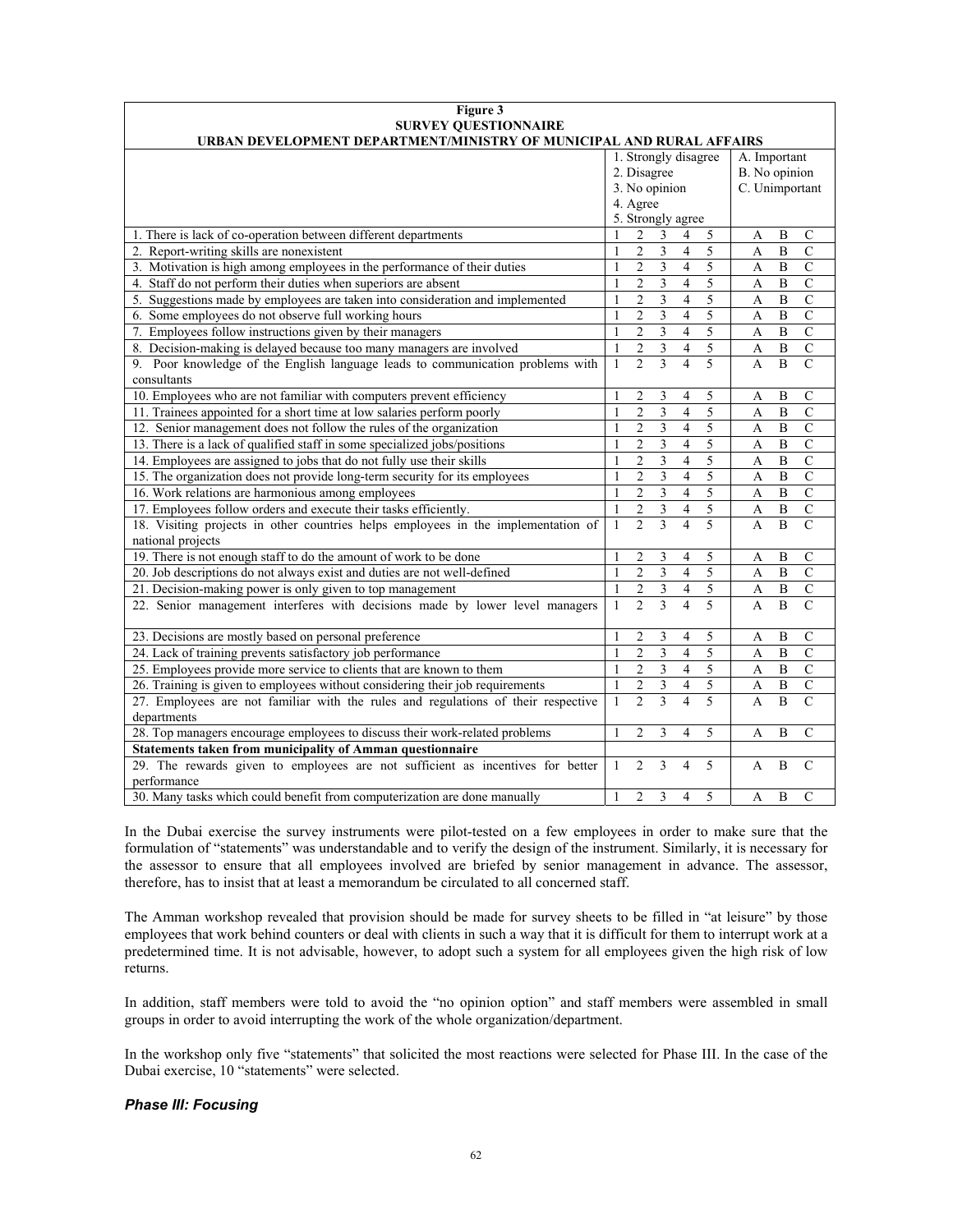**Figure 3**
**SURVEY QUESTIONNAIRE**
**URBAN DEVELOPMENT DEPARTMENT/MINISTRY OF MUNICIPAL AND RURAL AFFAIRS**

| | 1. Strongly disagree<br>2. Disagree<br>3. No opinion<br>4. Agree<br>5. Strongly agree | A. Important<br>B. No opinion<br>C. Unimportant |
|---|---|---|
| 1. There is lack of co-operation between different departments | 1 2 3 4 5 | A B C |
| 2. Report-writing skills are nonexistent | 1 2 3 4 5 | A B C |
| 3. Motivation is high among employees in the performance of their duties | 1 2 3 4 5 | A B C |
| 4. Staff do not perform their duties when superiors are absent | 1 2 3 4 5 | A B C |
| 5. Suggestions made by employees are taken into consideration and implemented | 1 2 3 4 5 | A B C |
| 6. Some employees do not observe full working hours | 1 2 3 4 5 | A B C |
| 7. Employees follow instructions given by their managers | 1 2 3 4 5 | A B C |
| 8. Decision-making is delayed because too many managers are involved | 1 2 3 4 5 | A B C |
| 9. Poor knowledge of the English language leads to communication problems with consultants | 1 2 3 4 5 | A B C |
| 10. Employees who are not familiar with computers prevent efficiency | 1 2 3 4 5 | A B C |
| 11. Trainees appointed for a short time at low salaries perform poorly | 1 2 3 4 5 | A B C |
| 12. Senior management does not follow the rules of the organization | 1 2 3 4 5 | A B C |
| 13. There is a lack of qualified staff in some specialized jobs/positions | 1 2 3 4 5 | A B C |
| 14. Employees are assigned to jobs that do not fully use their skills | 1 2 3 4 5 | A B C |
| 15. The organization does not provide long-term security for its employees | 1 2 3 4 5 | A B C |
| 16. Work relations are harmonious among employees | 1 2 3 4 5 | A B C |
| 17. Employees follow orders and execute their tasks efficiently. | 1 2 3 4 5 | A B C |
| 18. Visiting projects in other countries helps employees in the implementation of national projects | 1 2 3 4 5 | A B C |
| 19. There is not enough staff to do the amount of work to be done | 1 2 3 4 5 | A B C |
| 20. Job descriptions do not always exist and duties are not well-defined | 1 2 3 4 5 | A B C |
| 21. Decision-making power is only given to top management | 1 2 3 4 5 | A B C |
| 22. Senior management interferes with decisions made by lower level managers | 1 2 3 4 5 | A B C |
| 23. Decisions are mostly based on personal preference | 1 2 3 4 5 | A B C |
| 24. Lack of training prevents satisfactory job performance | 1 2 3 4 5 | A B C |
| 25. Employees provide more service to clients that are known to them | 1 2 3 4 5 | A B C |
| 26. Training is given to employees without considering their job requirements | 1 2 3 4 5 | A B C |
| 27. Employees are not familiar with the rules and regulations of their respective departments | 1 2 3 4 5 | A B C |
| 28. Top managers encourage employees to discuss their work-related problems | 1 2 3 4 5 | A B C |
| **Statements taken from municipality of Amman questionnaire** | | |
| 29. The rewards given to employees are not sufficient as incentives for better performance | 1 2 3 4 5 | A B C |
| 30. Many tasks which could benefit from computerization are done manually | 1 2 3 4 5 | A B C |

In the Dubai exercise the survey instruments were pilot-tested on a few employees in order to make sure that the formulation of "statements" was understandable and to verify the design of the instrument. Similarly, it is necessary for the assessor to ensure that all employees involved are briefed by senior management in advance. The assessor, therefore, has to insist that at least a memorandum be circulated to all concerned staff.

The Amman workshop revealed that provision should be made for survey sheets to be filled in "at leisure" by those employees that work behind counters or deal with clients in such a way that it is difficult for them to interrupt work at a predetermined time. It is not advisable, however, to adopt such a system for all employees given the high risk of low returns.

In addition, staff members were told to avoid the "no opinion option" and staff members were assembled in small groups in order to avoid interrupting the work of the whole organization/department.

In the workshop only five "statements" that solicited the most reactions were selected for Phase III. In the case of the Dubai exercise, 10 "statements" were selected.

### *Phase III: Focusing*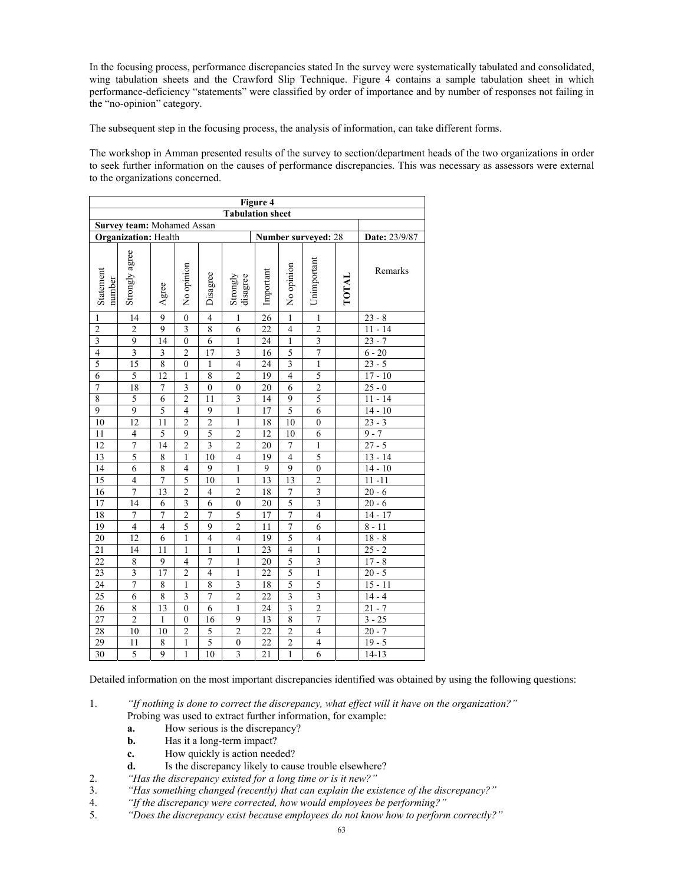In the focusing process, performance discrepancies stated In the survey were systematically tabulated and consolidated, wing tabulation sheets and the Crawford Slip Technique. Figure 4 contains a sample tabulation sheet in which performance-deficiency "statements" were classified by order of importance and by number of responses not failing in the "no-opinion" category.

The subsequent step in the focusing process, the analysis of information, can take different forms.

The workshop in Amman presented results of the survey to section/department heads of the two organizations in order to seek further information on the causes of performance discrepancies. This was necessary as assessors were external to the organizations concerned.

| **Figure 4** | | | | | | | | | | |
|---|---|---|---|---|---|---|---|---|---|---|
| **Tabulation sheet** | | | | | | | | | | |
| **Survey team:** Mohamed Assan | | | | | | | | | | |
| **Organization:** Health | | | | | | **Number surveyed:** 28 | | | | **Date:** 23/9/87 |
| Statement number | Strongly agree | Agree | No opinion | Disagree | Strongly disagree | Important | No opinion | Unimportant | **TOTAL** | Remarks |
| 1 | 14 | 9 | 0 | 4 | 1 | 26 | 1 | 1 | | 23 - 8 |
| 2 | 2 | 9 | 3 | 8 | 6 | 22 | 4 | 2 | | 11 - 14 |
| 3 | 9 | 14 | 0 | 6 | 1 | 24 | 1 | 3 | | 23 - 7 |
| 4 | 3 | 3 | 2 | 17 | 3 | 16 | 5 | 7 | | 6 - 20 |
| 5 | 15 | 8 | 0 | 1 | 4 | 24 | 3 | 1 | | 23 - 5 |
| 6 | 5 | 12 | 1 | 8 | 2 | 19 | 4 | 5 | | 17 - 10 |
| 7 | 18 | 7 | 3 | 0 | 0 | 20 | 6 | 2 | | 25 - 0 |
| 8 | 5 | 6 | 2 | 11 | 3 | 14 | 9 | 5 | | 11 - 14 |
| 9 | 9 | 5 | 4 | 9 | 1 | 17 | 5 | 6 | | 14 - 10 |
| 10 | 12 | 11 | 2 | 2 | 1 | 18 | 10 | 0 | | 23 - 3 |
| 11 | 4 | 5 | 9 | 5 | 2 | 12 | 10 | 6 | | 9 - 7 |
| 12 | 7 | 14 | 2 | 3 | 2 | 20 | 7 | 1 | | 27 - 5 |
| 13 | 5 | 8 | 1 | 10 | 4 | 19 | 4 | 5 | | 13 - 14 |
| 14 | 6 | 8 | 4 | 9 | 1 | 9 | 9 | 0 | | 14 - 10 |
| 15 | 4 | 7 | 5 | 10 | 1 | 13 | 13 | 2 | | 11 -11 |
| 16 | 7 | 13 | 2 | 4 | 2 | 18 | 7 | 3 | | 20 - 6 |
| 17 | 14 | 6 | 3 | 6 | 0 | 20 | 5 | 3 | | 20 - 6 |
| 18 | 7 | 7 | 2 | 7 | 5 | 17 | 7 | 4 | | 14 - 17 |
| 19 | 4 | 4 | 5 | 9 | 2 | 11 | 7 | 6 | | 8 - 11 |
| 20 | 12 | 6 | 1 | 4 | 4 | 19 | 5 | 4 | | 18 - 8 |
| 21 | 14 | 11 | 1 | 1 | 1 | 23 | 4 | 1 | | 25 - 2 |
| 22 | 8 | 9 | 4 | 7 | 1 | 20 | 5 | 3 | | 17 - 8 |
| 23 | 3 | 17 | 2 | 4 | 1 | 22 | 5 | 1 | | 20 - 5 |
| 24 | 7 | 8 | 1 | 8 | 3 | 18 | 5 | 5 | | 15 - 11 |
| 25 | 6 | 8 | 3 | 7 | 2 | 22 | 3 | 3 | | 14 - 4 |
| 26 | 8 | 13 | 0 | 6 | 1 | 24 | 3 | 2 | | 21 - 7 |
| 27 | 2 | 1 | 0 | 16 | 9 | 13 | 8 | 7 | | 3 - 25 |
| 28 | 10 | 10 | 2 | 5 | 2 | 22 | 2 | 4 | | 20 - 7 |
| 29 | 11 | 8 | 1 | 5 | 0 | 22 | 2 | 4 | | 19 - 5 |
| 30 | 5 | 9 | 1 | 10 | 3 | 21 | 1 | 6 | | 14-13 |

Detailed information on the most important discrepancies identified was obtained by using the following questions:

1. *"If nothing is done to correct the discrepancy, what effect will it have on the organization?"*
   Probing was used to extract further information, for example:
   - **a.** How serious is the discrepancy?
   - **b.** Has it a long-term impact?
   - **c.** How quickly is action needed?
   - **d.** Is the discrepancy likely to cause trouble elsewhere?
2. *"Has the discrepancy existed for a long time or is it new?"*
3. *"Has something changed (recently) that can explain the existence of the discrepancy?"*
4. *"If the discrepancy were corrected, how would employees be performing?"*
5. *"Does the discrepancy exist because employees do not know how to perform correctly?"*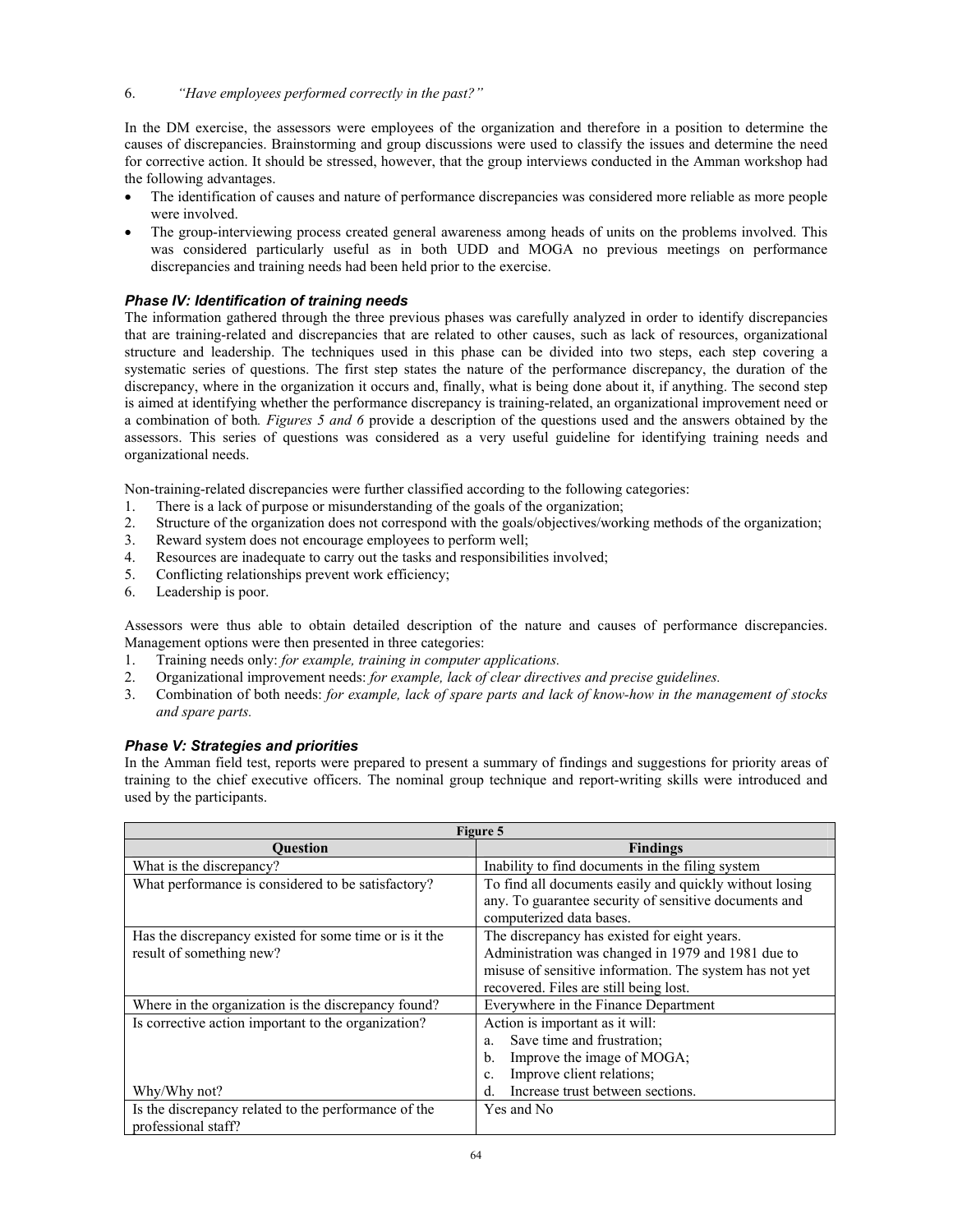6. *"Have employees performed correctly in the past?"*

In the DM exercise, the assessors were employees of the organization and therefore in a position to determine the causes of discrepancies. Brainstorming and group discussions were used to classify the issues and determine the need for corrective action. It should be stressed, however, that the group interviews conducted in the Amman workshop had the following advantages.

- The identification of causes and nature of performance discrepancies was considered more reliable as more people were involved.
- The group-interviewing process created general awareness among heads of units on the problems involved. This was considered particularly useful as in both UDD and MOGA no previous meetings on performance discrepancies and training needs had been held prior to the exercise.

### *Phase IV: Identification of training needs*

The information gathered through the three previous phases was carefully analyzed in order to identify discrepancies that are training-related and discrepancies that are related to other causes, such as lack of resources, organizational structure and leadership. The techniques used in this phase can be divided into two steps, each step covering a systematic series of questions. The first step states the nature of the performance discrepancy, the duration of the discrepancy, where in the organization it occurs and, finally, what is being done about it, if anything. The second step is aimed at identifying whether the performance discrepancy is training-related, an organizational improvement need or a combination of both. *Figures 5 and 6* provide a description of the questions used and the answers obtained by the assessors. This series of questions was considered as a very useful guideline for identifying training needs and organizational needs.

Non-training-related discrepancies were further classified according to the following categories:

1. There is a lack of purpose or misunderstanding of the goals of the organization;
2. Structure of the organization does not correspond with the goals/objectives/working methods of the organization;
3. Reward system does not encourage employees to perform well;
4. Resources are inadequate to carry out the tasks and responsibilities involved;
5. Conflicting relationships prevent work efficiency;
6. Leadership is poor.

Assessors were thus able to obtain detailed description of the nature and causes of performance discrepancies. Management options were then presented in three categories:

1. Training needs only: *for example, training in computer applications.*
2. Organizational improvement needs: *for example, lack of clear directives and precise guidelines.*
3. Combination of both needs: *for example, lack of spare parts and lack of know-how in the management of stocks and spare parts.*

### *Phase V: Strategies and priorities*

In the Amman field test, reports were prepared to present a summary of findings and suggestions for priority areas of training to the chief executive officers. The nominal group technique and report-writing skills were introduced and used by the participants.

**Figure 5**

| Question | Findings |
|---|---|
| What is the discrepancy? | Inability to find documents in the filing system |
| What performance is considered to be satisfactory? | To find all documents easily and quickly without losing any. To guarantee security of sensitive documents and computerized data bases. |
| Has the discrepancy existed for some time or is it the result of something new? | The discrepancy has existed for eight years. Administration was changed in 1979 and 1981 due to misuse of sensitive information. The system has not yet recovered. Files are still being lost. |
| Where in the organization is the discrepancy found? | Everywhere in the Finance Department |
| Is corrective action important to the organization? Why/Why not? | Action is important as it will: a. Save time and frustration; b. Improve the image of MOGA; c. Improve client relations; d. Increase trust between sections. |
| Is the discrepancy related to the performance of the professional staff? | Yes and No |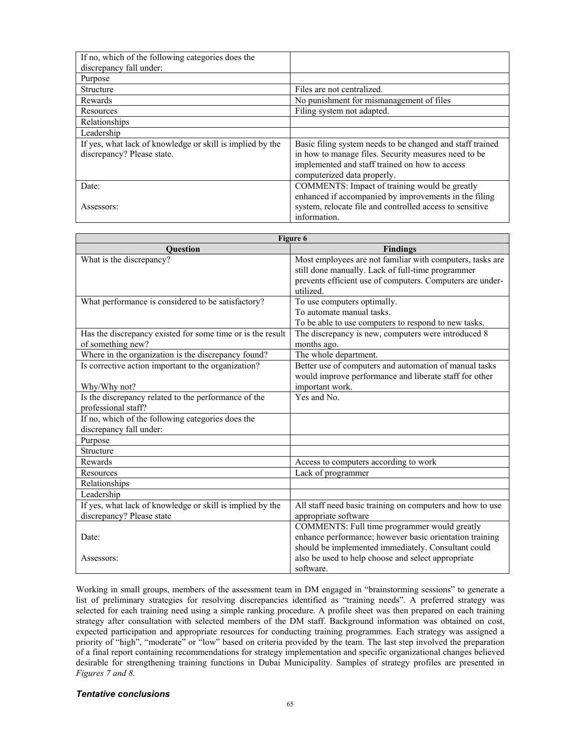| If no, which of the following categories does the discrepancy fall under: | |
|---|---|
| Purpose | |
| Structure | Files are not centralized. |
| Rewards | No punishment for mismanagement of files |
| Resources | Filing system not adapted. |
| Relationships | |
| Leadership | |
| If yes, what lack of knowledge or skill is implied by the discrepancy? Please state. | Basic filing system needs to be changed and staff trained in how to manage files. Security measures need to be implemented and staff trained on how to access computerized data properly. |
| Date:<br><br>Assessors: | COMMENTS: Impact of training would be greatly enhanced if accompanied by improvements in the filing system, relocate file and controlled access to sensitive information. |

**Figure 6**

| Question | Findings |
|---|---|
| What is the discrepancy? | Most employees are not familiar with computers, tasks are still done manually. Lack of full-time programmer prevents efficient use of computers. Computers are under-utilized. |
| What performance is considered to be satisfactory? | To use computers optimally.<br>To automate manual tasks.<br>To be able to use computers to respond to new tasks. |
| Has the discrepancy existed for some time or is the result of something new? | The discrepancy is new, computers were introduced 8 months ago. |
| Where in the organization is the discrepancy found? | The whole department. |
| Is corrective action important to the organization?<br><br>Why/Why not? | Better use of computers and automation of manual tasks would improve performance and liberate staff for other important work. |
| Is the discrepancy related to the performance of the professional staff? | Yes and No. |
| If no, which of the following categories does the discrepancy fall under: | |
| Purpose | |
| Structure | |
| Rewards | Access to computers according to work |
| Resources | Lack of programmer |
| Relationships | |
| Leadership | |
| If yes, what lack of knowledge or skill is implied by the discrepancy? Please state | All staff need basic training on computers and how to use appropriate software |
| Date:<br><br>Assessors: | COMMENTS: Full time programmer would greatly enhance performance; however basic orientation training should be implemented immediately. Consultant could also be used to help choose and select appropriate software. |

Working in small groups, members of the assessment team in DM engaged in "brainstorming sessions" to generate a list of preliminary strategies for resolving discrepancies identified as "training needs". A preferred strategy was selected for each training need using a simple ranking procedure. A profile sheet was then prepared on each training strategy after consultation with selected members of the DM staff. Background information was obtained on cost, expected participation and appropriate resources for conducting training programmes. Each strategy was assigned a priority of "high", "moderate" or "low" based on criteria provided by the team. The last step involved the preparation of a final report containing recommendations for strategy implementation and specific organizational changes believed desirable for strengthening training functions in Dubai Municipality. Samples of strategy profiles are presented in *Figures 7 and 8.*

### *Tentative conclusions*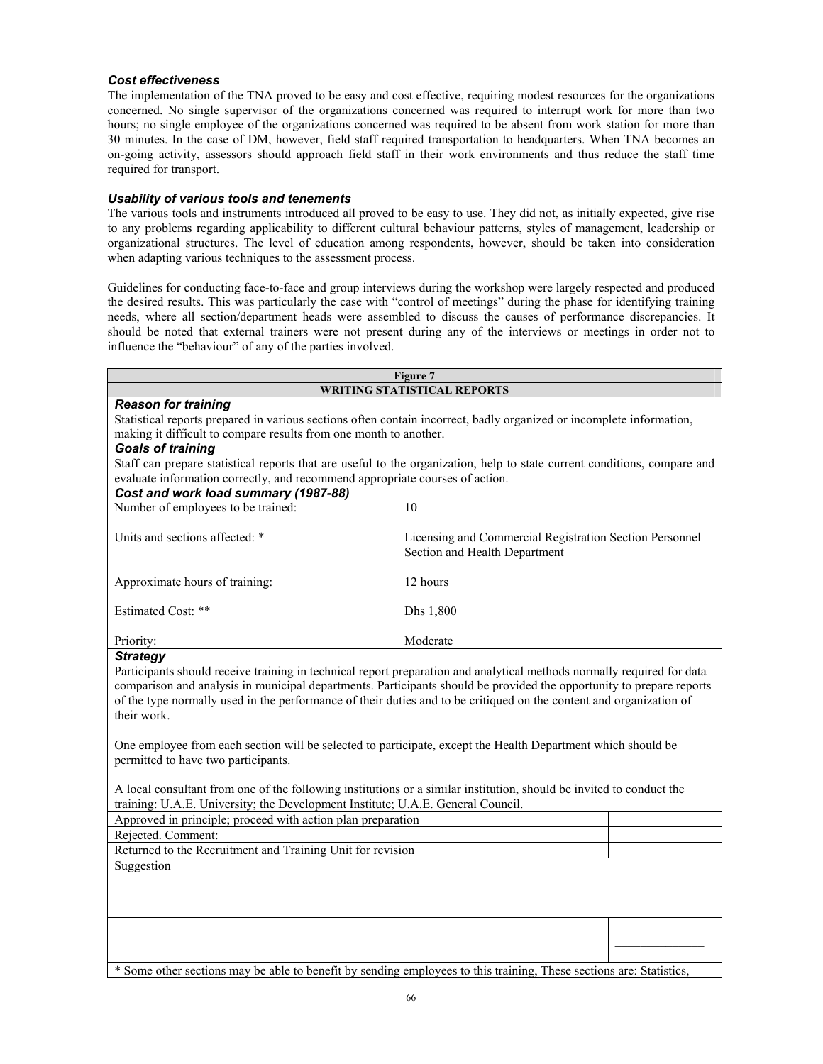### *Cost effectiveness*

The implementation of the TNA proved to be easy and cost effective, requiring modest resources for the organizations concerned. No single supervisor of the organizations concerned was required to interrupt work for more than two hours; no single employee of the organizations concerned was required to be absent from work station for more than 30 minutes. In the case of DM, however, field staff required transportation to headquarters. When TNA becomes an on-going activity, assessors should approach field staff in their work environments and thus reduce the staff time required for transport.

### *Usability of various tools and tenements*

The various tools and instruments introduced all proved to be easy to use. They did not, as initially expected, give rise to any problems regarding applicability to different cultural behaviour patterns, styles of management, leadership or organizational structures. The level of education among respondents, however, should be taken into consideration when adapting various techniques to the assessment process.

Guidelines for conducting face-to-face and group interviews during the workshop were largely respected and produced the desired results. This was particularly the case with "control of meetings" during the phase for identifying training needs, where all section/department heads were assembled to discuss the causes of performance discrepancies. It should be noted that external trainers were not present during any of the interviews or meetings in order not to influence the "behaviour" of any of the parties involved.

**Figure 7**

**WRITING STATISTICAL REPORTS**

***Reason for training***

Statistical reports prepared in various sections often contain incorrect, badly organized or incomplete information, making it difficult to compare results from one month to another.

***Goals of training***

Staff can prepare statistical reports that are useful to the organization, help to state current conditions, compare and evaluate information correctly, and recommend appropriate courses of action.

***Cost and work load summary (1987-88)***

| | |
|---|---|
| Number of employees to be trained: | 10 |
| Units and sections affected: * | Licensing and Commercial Registration Section Personnel Section and Health Department |
| Approximate hours of training: | 12 hours |
| Estimated Cost: ** | Dhs 1,800 |
| Priority: | Moderate |

***Strategy***

Participants should receive training in technical report preparation and analytical methods normally required for data comparison and analysis in municipal departments. Participants should be provided the opportunity to prepare reports of the type normally used in the performance of their duties and to be critiqued on the content and organization of their work.

One employee from each section will be selected to participate, except the Health Department which should be permitted to have two participants.

A local consultant from one of the following institutions or a similar institution, should be invited to conduct the training: U.A.E. University; the Development Institute; U.A.E. General Council.

| | |
|---|---|
| Approved in principle; proceed with action plan preparation | |
| Rejected. Comment: | |
| Returned to the Recruitment and Training Unit for revision | |
| Suggestion | |
| | \_\_\_\_\_\_\_\_\_\_\_\_\_\_ |

\* Some other sections may be able to benefit by sending employees to this training, These sections are: Statistics,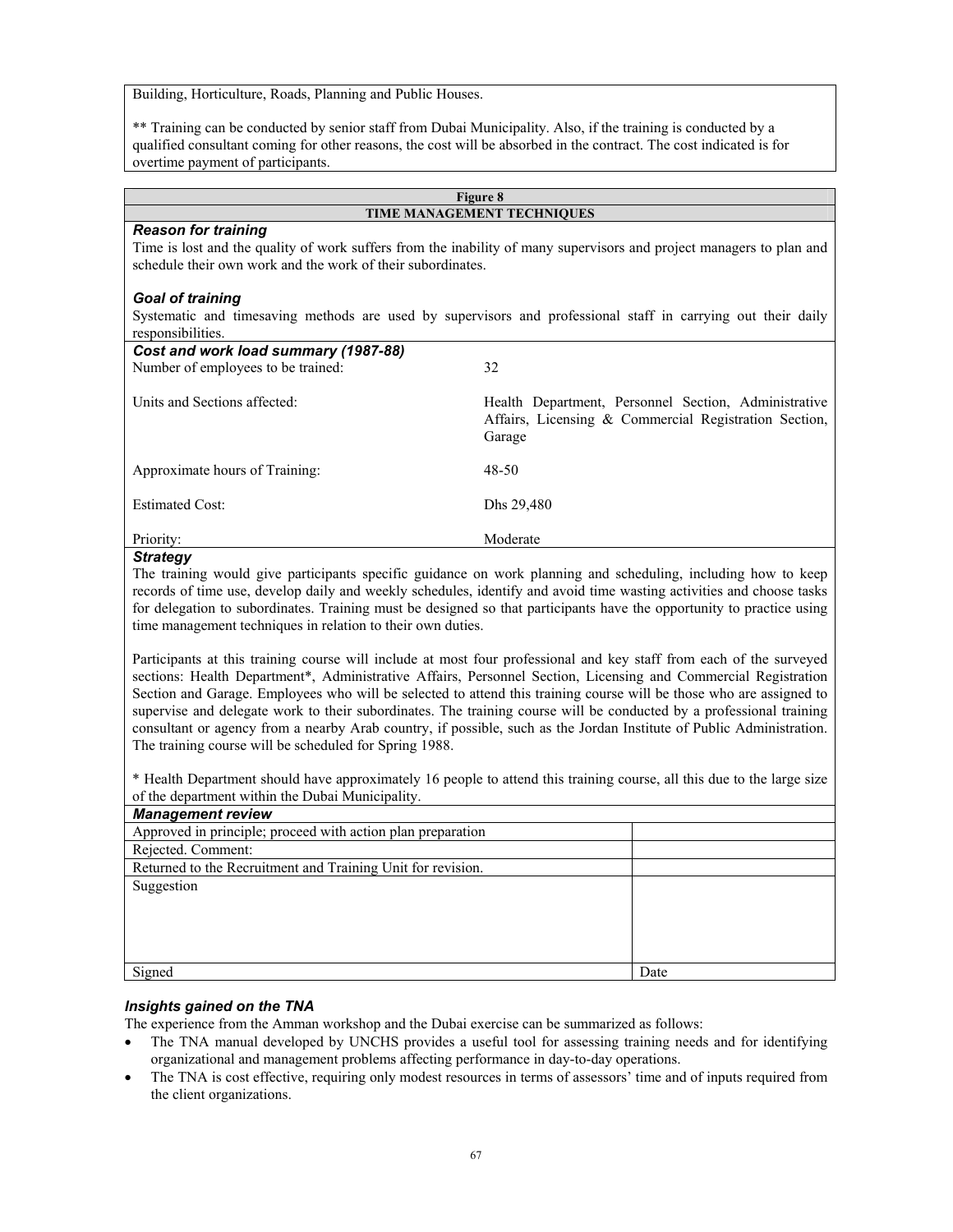Building, Horticulture, Roads, Planning and Public Houses.

** Training can be conducted by senior staff from Dubai Municipality. Also, if the training is conducted by a qualified consultant coming for other reasons, the cost will be absorbed in the contract. The cost indicated is for overtime payment of participants.

**Figure 8**

**TIME MANAGEMENT TECHNIQUES**

***Reason for training***

Time is lost and the quality of work suffers from the inability of many supervisors and project managers to plan and schedule their own work and the work of their subordinates.

***Goal of training***

Systematic and timesaving methods are used by supervisors and professional staff in carrying out their daily responsibilities.

***Cost and work load summary (1987-88)***

| | |
|---|---|
| Number of employees to be trained: | 32 |
| Units and Sections affected: | Health Department, Personnel Section, Administrative Affairs, Licensing & Commercial Registration Section, Garage |
| Approximate hours of Training: | 48-50 |
| Estimated Cost: | Dhs 29,480 |
| Priority: | Moderate |

***Strategy***

The training would give participants specific guidance on work planning and scheduling, including how to keep records of time use, develop daily and weekly schedules, identify and avoid time wasting activities and choose tasks for delegation to subordinates. Training must be designed so that participants have the opportunity to practice using time management techniques in relation to their own duties.

Participants at this training course will include at most four professional and key staff from each of the surveyed sections: Health Department*, Administrative Affairs, Personnel Section, Licensing and Commercial Registration Section and Garage. Employees who will be selected to attend this training course will be those who are assigned to supervise and delegate work to their subordinates. The training course will be conducted by a professional training consultant or agency from a nearby Arab country, if possible, such as the Jordan Institute of Public Administration. The training course will be scheduled for Spring 1988.

* Health Department should have approximately 16 people to attend this training course, all this due to the large size of the department within the Dubai Municipality.

***Management review***

| | |
|---|---|
| Approved in principle; proceed with action plan preparation | |
| Rejected. Comment: | |
| Returned to the Recruitment and Training Unit for revision. | |
| Suggestion | |
| Signed | Date |

### *Insights gained on the TNA*

The experience from the Amman workshop and the Dubai exercise can be summarized as follows:

- The TNA manual developed by UNCHS provides a useful tool for assessing training needs and for identifying organizational and management problems affecting performance in day-to-day operations.
- The TNA is cost effective, requiring only modest resources in terms of assessors' time and of inputs required from the client organizations.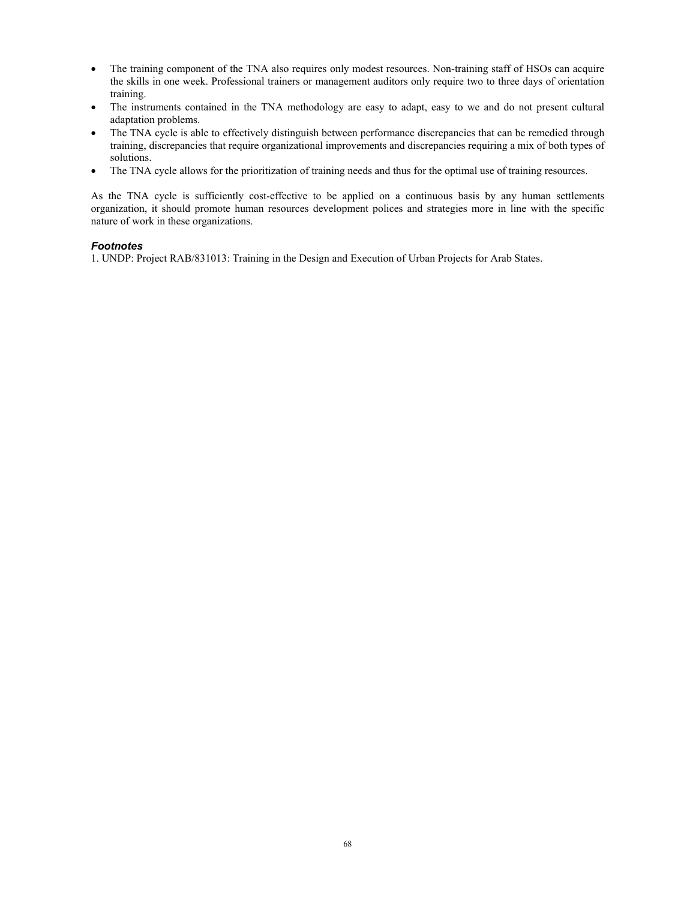- The training component of the TNA also requires only modest resources. Non-training staff of HSOs can acquire the skills in one week. Professional trainers or management auditors only require two to three days of orientation training.
- The instruments contained in the TNA methodology are easy to adapt, easy to we and do not present cultural adaptation problems.
- The TNA cycle is able to effectively distinguish between performance discrepancies that can be remedied through training, discrepancies that require organizational improvements and discrepancies requiring a mix of both types of solutions.
- The TNA cycle allows for the prioritization of training needs and thus for the optimal use of training resources.

As the TNA cycle is sufficiently cost-effective to be applied on a continuous basis by any human settlements organization, it should promote human resources development polices and strategies more in line with the specific nature of work in these organizations.

***Footnotes***

1. UNDP: Project RAB/831013: Training in the Design and Execution of Urban Projects for Arab States.